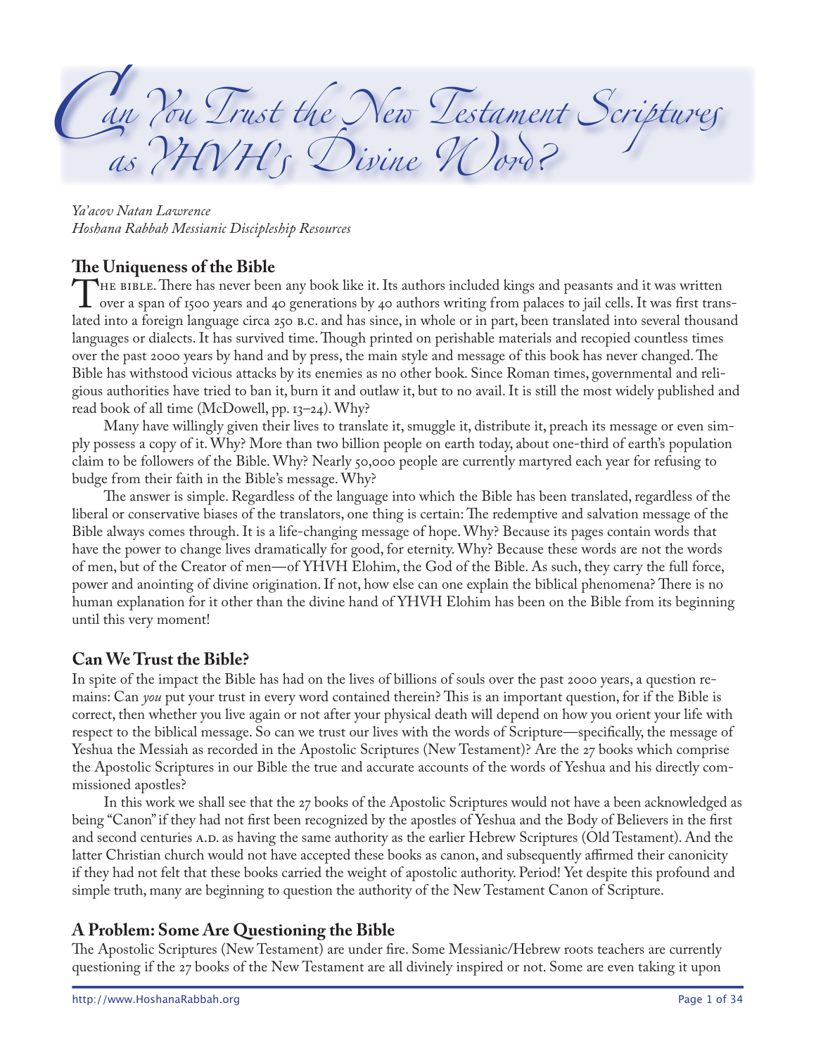# Can You Trust the New Testament Scriptures as YHVH's Divine Word?

*Ya'acov Natan Lawrence*
*Hoshana Rabbah Messianic Discipleship Resources*

## The Uniqueness of the Bible

The bible. There has never been any book like it. Its authors included kings and peasants and it was written over a span of 1500 years and 40 generations by 40 authors writing from palaces to jail cells. It was first translated into a foreign language circa 250 B.C. and has since, in whole or in part, been translated into several thousand languages or dialects. It has survived time. Though printed on perishable materials and recopied countless times over the past 2000 years by hand and by press, the main style and message of this book has never changed. The Bible has withstood vicious attacks by its enemies as no other book. Since Roman times, governmental and religious authorities have tried to ban it, burn it and outlaw it, but to no avail. It is still the most widely published and read book of all time (McDowell, pp. 13–24). Why?

Many have willingly given their lives to translate it, smuggle it, distribute it, preach its message or even simply possess a copy of it. Why? More than two billion people on earth today, about one-third of earth's population claim to be followers of the Bible. Why? Nearly 50,000 people are currently martyred each year for refusing to budge from their faith in the Bible's message. Why?

The answer is simple. Regardless of the language into which the Bible has been translated, regardless of the liberal or conservative biases of the translators, one thing is certain: The redemptive and salvation message of the Bible always comes through. It is a life-changing message of hope. Why? Because its pages contain words that have the power to change lives dramatically for good, for eternity. Why? Because these words are not the words of men, but of the Creator of men—of YHVH Elohim, the God of the Bible. As such, they carry the full force, power and anointing of divine origination. If not, how else can one explain the biblical phenomena? There is no human explanation for it other than the divine hand of YHVH Elohim has been on the Bible from its beginning until this very moment!

## Can We Trust the Bible?

In spite of the impact the Bible has had on the lives of billions of souls over the past 2000 years, a question remains: Can *you* put your trust in every word contained therein? This is an important question, for if the Bible is correct, then whether you live again or not after your physical death will depend on how you orient your life with respect to the biblical message. So can we trust our lives with the words of Scripture—specifically, the message of Yeshua the Messiah as recorded in the Apostolic Scriptures (New Testament)? Are the 27 books which comprise the Apostolic Scriptures in our Bible the true and accurate accounts of the words of Yeshua and his directly commissioned apostles?

In this work we shall see that the 27 books of the Apostolic Scriptures would not have a been acknowledged as being "Canon" if they had not first been recognized by the apostles of Yeshua and the Body of Believers in the first and second centuries A.D. as having the same authority as the earlier Hebrew Scriptures (Old Testament). And the latter Christian church would not have accepted these books as canon, and subsequently affirmed their canonicity if they had not felt that these books carried the weight of apostolic authority. Period! Yet despite this profound and simple truth, many are beginning to question the authority of the New Testament Canon of Scripture.

## A Problem: Some Are Questioning the Bible

The Apostolic Scriptures (New Testament) are under fire. Some Messianic/Hebrew roots teachers are currently questioning if the 27 books of the New Testament are all divinely inspired or not. Some are even taking it upon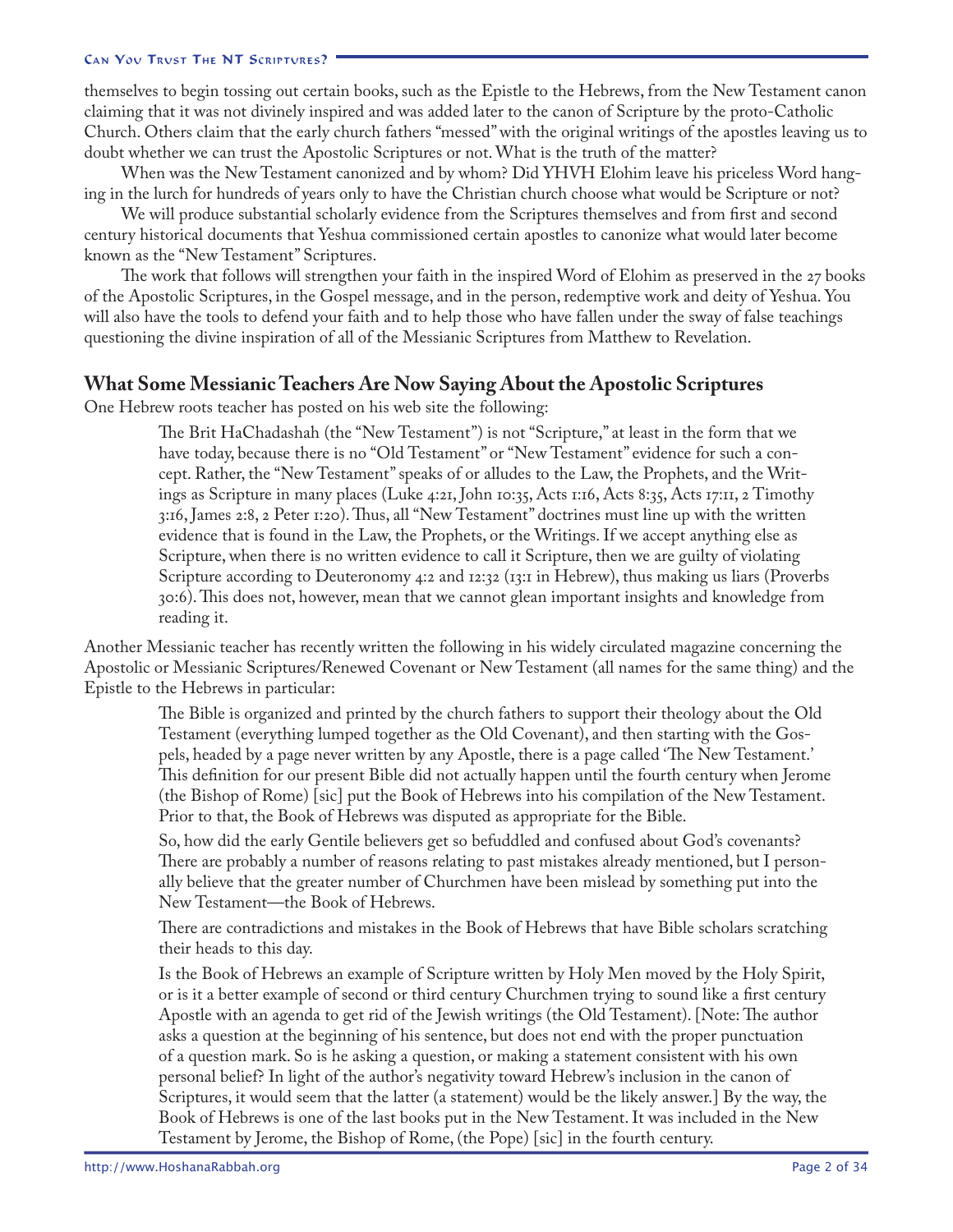themselves to begin tossing out certain books, such as the Epistle to the Hebrews, from the New Testament canon claiming that it was not divinely inspired and was added later to the canon of Scripture by the proto-Catholic Church. Others claim that the early church fathers "messed" with the original writings of the apostles leaving us to doubt whether we can trust the Apostolic Scriptures or not. What is the truth of the matter?

When was the New Testament canonized and by whom? Did YHVH Elohim leave his priceless Word hanging in the lurch for hundreds of years only to have the Christian church choose what would be Scripture or not?

We will produce substantial scholarly evidence from the Scriptures themselves and from first and second century historical documents that Yeshua commissioned certain apostles to canonize what would later become known as the "New Testament" Scriptures.

The work that follows will strengthen your faith in the inspired Word of Elohim as preserved in the 27 books of the Apostolic Scriptures, in the Gospel message, and in the person, redemptive work and deity of Yeshua. You will also have the tools to defend your faith and to help those who have fallen under the sway of false teachings questioning the divine inspiration of all of the Messianic Scriptures from Matthew to Revelation.

## What Some Messianic Teachers Are Now Saying About the Apostolic Scriptures

One Hebrew roots teacher has posted on his web site the following:

> The Brit HaChadashah (the "New Testament") is not "Scripture," at least in the form that we have today, because there is no "Old Testament" or "New Testament" evidence for such a concept. Rather, the "New Testament" speaks of or alludes to the Law, the Prophets, and the Writings as Scripture in many places (Luke 4:21, John 10:35, Acts 1:16, Acts 8:35, Acts 17:11, 2 Timothy 3:16, James 2:8, 2 Peter 1:20). Thus, all "New Testament" doctrines must line up with the written evidence that is found in the Law, the Prophets, or the Writings. If we accept anything else as Scripture, when there is no written evidence to call it Scripture, then we are guilty of violating Scripture according to Deuteronomy 4:2 and 12:32 (13:1 in Hebrew), thus making us liars (Proverbs 30:6). This does not, however, mean that we cannot glean important insights and knowledge from reading it.

Another Messianic teacher has recently written the following in his widely circulated magazine concerning the Apostolic or Messianic Scriptures/Renewed Covenant or New Testament (all names for the same thing) and the Epistle to the Hebrews in particular:

> The Bible is organized and printed by the church fathers to support their theology about the Old Testament (everything lumped together as the Old Covenant), and then starting with the Gospels, headed by a page never written by any Apostle, there is a page called 'The New Testament.' This definition for our present Bible did not actually happen until the fourth century when Jerome (the Bishop of Rome) [sic] put the Book of Hebrews into his compilation of the New Testament. Prior to that, the Book of Hebrews was disputed as appropriate for the Bible.
>
> So, how did the early Gentile believers get so befuddled and confused about God's covenants? There are probably a number of reasons relating to past mistakes already mentioned, but I personally believe that the greater number of Churchmen have been mislead by something put into the New Testament—the Book of Hebrews.
>
> There are contradictions and mistakes in the Book of Hebrews that have Bible scholars scratching their heads to this day.
>
> Is the Book of Hebrews an example of Scripture written by Holy Men moved by the Holy Spirit, or is it a better example of second or third century Churchmen trying to sound like a first century Apostle with an agenda to get rid of the Jewish writings (the Old Testament). [Note: The author asks a question at the beginning of his sentence, but does not end with the proper punctuation of a question mark. So is he asking a question, or making a statement consistent with his own personal belief? In light of the author's negativity toward Hebrew's inclusion in the canon of Scriptures, it would seem that the latter (a statement) would be the likely answer.] By the way, the Book of Hebrews is one of the last books put in the New Testament. It was included in the New Testament by Jerome, the Bishop of Rome, (the Pope) [sic] in the fourth century.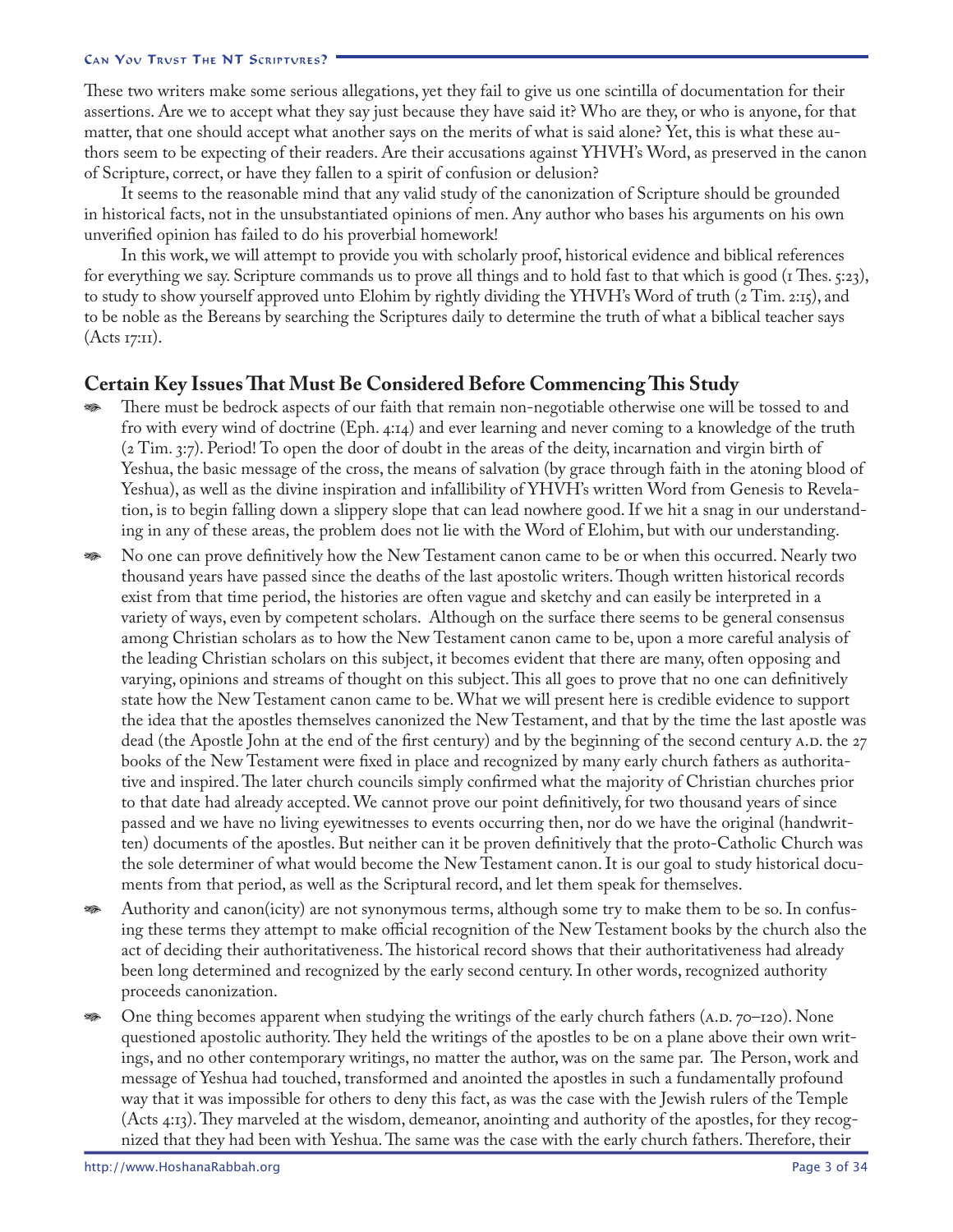These two writers make some serious allegations, yet they fail to give us one scintilla of documentation for their assertions. Are we to accept what they say just because they have said it? Who are they, or who is anyone, for that matter, that one should accept what another says on the merits of what is said alone? Yet, this is what these authors seem to be expecting of their readers. Are their accusations against YHVH's Word, as preserved in the canon of Scripture, correct, or have they fallen to a spirit of confusion or delusion?

It seems to the reasonable mind that any valid study of the canonization of Scripture should be grounded in historical facts, not in the unsubstantiated opinions of men. Any author who bases his arguments on his own unverified opinion has failed to do his proverbial homework!

In this work, we will attempt to provide you with scholarly proof, historical evidence and biblical references for everything we say. Scripture commands us to prove all things and to hold fast to that which is good (1 Thes. 5:23), to study to show yourself approved unto Elohim by rightly dividing the YHVH's Word of truth (2 Tim. 2:15), and to be noble as the Bereans by searching the Scriptures daily to determine the truth of what a biblical teacher says (Acts 17:11).

## Certain Key Issues That Must Be Considered Before Commencing This Study

- There must be bedrock aspects of our faith that remain non-negotiable otherwise one will be tossed to and fro with every wind of doctrine (Eph. 4:14) and ever learning and never coming to a knowledge of the truth (2 Tim. 3:7). Period! To open the door of doubt in the areas of the deity, incarnation and virgin birth of Yeshua, the basic message of the cross, the means of salvation (by grace through faith in the atoning blood of Yeshua), as well as the divine inspiration and infallibility of YHVH's written Word from Genesis to Revelation, is to begin falling down a slippery slope that can lead nowhere good. If we hit a snag in our understanding in any of these areas, the problem does not lie with the Word of Elohim, but with our understanding.
- No one can prove definitively how the New Testament canon came to be or when this occurred. Nearly two thousand years have passed since the deaths of the last apostolic writers. Though written historical records exist from that time period, the histories are often vague and sketchy and can easily be interpreted in a variety of ways, even by competent scholars. Although on the surface there seems to be general consensus among Christian scholars as to how the New Testament canon came to be, upon a more careful analysis of the leading Christian scholars on this subject, it becomes evident that there are many, often opposing and varying, opinions and streams of thought on this subject. This all goes to prove that no one can definitively state how the New Testament canon came to be. What we will present here is credible evidence to support the idea that the apostles themselves canonized the New Testament, and that by the time the last apostle was dead (the Apostle John at the end of the first century) and by the beginning of the second century A.D. the 27 books of the New Testament were fixed in place and recognized by many early church fathers as authoritative and inspired. The later church councils simply confirmed what the majority of Christian churches prior to that date had already accepted. We cannot prove our point definitively, for two thousand years of since passed and we have no living eyewitnesses to events occurring then, nor do we have the original (handwritten) documents of the apostles. But neither can it be proven definitively that the proto-Catholic Church was the sole determiner of what would become the New Testament canon. It is our goal to study historical documents from that period, as well as the Scriptural record, and let them speak for themselves.
- Authority and canon(icity) are not synonymous terms, although some try to make them to be so. In confusing these terms they attempt to make official recognition of the New Testament books by the church also the act of deciding their authoritativeness. The historical record shows that their authoritativeness had already been long determined and recognized by the early second century. In other words, recognized authority proceeds canonization.
- One thing becomes apparent when studying the writings of the early church fathers (A.D. 70–120). None questioned apostolic authority. They held the writings of the apostles to be on a plane above their own writings, and no other contemporary writings, no matter the author, was on the same par. The Person, work and message of Yeshua had touched, transformed and anointed the apostles in such a fundamentally profound way that it was impossible for others to deny this fact, as was the case with the Jewish rulers of the Temple (Acts 4:13). They marveled at the wisdom, demeanor, anointing and authority of the apostles, for they recognized that they had been with Yeshua. The same was the case with the early church fathers. Therefore, their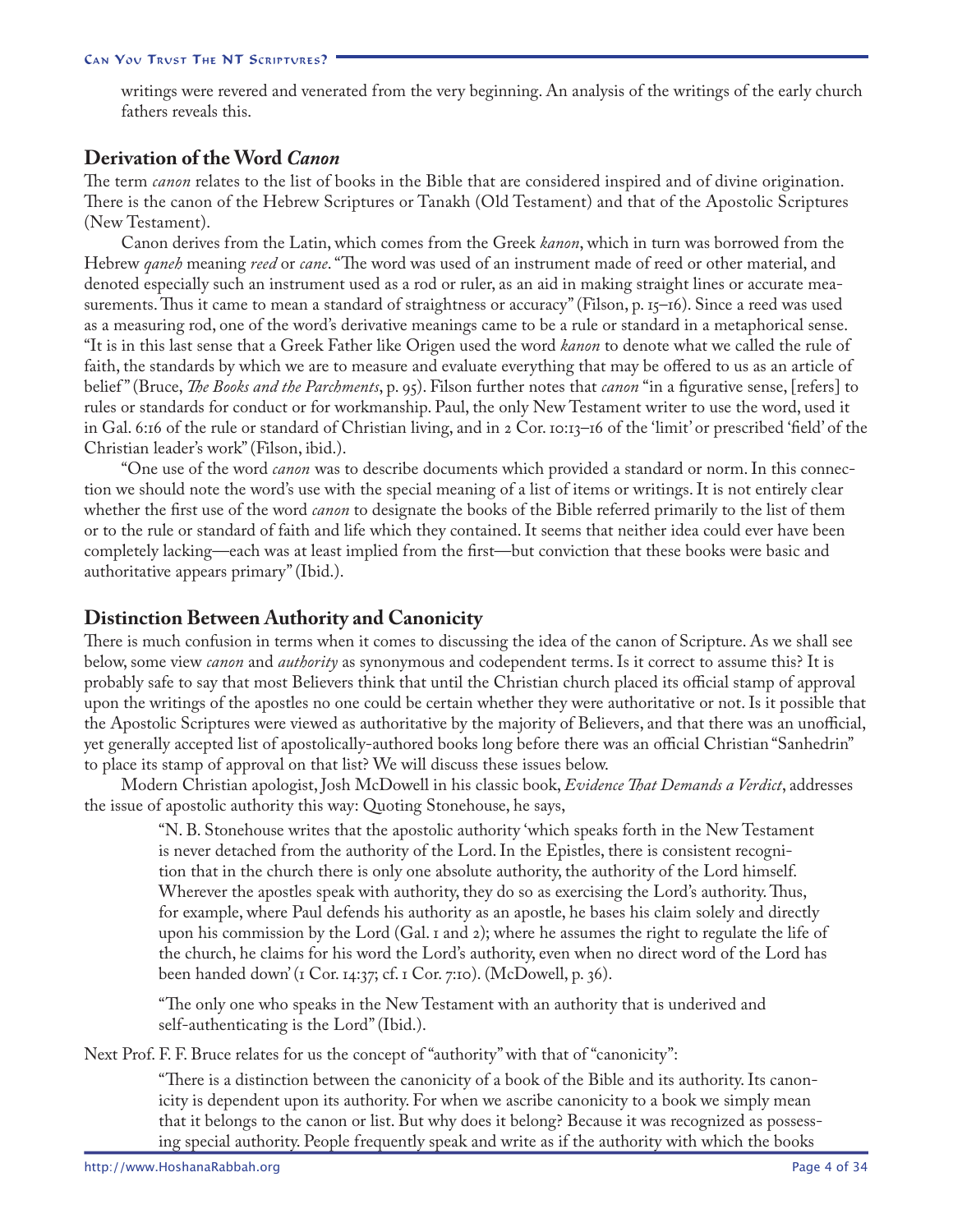writings were revered and venerated from the very beginning. An analysis of the writings of the early church fathers reveals this.

## Derivation of the Word *Canon*

The term *canon* relates to the list of books in the Bible that are considered inspired and of divine origination. There is the canon of the Hebrew Scriptures or Tanakh (Old Testament) and that of the Apostolic Scriptures (New Testament).

Canon derives from the Latin, which comes from the Greek *kanon*, which in turn was borrowed from the Hebrew *qaneh* meaning *reed* or *cane*. "The word was used of an instrument made of reed or other material, and denoted especially such an instrument used as a rod or ruler, as an aid in making straight lines or accurate measurements. Thus it came to mean a standard of straightness or accuracy" (Filson, p. 15–16). Since a reed was used as a measuring rod, one of the word's derivative meanings came to be a rule or standard in a metaphorical sense. "It is in this last sense that a Greek Father like Origen used the word *kanon* to denote what we called the rule of faith, the standards by which we are to measure and evaluate everything that may be offered to us as an article of belief" (Bruce, *The Books and the Parchments*, p. 95). Filson further notes that *canon* "in a figurative sense, [refers] to rules or standards for conduct or for workmanship. Paul, the only New Testament writer to use the word, used it in Gal. 6:16 of the rule or standard of Christian living, and in 2 Cor. 10:13–16 of the 'limit' or prescribed 'field' of the Christian leader's work" (Filson, ibid.).

"One use of the word *canon* was to describe documents which provided a standard or norm. In this connection we should note the word's use with the special meaning of a list of items or writings. It is not entirely clear whether the first use of the word *canon* to designate the books of the Bible referred primarily to the list of them or to the rule or standard of faith and life which they contained. It seems that neither idea could ever have been completely lacking—each was at least implied from the first—but conviction that these books were basic and authoritative appears primary" (Ibid.).

## Distinction Between Authority and Canonicity

There is much confusion in terms when it comes to discussing the idea of the canon of Scripture. As we shall see below, some view *canon* and *authority* as synonymous and codependent terms. Is it correct to assume this? It is probably safe to say that most Believers think that until the Christian church placed its official stamp of approval upon the writings of the apostles no one could be certain whether they were authoritative or not. Is it possible that the Apostolic Scriptures were viewed as authoritative by the majority of Believers, and that there was an unofficial, yet generally accepted list of apostolically-authored books long before there was an official Christian "Sanhedrin" to place its stamp of approval on that list? We will discuss these issues below.

Modern Christian apologist, Josh McDowell in his classic book, *Evidence That Demands a Verdict*, addresses the issue of apostolic authority this way: Quoting Stonehouse, he says,

> "N. B. Stonehouse writes that the apostolic authority 'which speaks forth in the New Testament is never detached from the authority of the Lord. In the Epistles, there is consistent recognition that in the church there is only one absolute authority, the authority of the Lord himself. Wherever the apostles speak with authority, they do so as exercising the Lord's authority. Thus, for example, where Paul defends his authority as an apostle, he bases his claim solely and directly upon his commission by the Lord (Gal. 1 and 2); where he assumes the right to regulate the life of the church, he claims for his word the Lord's authority, even when no direct word of the Lord has been handed down' (1 Cor. 14:37; cf. 1 Cor. 7:10). (McDowell, p. 36).
>
> "The only one who speaks in the New Testament with an authority that is underived and self-authenticating is the Lord" (Ibid.).

Next Prof. F. F. Bruce relates for us the concept of "authority" with that of "canonicity":

> "There is a distinction between the canonicity of a book of the Bible and its authority. Its canonicity is dependent upon its authority. For when we ascribe canonicity to a book we simply mean that it belongs to the canon or list. But why does it belong? Because it was recognized as possessing special authority. People frequently speak and write as if the authority with which the books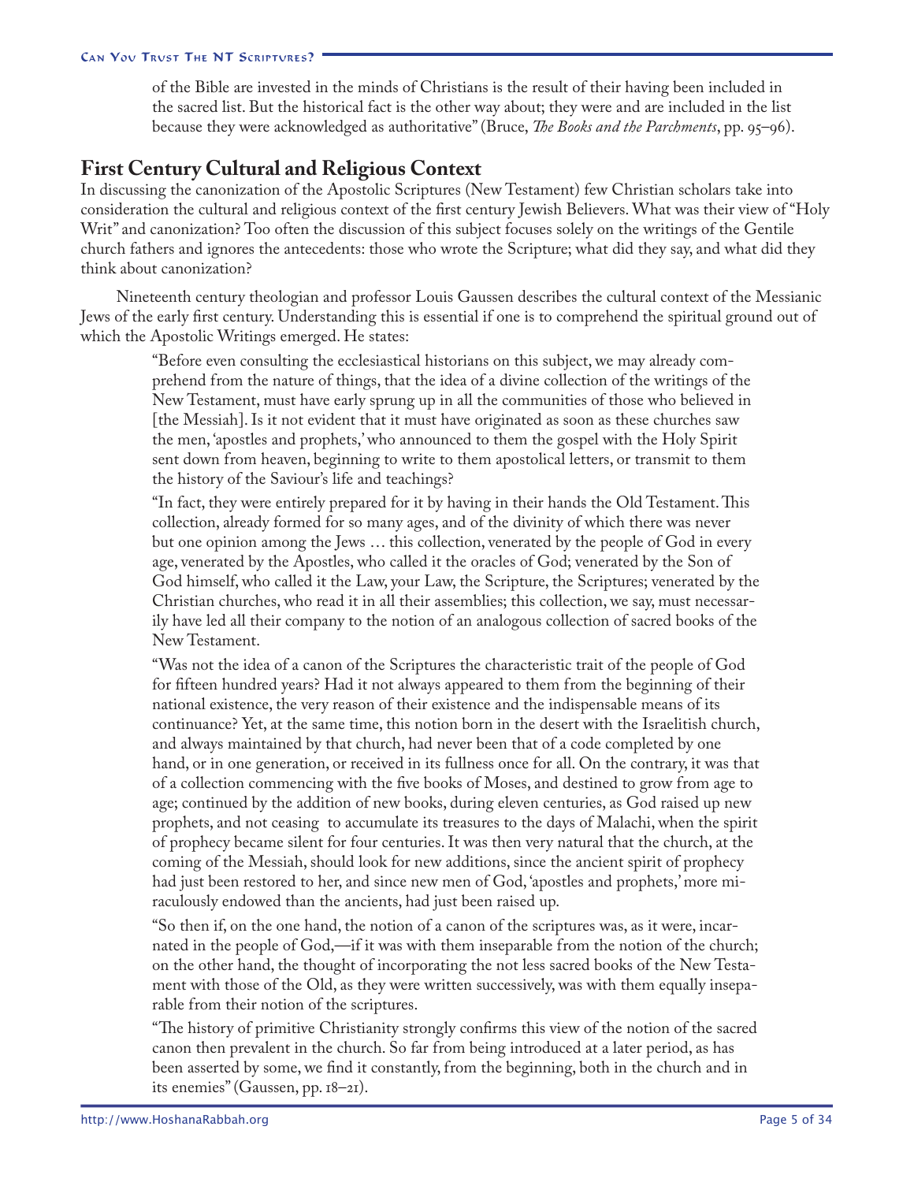of the Bible are invested in the minds of Christians is the result of their having been included in the sacred list. But the historical fact is the other way about; they were and are included in the list because they were acknowledged as authoritative" (Bruce, *The Books and the Parchments*, pp. 95–96).

## First Century Cultural and Religious Context

In discussing the canonization of the Apostolic Scriptures (New Testament) few Christian scholars take into consideration the cultural and religious context of the first century Jewish Believers. What was their view of "Holy Writ" and canonization? Too often the discussion of this subject focuses solely on the writings of the Gentile church fathers and ignores the antecedents: those who wrote the Scripture; what did they say, and what did they think about canonization?

Nineteenth century theologian and professor Louis Gaussen describes the cultural context of the Messianic Jews of the early first century. Understanding this is essential if one is to comprehend the spiritual ground out of which the Apostolic Writings emerged. He states:

> "Before even consulting the ecclesiastical historians on this subject, we may already comprehend from the nature of things, that the idea of a divine collection of the writings of the New Testament, must have early sprung up in all the communities of those who believed in [the Messiah]. Is it not evident that it must have originated as soon as these churches saw the men, 'apostles and prophets,' who announced to them the gospel with the Holy Spirit sent down from heaven, beginning to write to them apostolical letters, or transmit to them the history of the Saviour's life and teachings?
>
> "In fact, they were entirely prepared for it by having in their hands the Old Testament. This collection, already formed for so many ages, and of the divinity of which there was never but one opinion among the Jews … this collection, venerated by the people of God in every age, venerated by the Apostles, who called it the oracles of God; venerated by the Son of God himself, who called it the Law, your Law, the Scripture, the Scriptures; venerated by the Christian churches, who read it in all their assemblies; this collection, we say, must necessarily have led all their company to the notion of an analogous collection of sacred books of the New Testament.
>
> "Was not the idea of a canon of the Scriptures the characteristic trait of the people of God for fifteen hundred years? Had it not always appeared to them from the beginning of their national existence, the very reason of their existence and the indispensable means of its continuance? Yet, at the same time, this notion born in the desert with the Israelitish church, and always maintained by that church, had never been that of a code completed by one hand, or in one generation, or received in its fullness once for all. On the contrary, it was that of a collection commencing with the five books of Moses, and destined to grow from age to age; continued by the addition of new books, during eleven centuries, as God raised up new prophets, and not ceasing to accumulate its treasures to the days of Malachi, when the spirit of prophecy became silent for four centuries. It was then very natural that the church, at the coming of the Messiah, should look for new additions, since the ancient spirit of prophecy had just been restored to her, and since new men of God, 'apostles and prophets,' more miraculously endowed than the ancients, had just been raised up.
>
> "So then if, on the one hand, the notion of a canon of the scriptures was, as it were, incarnated in the people of God,—if it was with them inseparable from the notion of the church; on the other hand, the thought of incorporating the not less sacred books of the New Testament with those of the Old, as they were written successively, was with them equally inseparable from their notion of the scriptures.
>
> "The history of primitive Christianity strongly confirms this view of the notion of the sacred canon then prevalent in the church. So far from being introduced at a later period, as has been asserted by some, we find it constantly, from the beginning, both in the church and in its enemies" (Gaussen, pp. 18–21).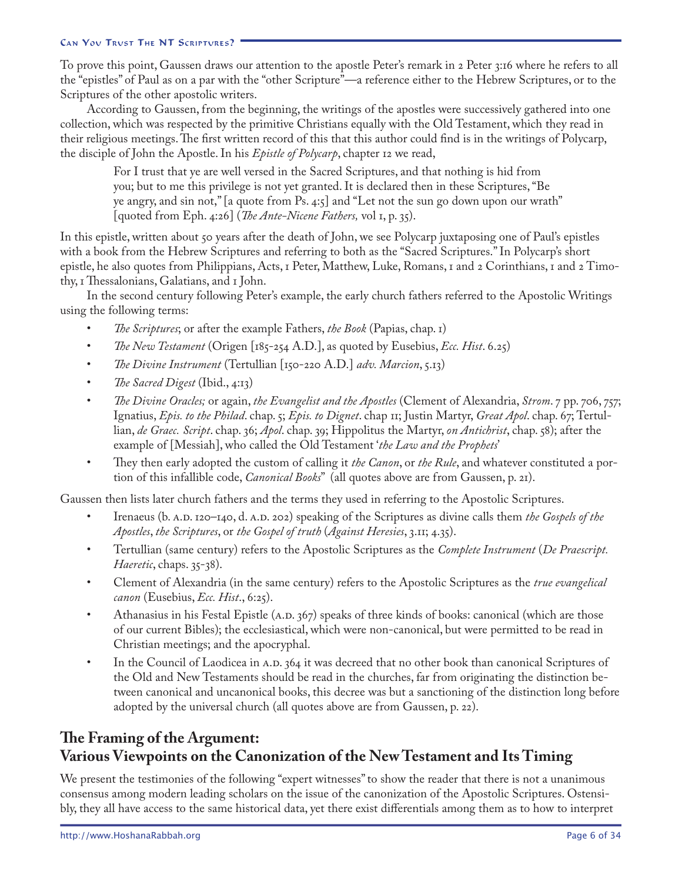To prove this point, Gaussen draws our attention to the apostle Peter's remark in 2 Peter 3:16 where he refers to all the "epistles" of Paul as on a par with the "other Scripture"—a reference either to the Hebrew Scriptures, or to the Scriptures of the other apostolic writers.

According to Gaussen, from the beginning, the writings of the apostles were successively gathered into one collection, which was respected by the primitive Christians equally with the Old Testament, which they read in their religious meetings. The first written record of this that this author could find is in the writings of Polycarp, the disciple of John the Apostle. In his *Epistle of Polycarp*, chapter 12 we read,

> For I trust that ye are well versed in the Sacred Scriptures, and that nothing is hid from you; but to me this privilege is not yet granted. It is declared then in these Scriptures, "Be ye angry, and sin not," [a quote from Ps. 4:5] and "Let not the sun go down upon our wrath" [quoted from Eph. 4:26] (*The Ante-Nicene Fathers,* vol 1, p. 35).

In this epistle, written about 50 years after the death of John, we see Polycarp juxtaposing one of Paul's epistles with a book from the Hebrew Scriptures and referring to both as the "Sacred Scriptures." In Polycarp's short epistle, he also quotes from Philippians, Acts, 1 Peter, Matthew, Luke, Romans, 1 and 2 Corinthians, 1 and 2 Timothy, 1 Thessalonians, Galatians, and 1 John.

In the second century following Peter's example, the early church fathers referred to the Apostolic Writings using the following terms:

- *The Scriptures*; or after the example Fathers, *the Book* (Papias, chap. 1)
- *The New Testament* (Origen [185-254 A.D.], as quoted by Eusebius, *Ecc. Hist*. 6.25)
- *The Divine Instrument* (Tertullian [150-220 A.D.] *adv. Marcion*, 5.13)
- *The Sacred Digest* (Ibid., 4:13)
- *The Divine Oracles;* or again, *the Evangelist and the Apostles* (Clement of Alexandria, *Strom*. 7 pp. 706, 757; Ignatius, *Epis. to the Philad*. chap. 5; *Epis. to Dignet*. chap 11; Justin Martyr, *Great Apol*. chap. 67; Tertullian, *de Graec. Script*. chap. 36; *Apol*. chap. 39; Hippolitus the Martyr, *on Antichrist*, chap. 58); after the example of [Messiah], who called the Old Testament '*the Law and the Prophets*'
- They then early adopted the custom of calling it *the Canon*, or *the Rule*, and whatever constituted a portion of this infallible code, *Canonical Books*" (all quotes above are from Gaussen, p. 21).

Gaussen then lists later church fathers and the terms they used in referring to the Apostolic Scriptures.

- Irenaeus (b. A.D. 120–140, d. A.D. 202) speaking of the Scriptures as divine calls them *the Gospels of the Apostles*, *the Scriptures*, or *the Gospel of truth* (*Against Heresies*, 3.11; 4.35).
- Tertullian (same century) refers to the Apostolic Scriptures as the *Complete Instrument* (*De Praescript. Haeretic*, chaps. 35-38).
- Clement of Alexandria (in the same century) refers to the Apostolic Scriptures as the *true evangelical canon* (Eusebius, *Ecc. Hist*., 6:25).
- Athanasius in his Festal Epistle (A.D. 367) speaks of three kinds of books: canonical (which are those of our current Bibles); the ecclesiastical, which were non-canonical, but were permitted to be read in Christian meetings; and the apocryphal.
- In the Council of Laodicea in A.D. 364 it was decreed that no other book than canonical Scriptures of the Old and New Testaments should be read in the churches, far from originating the distinction between canonical and uncanonical books, this decree was but a sanctioning of the distinction long before adopted by the universal church (all quotes above are from Gaussen, p. 22).

## The Framing of the Argument: Various Viewpoints on the Canonization of the New Testament and Its Timing

We present the testimonies of the following "expert witnesses" to show the reader that there is not a unanimous consensus among modern leading scholars on the issue of the canonization of the Apostolic Scriptures. Ostensibly, they all have access to the same historical data, yet there exist differentials among them as to how to interpret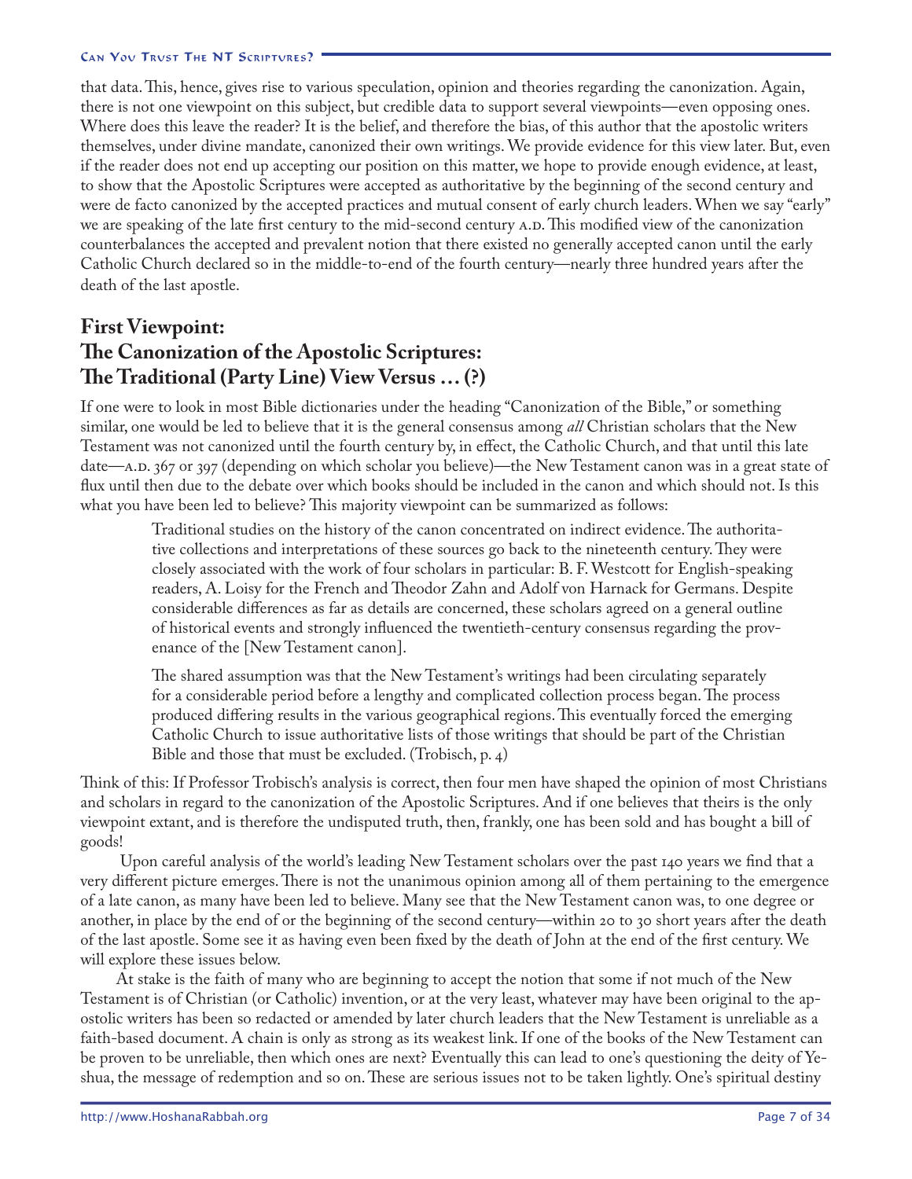that data. This, hence, gives rise to various speculation, opinion and theories regarding the canonization. Again, there is not one viewpoint on this subject, but credible data to support several viewpoints—even opposing ones. Where does this leave the reader? It is the belief, and therefore the bias, of this author that the apostolic writers themselves, under divine mandate, canonized their own writings. We provide evidence for this view later. But, even if the reader does not end up accepting our position on this matter, we hope to provide enough evidence, at least, to show that the Apostolic Scriptures were accepted as authoritative by the beginning of the second century and were de facto canonized by the accepted practices and mutual consent of early church leaders. When we say "early" we are speaking of the late first century to the mid-second century A.D. This modified view of the canonization counterbalances the accepted and prevalent notion that there existed no generally accepted canon until the early Catholic Church declared so in the middle-to-end of the fourth century—nearly three hundred years after the death of the last apostle.

## First Viewpoint: The Canonization of the Apostolic Scriptures: The Traditional (Party Line) View Versus … (?)

If one were to look in most Bible dictionaries under the heading "Canonization of the Bible," or something similar, one would be led to believe that it is the general consensus among *all* Christian scholars that the New Testament was not canonized until the fourth century by, in effect, the Catholic Church, and that until this late date—A.D. 367 or 397 (depending on which scholar you believe)—the New Testament canon was in a great state of flux until then due to the debate over which books should be included in the canon and which should not. Is this what you have been led to believe? This majority viewpoint can be summarized as follows:

> Traditional studies on the history of the canon concentrated on indirect evidence. The authoritative collections and interpretations of these sources go back to the nineteenth century. They were closely associated with the work of four scholars in particular: B. F. Westcott for English-speaking readers, A. Loisy for the French and Theodor Zahn and Adolf von Harnack for Germans. Despite considerable differences as far as details are concerned, these scholars agreed on a general outline of historical events and strongly influenced the twentieth-century consensus regarding the provenance of the [New Testament canon].
>
> The shared assumption was that the New Testament's writings had been circulating separately for a considerable period before a lengthy and complicated collection process began. The process produced differing results in the various geographical regions. This eventually forced the emerging Catholic Church to issue authoritative lists of those writings that should be part of the Christian Bible and those that must be excluded. (Trobisch, p. 4)

Think of this: If Professor Trobisch's analysis is correct, then four men have shaped the opinion of most Christians and scholars in regard to the canonization of the Apostolic Scriptures. And if one believes that theirs is the only viewpoint extant, and is therefore the undisputed truth, then, frankly, one has been sold and has bought a bill of goods!

Upon careful analysis of the world's leading New Testament scholars over the past 140 years we find that a very different picture emerges. There is not the unanimous opinion among all of them pertaining to the emergence of a late canon, as many have been led to believe. Many see that the New Testament canon was, to one degree or another, in place by the end of or the beginning of the second century—within 20 to 30 short years after the death of the last apostle. Some see it as having even been fixed by the death of John at the end of the first century. We will explore these issues below.

At stake is the faith of many who are beginning to accept the notion that some if not much of the New Testament is of Christian (or Catholic) invention, or at the very least, whatever may have been original to the apostolic writers has been so redacted or amended by later church leaders that the New Testament is unreliable as a faith-based document. A chain is only as strong as its weakest link. If one of the books of the New Testament can be proven to be unreliable, then which ones are next? Eventually this can lead to one's questioning the deity of Yeshua, the message of redemption and so on. These are serious issues not to be taken lightly. One's spiritual destiny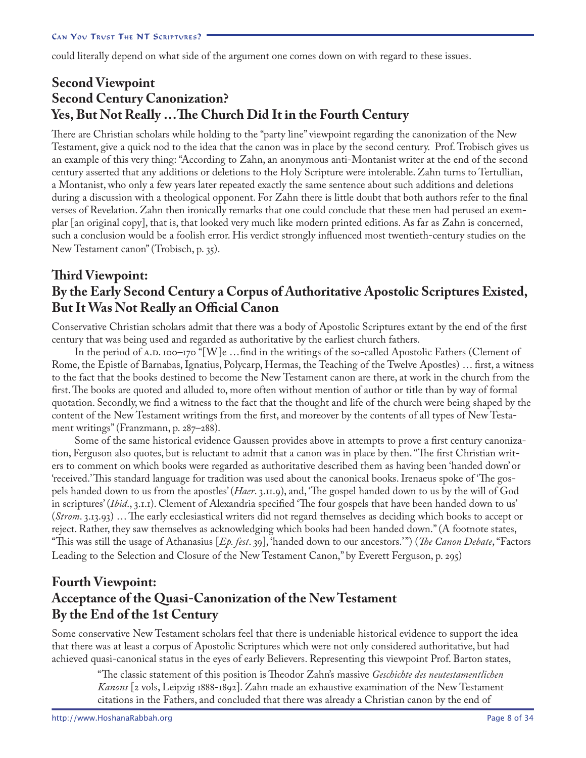could literally depend on what side of the argument one comes down on with regard to these issues.

## Second Viewpoint
## Second Century Canonization?
## Yes, But Not Really …The Church Did It in the Fourth Century

There are Christian scholars while holding to the "party line" viewpoint regarding the canonization of the New Testament, give a quick nod to the idea that the canon was in place by the second century. Prof. Trobisch gives us an example of this very thing: "According to Zahn, an anonymous anti-Montanist writer at the end of the second century asserted that any additions or deletions to the Holy Scripture were intolerable. Zahn turns to Tertullian, a Montanist, who only a few years later repeated exactly the same sentence about such additions and deletions during a discussion with a theological opponent. For Zahn there is little doubt that both authors refer to the final verses of Revelation. Zahn then ironically remarks that one could conclude that these men had perused an exemplar [an original copy], that is, that looked very much like modern printed editions. As far as Zahn is concerned, such a conclusion would be a foolish error. His verdict strongly influenced most twentieth-century studies on the New Testament canon" (Trobisch, p. 35).

## Third Viewpoint:
## By the Early Second Century a Corpus of Authoritative Apostolic Scriptures Existed, But It Was Not Really an Official Canon

Conservative Christian scholars admit that there was a body of Apostolic Scriptures extant by the end of the first century that was being used and regarded as authoritative by the earliest church fathers.

In the period of A.D. 100–170 "[W]e …find in the writings of the so-called Apostolic Fathers (Clement of Rome, the Epistle of Barnabas, Ignatius, Polycarp, Hermas, the Teaching of the Twelve Apostles) … first, a witness to the fact that the books destined to become the New Testament canon are there, at work in the church from the first. The books are quoted and alluded to, more often without mention of author or title than by way of formal quotation. Secondly, we find a witness to the fact that the thought and life of the church were being shaped by the content of the New Testament writings from the first, and moreover by the contents of all types of New Testament writings" (Franzmann, p. 287–288).

Some of the same historical evidence Gaussen provides above in attempts to prove a first century canonization, Ferguson also quotes, but is reluctant to admit that a canon was in place by then. "The first Christian writers to comment on which books were regarded as authoritative described them as having been 'handed down' or 'received.' This standard language for tradition was used about the canonical books. Irenaeus spoke of 'The gospels handed down to us from the apostles' (*Haer*. 3.11.9), and, 'The gospel handed down to us by the will of God in scriptures' (*Ibid*., 3.1.1). Clement of Alexandria specified 'The four gospels that have been handed down to us' (*Strom*. 3.13.93) … The early ecclesiastical writers did not regard themselves as deciding which books to accept or reject. Rather, they saw themselves as acknowledging which books had been handed down." (A footnote states, "This was still the usage of Athanasius [*Ep. fest*. 39], 'handed down to our ancestors.'") (*The Canon Debate*, "Factors Leading to the Selection and Closure of the New Testament Canon," by Everett Ferguson, p. 295)

## Fourth Viewpoint:
## Acceptance of the Quasi-Canonization of the New Testament By the End of the 1st Century

Some conservative New Testament scholars feel that there is undeniable historical evidence to support the idea that there was at least a corpus of Apostolic Scriptures which were not only considered authoritative, but had achieved quasi-canonical status in the eyes of early Believers. Representing this viewpoint Prof. Barton states,

> "The classic statement of this position is Theodor Zahn's massive *Geschichte des neutestamentlichen Kanons* [2 vols, Leipzig 1888-1892]. Zahn made an exhaustive examination of the New Testament citations in the Fathers, and concluded that there was already a Christian canon by the end of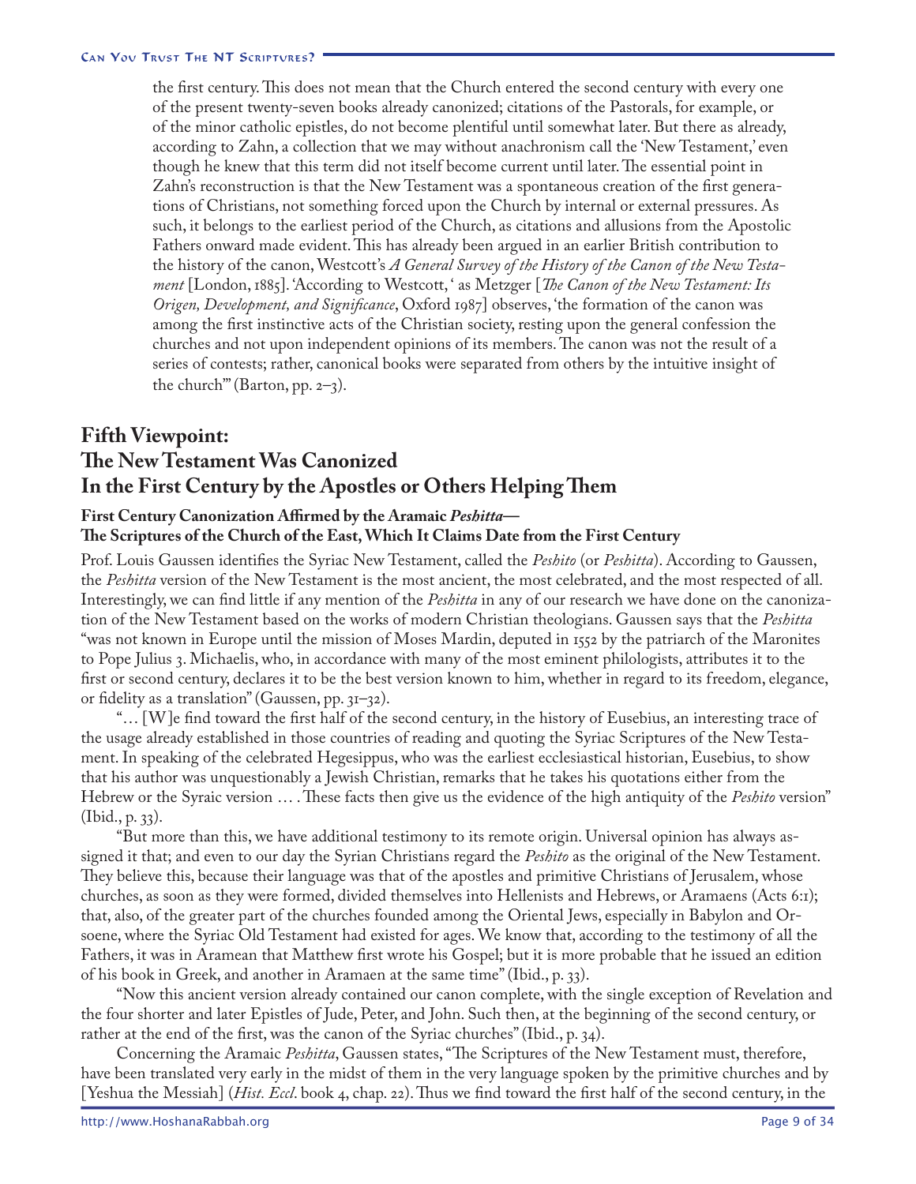the first century. This does not mean that the Church entered the second century with every one of the present twenty-seven books already canonized; citations of the Pastorals, for example, or of the minor catholic epistles, do not become plentiful until somewhat later. But there as already, according to Zahn, a collection that we may without anachronism call the 'New Testament,' even though he knew that this term did not itself become current until later. The essential point in Zahn's reconstruction is that the New Testament was a spontaneous creation of the first generations of Christians, not something forced upon the Church by internal or external pressures. As such, it belongs to the earliest period of the Church, as citations and allusions from the Apostolic Fathers onward made evident. This has already been argued in an earlier British contribution to the history of the canon, Westcott's *A General Survey of the History of the Canon of the New Testament* [London, 1885]. 'According to Westcott, ' as Metzger [*The Canon of the New Testament: Its Origen, Development, and Significance*, Oxford 1987] observes, 'the formation of the canon was among the first instinctive acts of the Christian society, resting upon the general confession the churches and not upon independent opinions of its members. The canon was not the result of a series of contests; rather, canonical books were separated from others by the intuitive insight of the church'" (Barton, pp. 2–3).

## Fifth Viewpoint: The New Testament Was Canonized In the First Century by the Apostles or Others Helping Them

### First Century Canonization Affirmed by the Aramaic *Peshitta*— The Scriptures of the Church of the East, Which It Claims Date from the First Century

Prof. Louis Gaussen identifies the Syriac New Testament, called the *Peshito* (or *Peshitta*). According to Gaussen, the *Peshitta* version of the New Testament is the most ancient, the most celebrated, and the most respected of all. Interestingly, we can find little if any mention of the *Peshitta* in any of our research we have done on the canonization of the New Testament based on the works of modern Christian theologians. Gaussen says that the *Peshitta* "was not known in Europe until the mission of Moses Mardin, deputed in 1552 by the patriarch of the Maronites to Pope Julius 3. Michaelis, who, in accordance with many of the most eminent philologists, attributes it to the first or second century, declares it to be the best version known to him, whether in regard to its freedom, elegance, or fidelity as a translation" (Gaussen, pp. 31–32).

"… [W]e find toward the first half of the second century, in the history of Eusebius, an interesting trace of the usage already established in those countries of reading and quoting the Syriac Scriptures of the New Testament. In speaking of the celebrated Hegesippus, who was the earliest ecclesiastical historian, Eusebius, to show that his author was unquestionably a Jewish Christian, remarks that he takes his quotations either from the Hebrew or the Syriac version … . These facts then give us the evidence of the high antiquity of the *Peshito* version" (Ibid., p. 33).

"But more than this, we have additional testimony to its remote origin. Universal opinion has always assigned it that; and even to our day the Syrian Christians regard the *Peshito* as the original of the New Testament. They believe this, because their language was that of the apostles and primitive Christians of Jerusalem, whose churches, as soon as they were formed, divided themselves into Hellenists and Hebrews, or Aramaens (Acts 6:1); that, also, of the greater part of the churches founded among the Oriental Jews, especially in Babylon and Orsoene, where the Syriac Old Testament had existed for ages. We know that, according to the testimony of all the Fathers, it was in Aramean that Matthew first wrote his Gospel; but it is more probable that he issued an edition of his book in Greek, and another in Aramaen at the same time" (Ibid., p. 33).

"Now this ancient version already contained our canon complete, with the single exception of Revelation and the four shorter and later Epistles of Jude, Peter, and John. Such then, at the beginning of the second century, or rather at the end of the first, was the canon of the Syriac churches" (Ibid., p. 34).

Concerning the Aramaic *Peshitta*, Gaussen states, "The Scriptures of the New Testament must, therefore, have been translated very early in the midst of them in the very language spoken by the primitive churches and by [Yeshua the Messiah] (*Hist. Eccl*. book 4, chap. 22). Thus we find toward the first half of the second century, in the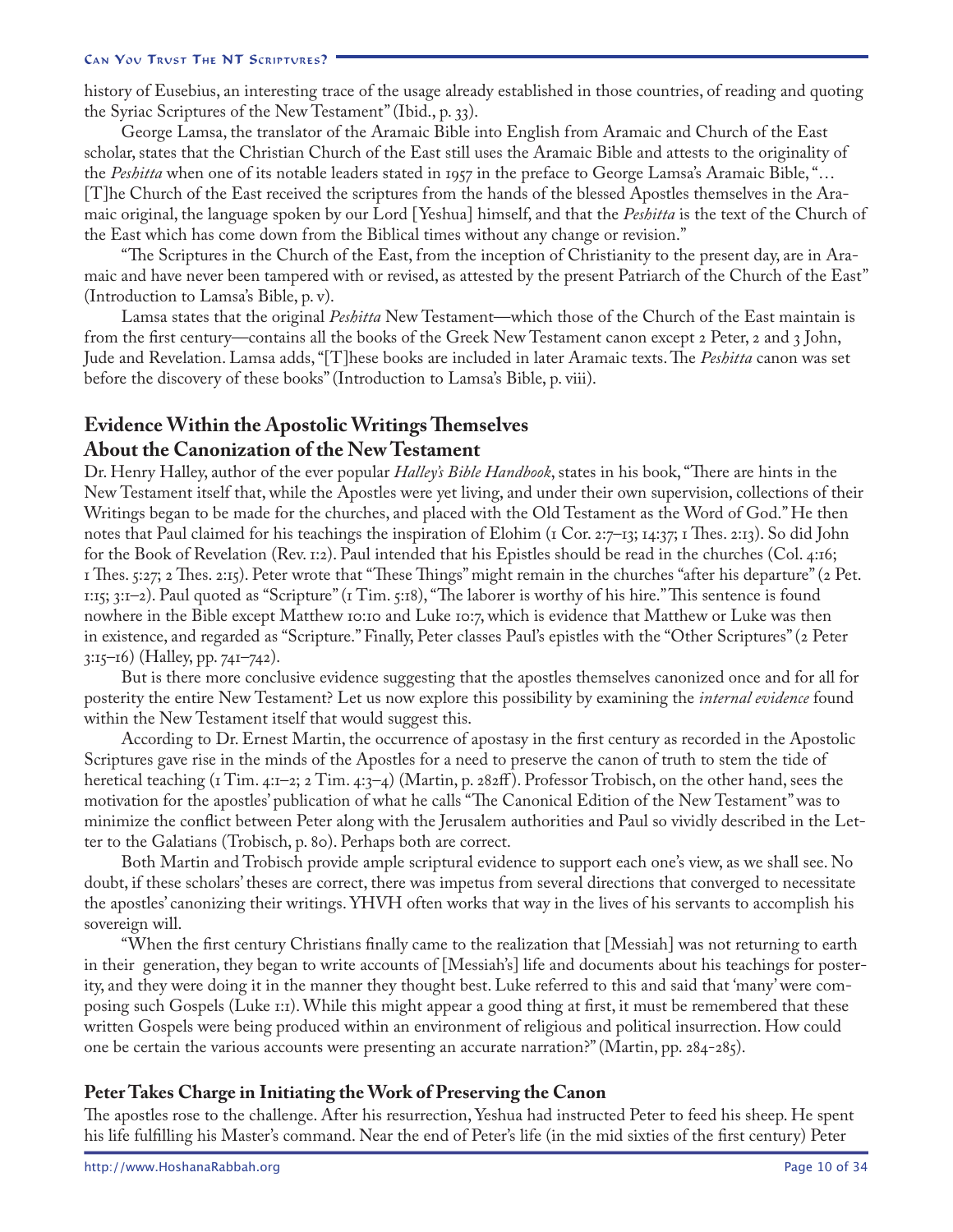history of Eusebius, an interesting trace of the usage already established in those countries, of reading and quoting the Syriac Scriptures of the New Testament" (Ibid., p. 33).

George Lamsa, the translator of the Aramaic Bible into English from Aramaic and Church of the East scholar, states that the Christian Church of the East still uses the Aramaic Bible and attests to the originality of the *Peshitta* when one of its notable leaders stated in 1957 in the preface to George Lamsa's Aramaic Bible, "…[T]he Church of the East received the scriptures from the hands of the blessed Apostles themselves in the Aramaic original, the language spoken by our Lord [Yeshua] himself, and that the *Peshitta* is the text of the Church of the East which has come down from the Biblical times without any change or revision."

"The Scriptures in the Church of the East, from the inception of Christianity to the present day, are in Aramaic and have never been tampered with or revised, as attested by the present Patriarch of the Church of the East" (Introduction to Lamsa's Bible, p. v).

Lamsa states that the original *Peshitta* New Testament—which those of the Church of the East maintain is from the first century—contains all the books of the Greek New Testament canon except 2 Peter, 2 and 3 John, Jude and Revelation. Lamsa adds, "[T]hese books are included in later Aramaic texts. The *Peshitta* canon was set before the discovery of these books" (Introduction to Lamsa's Bible, p. viii).

## Evidence Within the Apostolic Writings Themselves About the Canonization of the New Testament

Dr. Henry Halley, author of the ever popular *Halley's Bible Handbook*, states in his book, "There are hints in the New Testament itself that, while the Apostles were yet living, and under their own supervision, collections of their Writings began to be made for the churches, and placed with the Old Testament as the Word of God." He then notes that Paul claimed for his teachings the inspiration of Elohim (1 Cor. 2:7–13; 14:37; 1 Thes. 2:13). So did John for the Book of Revelation (Rev. 1:2). Paul intended that his Epistles should be read in the churches (Col. 4:16; 1 Thes. 5:27; 2 Thes. 2:15). Peter wrote that "These Things" might remain in the churches "after his departure" (2 Pet. 1:15; 3:1–2). Paul quoted as "Scripture" (1 Tim. 5:18), "The laborer is worthy of his hire." This sentence is found nowhere in the Bible except Matthew 10:10 and Luke 10:7, which is evidence that Matthew or Luke was then in existence, and regarded as "Scripture." Finally, Peter classes Paul's epistles with the "Other Scriptures" (2 Peter 3:15–16) (Halley, pp. 741–742).

But is there more conclusive evidence suggesting that the apostles themselves canonized once and for all for posterity the entire New Testament? Let us now explore this possibility by examining the *internal evidence* found within the New Testament itself that would suggest this.

According to Dr. Ernest Martin, the occurrence of apostasy in the first century as recorded in the Apostolic Scriptures gave rise in the minds of the Apostles for a need to preserve the canon of truth to stem the tide of heretical teaching (1 Tim. 4:1–2; 2 Tim. 4:3–4) (Martin, p. 282ff). Professor Trobisch, on the other hand, sees the motivation for the apostles' publication of what he calls "The Canonical Edition of the New Testament" was to minimize the conflict between Peter along with the Jerusalem authorities and Paul so vividly described in the Letter to the Galatians (Trobisch, p. 80). Perhaps both are correct.

Both Martin and Trobisch provide ample scriptural evidence to support each one's view, as we shall see. No doubt, if these scholars' theses are correct, there was impetus from several directions that converged to necessitate the apostles' canonizing their writings. YHVH often works that way in the lives of his servants to accomplish his sovereign will.

"When the first century Christians finally came to the realization that [Messiah] was not returning to earth in their generation, they began to write accounts of [Messiah's] life and documents about his teachings for posterity, and they were doing it in the manner they thought best. Luke referred to this and said that 'many' were composing such Gospels (Luke 1:1). While this might appear a good thing at first, it must be remembered that these written Gospels were being produced within an environment of religious and political insurrection. How could one be certain the various accounts were presenting an accurate narration?" (Martin, pp. 284-285).

## Peter Takes Charge in Initiating the Work of Preserving the Canon

The apostles rose to the challenge. After his resurrection, Yeshua had instructed Peter to feed his sheep. He spent his life fulfilling his Master's command. Near the end of Peter's life (in the mid sixties of the first century) Peter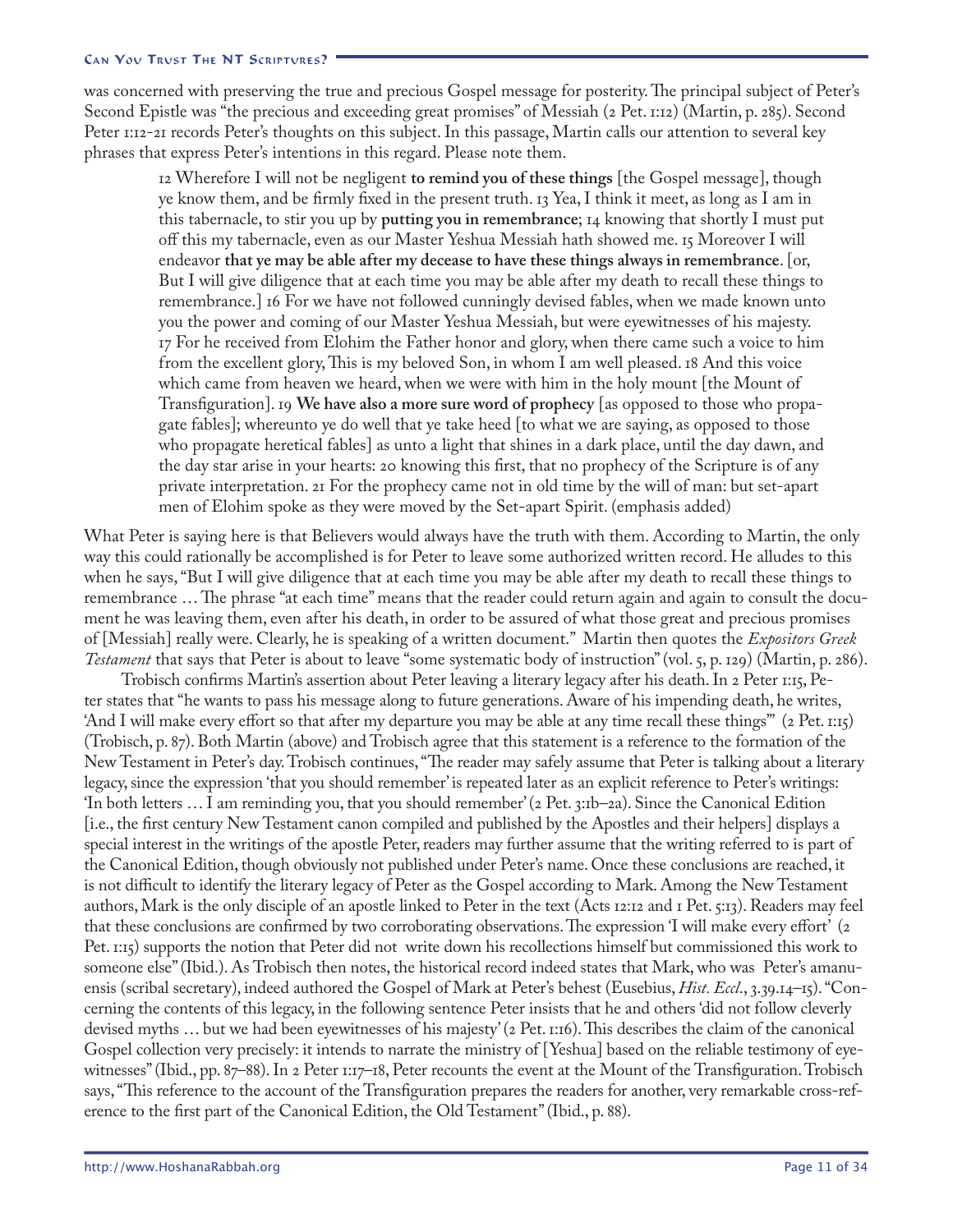was concerned with preserving the true and precious Gospel message for posterity. The principal subject of Peter's Second Epistle was "the precious and exceeding great promises" of Messiah (2 Pet. 1:12) (Martin, p. 285). Second Peter 1:12-21 records Peter's thoughts on this subject. In this passage, Martin calls our attention to several key phrases that express Peter's intentions in this regard. Please note them.

> 12 Wherefore I will not be negligent **to remind you of these things** [the Gospel message], though ye know them, and be firmly fixed in the present truth. 13 Yea, I think it meet, as long as I am in this tabernacle, to stir you up by **putting you in remembrance**; 14 knowing that shortly I must put off this my tabernacle, even as our Master Yeshua Messiah hath showed me. 15 Moreover I will endeavor **that ye may be able after my decease to have these things always in remembrance**. [or, But I will give diligence that at each time you may be able after my death to recall these things to remembrance.] 16 For we have not followed cunningly devised fables, when we made known unto you the power and coming of our Master Yeshua Messiah, but were eyewitnesses of his majesty. 17 For he received from Elohim the Father honor and glory, when there came such a voice to him from the excellent glory, This is my beloved Son, in whom I am well pleased. 18 And this voice which came from heaven we heard, when we were with him in the holy mount [the Mount of Transfiguration]. 19 **We have also a more sure word of prophecy** [as opposed to those who propagate fables]; whereunto ye do well that ye take heed [to what we are saying, as opposed to those who propagate heretical fables] as unto a light that shines in a dark place, until the day dawn, and the day star arise in your hearts: 20 knowing this first, that no prophecy of the Scripture is of any private interpretation. 21 For the prophecy came not in old time by the will of man: but set-apart men of Elohim spoke as they were moved by the Set-apart Spirit. (emphasis added)

What Peter is saying here is that Believers would always have the truth with them. According to Martin, the only way this could rationally be accomplished is for Peter to leave some authorized written record. He alludes to this when he says, "But I will give diligence that at each time you may be able after my death to recall these things to remembrance … The phrase "at each time" means that the reader could return again and again to consult the document he was leaving them, even after his death, in order to be assured of what those great and precious promises of [Messiah] really were. Clearly, he is speaking of a written document." Martin then quotes the *Expositors Greek Testament* that says that Peter is about to leave "some systematic body of instruction" (vol. 5, p. 129) (Martin, p. 286).

Trobisch confirms Martin's assertion about Peter leaving a literary legacy after his death. In 2 Peter 1:15, Peter states that "he wants to pass his message along to future generations. Aware of his impending death, he writes, 'And I will make every effort so that after my departure you may be able at any time recall these things'" (2 Pet. 1:15) (Trobisch, p. 87). Both Martin (above) and Trobisch agree that this statement is a reference to the formation of the New Testament in Peter's day. Trobisch continues, "The reader may safely assume that Peter is talking about a literary legacy, since the expression 'that you should remember' is repeated later as an explicit reference to Peter's writings: 'In both letters … I am reminding you, that you should remember' (2 Pet. 3:1b–2a). Since the Canonical Edition [i.e., the first century New Testament canon compiled and published by the Apostles and their helpers] displays a special interest in the writings of the apostle Peter, readers may further assume that the writing referred to is part of the Canonical Edition, though obviously not published under Peter's name. Once these conclusions are reached, it is not difficult to identify the literary legacy of Peter as the Gospel according to Mark. Among the New Testament authors, Mark is the only disciple of an apostle linked to Peter in the text (Acts 12:12 and 1 Pet. 5:13). Readers may feel that these conclusions are confirmed by two corroborating observations. The expression 'I will make every effort' (2 Pet. 1:15) supports the notion that Peter did not write down his recollections himself but commissioned this work to someone else" (Ibid.). As Trobisch then notes, the historical record indeed states that Mark, who was Peter's amanuensis (scribal secretary), indeed authored the Gospel of Mark at Peter's behest (Eusebius, *Hist. Eccl.*, 3.39.14–15). "Concerning the contents of this legacy, in the following sentence Peter insists that he and others 'did not follow cleverly devised myths … but we had been eyewitnesses of his majesty' (2 Pet. 1:16). This describes the claim of the canonical Gospel collection very precisely: it intends to narrate the ministry of [Yeshua] based on the reliable testimony of eyewitnesses" (Ibid., pp. 87–88). In 2 Peter 1:17–18, Peter recounts the event at the Mount of the Transfiguration. Trobisch says, "This reference to the account of the Transfiguration prepares the readers for another, very remarkable cross-reference to the first part of the Canonical Edition, the Old Testament" (Ibid., p. 88).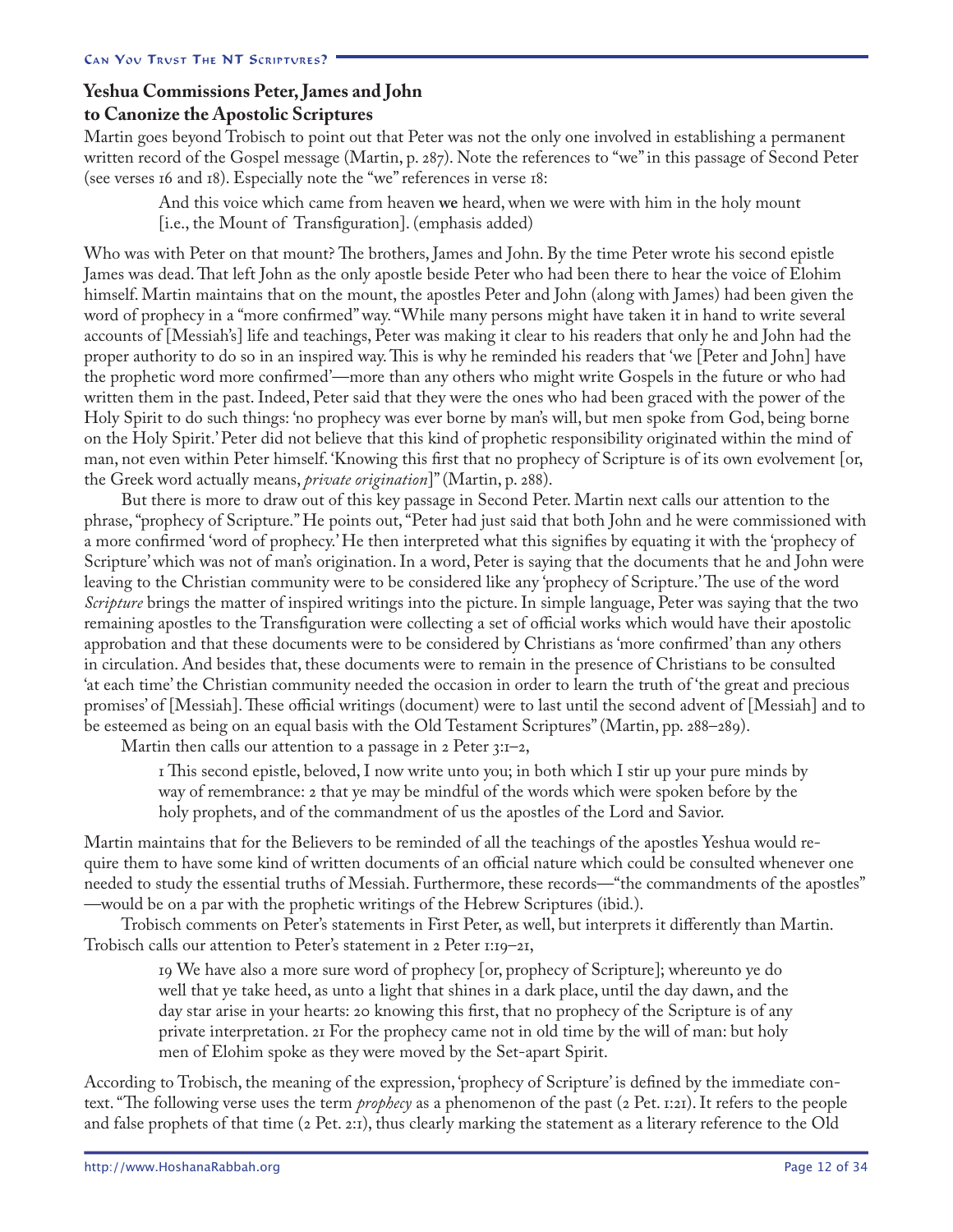## Yeshua Commissions Peter, James and John to Canonize the Apostolic Scriptures

Martin goes beyond Trobisch to point out that Peter was not the only one involved in establishing a permanent written record of the Gospel message (Martin, p. 287). Note the references to "we" in this passage of Second Peter (see verses 16 and 18). Especially note the "we" references in verse 18:

> And this voice which came from heaven **we** heard, when we were with him in the holy mount [i.e., the Mount of Transfiguration]. (emphasis added)

Who was with Peter on that mount? The brothers, James and John. By the time Peter wrote his second epistle James was dead. That left John as the only apostle beside Peter who had been there to hear the voice of Elohim himself. Martin maintains that on the mount, the apostles Peter and John (along with James) had been given the word of prophecy in a "more confirmed" way. "While many persons might have taken it in hand to write several accounts of [Messiah's] life and teachings, Peter was making it clear to his readers that only he and John had the proper authority to do so in an inspired way. This is why he reminded his readers that 'we [Peter and John] have the prophetic word more confirmed'—more than any others who might write Gospels in the future or who had written them in the past. Indeed, Peter said that they were the ones who had been graced with the power of the Holy Spirit to do such things: 'no prophecy was ever borne by man's will, but men spoke from God, being borne on the Holy Spirit.' Peter did not believe that this kind of prophetic responsibility originated within the mind of man, not even within Peter himself. 'Knowing this first that no prophecy of Scripture is of its own evolvement [or, the Greek word actually means, *private origination*]" (Martin, p. 288).

But there is more to draw out of this key passage in Second Peter. Martin next calls our attention to the phrase, "prophecy of Scripture." He points out, "Peter had just said that both John and he were commissioned with a more confirmed 'word of prophecy.' He then interpreted what this signifies by equating it with the 'prophecy of Scripture' which was not of man's origination. In a word, Peter is saying that the documents that he and John were leaving to the Christian community were to be considered like any 'prophecy of Scripture.' The use of the word *Scripture* brings the matter of inspired writings into the picture. In simple language, Peter was saying that the two remaining apostles to the Transfiguration were collecting a set of official works which would have their apostolic approbation and that these documents were to be considered by Christians as 'more confirmed' than any others in circulation. And besides that, these documents were to remain in the presence of Christians to be consulted 'at each time' the Christian community needed the occasion in order to learn the truth of 'the great and precious promises' of [Messiah]. These official writings (document) were to last until the second advent of [Messiah] and to be esteemed as being on an equal basis with the Old Testament Scriptures" (Martin, pp. 288–289).

Martin then calls our attention to a passage in 2 Peter 3:1–2,

> 1 This second epistle, beloved, I now write unto you; in both which I stir up your pure minds by way of remembrance: 2 that ye may be mindful of the words which were spoken before by the holy prophets, and of the commandment of us the apostles of the Lord and Savior.

Martin maintains that for the Believers to be reminded of all the teachings of the apostles Yeshua would require them to have some kind of written documents of an official nature which could be consulted whenever one needed to study the essential truths of Messiah. Furthermore, these records—"the commandments of the apostles"—would be on a par with the prophetic writings of the Hebrew Scriptures (ibid.).

Trobisch comments on Peter's statements in First Peter, as well, but interprets it differently than Martin. Trobisch calls our attention to Peter's statement in 2 Peter 1:19–21,

> 19 We have also a more sure word of prophecy [or, prophecy of Scripture]; whereunto ye do well that ye take heed, as unto a light that shines in a dark place, until the day dawn, and the day star arise in your hearts: 20 knowing this first, that no prophecy of the Scripture is of any private interpretation. 21 For the prophecy came not in old time by the will of man: but holy men of Elohim spoke as they were moved by the Set-apart Spirit.

According to Trobisch, the meaning of the expression, 'prophecy of Scripture' is defined by the immediate context. "The following verse uses the term *prophecy* as a phenomenon of the past (2 Pet. 1:21). It refers to the people and false prophets of that time (2 Pet. 2:1), thus clearly marking the statement as a literary reference to the Old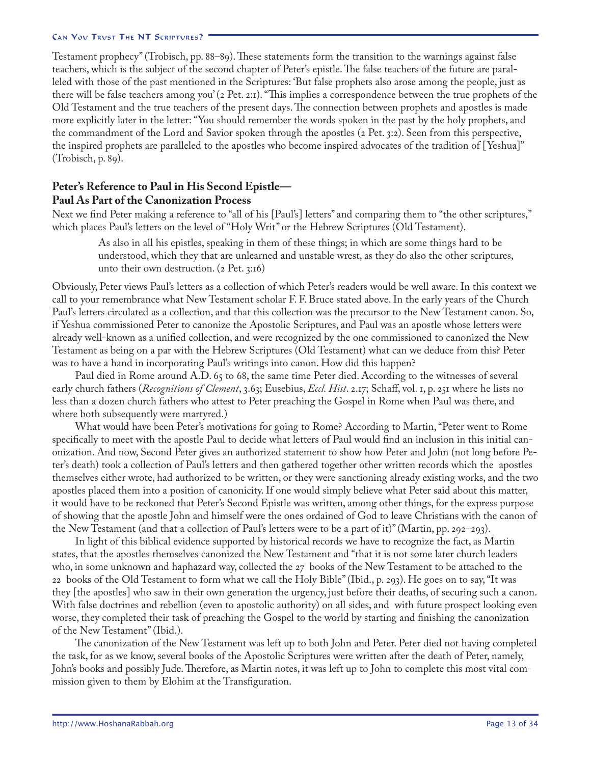Testament prophecy" (Trobisch, pp. 88–89). These statements form the transition to the warnings against false teachers, which is the subject of the second chapter of Peter's epistle. The false teachers of the future are paralleled with those of the past mentioned in the Scriptures: 'But false prophets also arose among the people, just as there will be false teachers among you' (2 Pet. 2:1). "This implies a correspondence between the true prophets of the Old Testament and the true teachers of the present days. The connection between prophets and apostles is made more explicitly later in the letter: "You should remember the words spoken in the past by the holy prophets, and the commandment of the Lord and Savior spoken through the apostles (2 Pet. 3:2). Seen from this perspective, the inspired prophets are paralleled to the apostles who become inspired advocates of the tradition of [Yeshua]" (Trobisch, p. 89).

## Peter's Reference to Paul in His Second Epistle—Paul As Part of the Canonization Process

Next we find Peter making a reference to "all of his [Paul's] letters" and comparing them to "the other scriptures," which places Paul's letters on the level of "Holy Writ" or the Hebrew Scriptures (Old Testament).

> As also in all his epistles, speaking in them of these things; in which are some things hard to be understood, which they that are unlearned and unstable wrest, as they do also the other scriptures, unto their own destruction. (2 Pet. 3:16)

Obviously, Peter views Paul's letters as a collection of which Peter's readers would be well aware. In this context we call to your remembrance what New Testament scholar F. F. Bruce stated above. In the early years of the Church Paul's letters circulated as a collection, and that this collection was the precursor to the New Testament canon. So, if Yeshua commissioned Peter to canonize the Apostolic Scriptures, and Paul was an apostle whose letters were already well-known as a unified collection, and were recognized by the one commissioned to canonized the New Testament as being on a par with the Hebrew Scriptures (Old Testament) what can we deduce from this? Peter was to have a hand in incorporating Paul's writings into canon. How did this happen?

Paul died in Rome around A.D. 65 to 68, the same time Peter died. According to the witnesses of several early church fathers (*Recognitions of Clement*, 3.63; Eusebius, *Eccl. Hist*. 2.17; Schaff, vol. 1, p. 251 where he lists no less than a dozen church fathers who attest to Peter preaching the Gospel in Rome when Paul was there, and where both subsequently were martyred.)

What would have been Peter's motivations for going to Rome? According to Martin, "Peter went to Rome specifically to meet with the apostle Paul to decide what letters of Paul would find an inclusion in this initial canonization. And now, Second Peter gives an authorized statement to show how Peter and John (not long before Peter's death) took a collection of Paul's letters and then gathered together other written records which the apostles themselves either wrote, had authorized to be written, or they were sanctioning already existing works, and the two apostles placed them into a position of canonicity. If one would simply believe what Peter said about this matter, it would have to be reckoned that Peter's Second Epistle was written, among other things, for the express purpose of showing that the apostle John and himself were the ones ordained of God to leave Christians with the canon of the New Testament (and that a collection of Paul's letters were to be a part of it)" (Martin, pp. 292–293).

In light of this biblical evidence supported by historical records we have to recognize the fact, as Martin states, that the apostles themselves canonized the New Testament and "that it is not some later church leaders who, in some unknown and haphazard way, collected the 27 books of the New Testament to be attached to the 22 books of the Old Testament to form what we call the Holy Bible" (Ibid., p. 293). He goes on to say, "It was they [the apostles] who saw in their own generation the urgency, just before their deaths, of securing such a canon. With false doctrines and rebellion (even to apostolic authority) on all sides, and with future prospect looking even worse, they completed their task of preaching the Gospel to the world by starting and finishing the canonization of the New Testament" (Ibid.).

The canonization of the New Testament was left up to both John and Peter. Peter died not having completed the task, for as we know, several books of the Apostolic Scriptures were written after the death of Peter, namely, John's books and possibly Jude. Therefore, as Martin notes, it was left up to John to complete this most vital commission given to them by Elohim at the Transfiguration.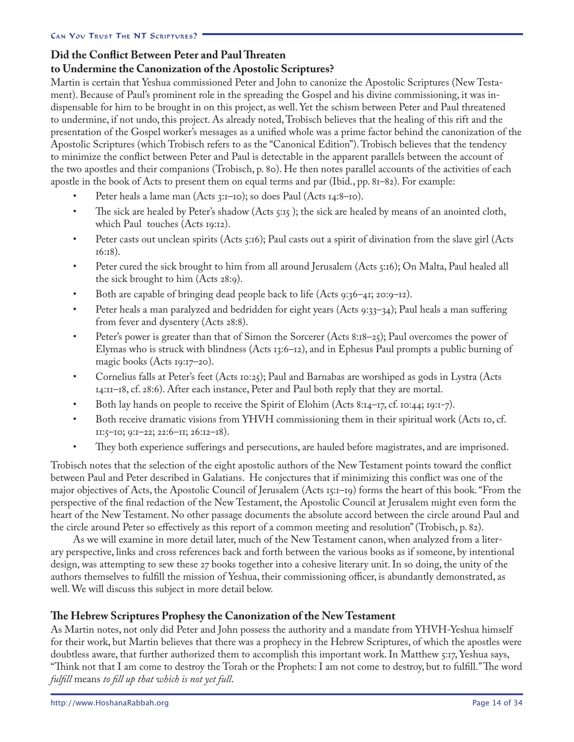## Did the Conflict Between Peter and Paul Threaten to Undermine the Canonization of the Apostolic Scriptures?

Martin is certain that Yeshua commissioned Peter and John to canonize the Apostolic Scriptures (New Testament). Because of Paul's prominent role in the spreading the Gospel and his divine commissioning, it was indispensable for him to be brought in on this project, as well. Yet the schism between Peter and Paul threatened to undermine, if not undo, this project. As already noted, Trobisch believes that the healing of this rift and the presentation of the Gospel worker's messages as a unified whole was a prime factor behind the canonization of the Apostolic Scriptures (which Trobisch refers to as the "Canonical Edition"). Trobisch believes that the tendency to minimize the conflict between Peter and Paul is detectable in the apparent parallels between the account of the two apostles and their companions (Trobisch, p. 80). He then notes parallel accounts of the activities of each apostle in the book of Acts to present them on equal terms and par (Ibid., pp. 81–82). For example:

- Peter heals a lame man (Acts 3:1–10); so does Paul (Acts 14:8–10).
- The sick are healed by Peter's shadow (Acts 5:15 ); the sick are healed by means of an anointed cloth, which Paul touches (Acts 19:12).
- Peter casts out unclean spirits (Acts 5:16); Paul casts out a spirit of divination from the slave girl (Acts 16:18).
- Peter cured the sick brought to him from all around Jerusalem (Acts 5:16); On Malta, Paul healed all the sick brought to him (Acts 28:9).
- Both are capable of bringing dead people back to life (Acts 9:36–41; 20:9–12).
- Peter heals a man paralyzed and bedridden for eight years (Acts 9:33–34); Paul heals a man suffering from fever and dysentery (Acts 28:8).
- Peter's power is greater than that of Simon the Sorcerer (Acts 8:18–25); Paul overcomes the power of Elymas who is struck with blindness (Acts 13:6–12), and in Ephesus Paul prompts a public burning of magic books (Acts 19:17–20).
- Cornelius falls at Peter's feet (Acts 10:25); Paul and Barnabas are worshiped as gods in Lystra (Acts 14:11–18, cf. 28:6). After each instance, Peter and Paul both reply that they are mortal.
- Both lay hands on people to receive the Spirit of Elohim (Acts 8:14–17, cf. 10:44; 19:1-7).
- Both receive dramatic visions from YHVH commissioning them in their spiritual work (Acts 10, cf. 11:5–10; 9:1–22; 22:6–11; 26:12–18).
- They both experience sufferings and persecutions, are hauled before magistrates, and are imprisoned.

Trobisch notes that the selection of the eight apostolic authors of the New Testament points toward the conflict between Paul and Peter described in Galatians. He conjectures that if minimizing this conflict was one of the major objectives of Acts, the Apostolic Council of Jerusalem (Acts 15:1–19) forms the heart of this book. "From the perspective of the final redaction of the New Testament, the Apostolic Council at Jerusalem might even form the heart of the New Testament. No other passage documents the absolute accord between the circle around Paul and the circle around Peter so effectively as this report of a common meeting and resolution" (Trobisch, p. 82).

As we will examine in more detail later, much of the New Testament canon, when analyzed from a literary perspective, links and cross references back and forth between the various books as if someone, by intentional design, was attempting to sew these 27 books together into a cohesive literary unit. In so doing, the unity of the authors themselves to fulfill the mission of Yeshua, their commissioning officer, is abundantly demonstrated, as well. We will discuss this subject in more detail below.

## The Hebrew Scriptures Prophesy the Canonization of the New Testament

As Martin notes, not only did Peter and John possess the authority and a mandate from YHVH-Yeshua himself for their work, but Martin believes that there was a prophecy in the Hebrew Scriptures, of which the apostles were doubtless aware, that further authorized them to accomplish this important work. In Matthew 5:17, Yeshua says, "Think not that I am come to destroy the Torah or the Prophets: I am not come to destroy, but to fulfill." The word *fulfill* means *to fill up that which is not yet full*.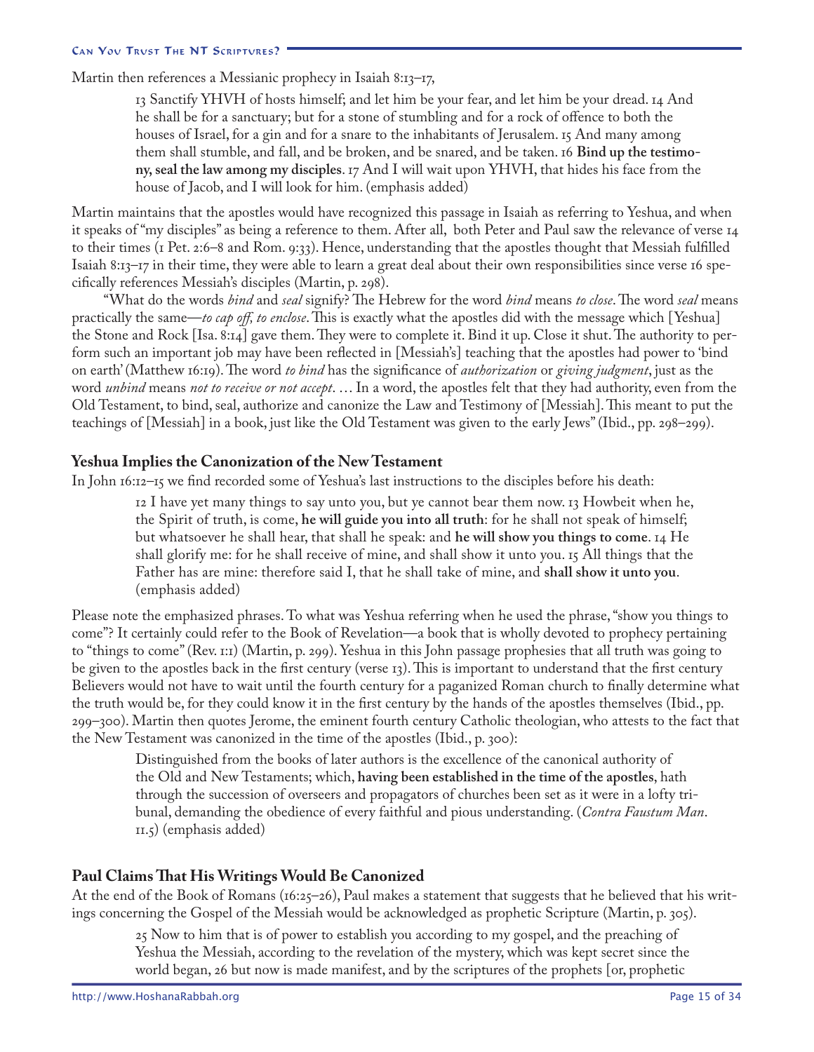Martin then references a Messianic prophecy in Isaiah 8:13–17,

> 13 Sanctify YHVH of hosts himself; and let him be your fear, and let him be your dread. 14 And he shall be for a sanctuary; but for a stone of stumbling and for a rock of offence to both the houses of Israel, for a gin and for a snare to the inhabitants of Jerusalem. 15 And many among them shall stumble, and fall, and be broken, and be snared, and be taken. 16 **Bind up the testimony, seal the law among my disciples**. 17 And I will wait upon YHVH, that hides his face from the house of Jacob, and I will look for him. (emphasis added)

Martin maintains that the apostles would have recognized this passage in Isaiah as referring to Yeshua, and when it speaks of "my disciples" as being a reference to them. After all, both Peter and Paul saw the relevance of verse 14 to their times (1 Pet. 2:6–8 and Rom. 9:33). Hence, understanding that the apostles thought that Messiah fulfilled Isaiah 8:13–17 in their time, they were able to learn a great deal about their own responsibilities since verse 16 specifically references Messiah's disciples (Martin, p. 298).

"What do the words *bind* and *seal* signify? The Hebrew for the word *bind* means *to close*. The word *seal* means practically the same—*to cap off, to enclose*. This is exactly what the apostles did with the message which [Yeshua] the Stone and Rock [Isa. 8:14] gave them. They were to complete it. Bind it up. Close it shut. The authority to perform such an important job may have been reflected in [Messiah's] teaching that the apostles had power to 'bind on earth' (Matthew 16:19). The word *to bind* has the significance of *authorization* or *giving judgment*, just as the word *unbind* means *not to receive or not accept*. … In a word, the apostles felt that they had authority, even from the Old Testament, to bind, seal, authorize and canonize the Law and Testimony of [Messiah]. This meant to put the teachings of [Messiah] in a book, just like the Old Testament was given to the early Jews" (Ibid., pp. 298–299).

### Yeshua Implies the Canonization of the New Testament

In John 16:12–15 we find recorded some of Yeshua's last instructions to the disciples before his death:

> 12 I have yet many things to say unto you, but ye cannot bear them now. 13 Howbeit when he, the Spirit of truth, is come, **he will guide you into all truth**: for he shall not speak of himself; but whatsoever he shall hear, that shall he speak: and **he will show you things to come**. 14 He shall glorify me: for he shall receive of mine, and shall show it unto you. 15 All things that the Father has are mine: therefore said I, that he shall take of mine, and **shall show it unto you**. (emphasis added)

Please note the emphasized phrases. To what was Yeshua referring when he used the phrase, "show you things to come"? It certainly could refer to the Book of Revelation—a book that is wholly devoted to prophecy pertaining to "things to come" (Rev. 1:1) (Martin, p. 299). Yeshua in this John passage prophesies that all truth was going to be given to the apostles back in the first century (verse 13). This is important to understand that the first century Believers would not have to wait until the fourth century for a paganized Roman church to finally determine what the truth would be, for they could know it in the first century by the hands of the apostles themselves (Ibid., pp. 299–300). Martin then quotes Jerome, the eminent fourth century Catholic theologian, who attests to the fact that the New Testament was canonized in the time of the apostles (Ibid., p. 300):

> Distinguished from the books of later authors is the excellence of the canonical authority of the Old and New Testaments; which, **having been established in the time of the apostles**, hath through the succession of overseers and propagators of churches been set as it were in a lofty tribunal, demanding the obedience of every faithful and pious understanding. (*Contra Faustum Man*. 11.5) (emphasis added)

### Paul Claims That His Writings Would Be Canonized

At the end of the Book of Romans (16:25–26), Paul makes a statement that suggests that he believed that his writings concerning the Gospel of the Messiah would be acknowledged as prophetic Scripture (Martin, p. 305).

> 25 Now to him that is of power to establish you according to my gospel, and the preaching of Yeshua the Messiah, according to the revelation of the mystery, which was kept secret since the world began, 26 but now is made manifest, and by the scriptures of the prophets [or, prophetic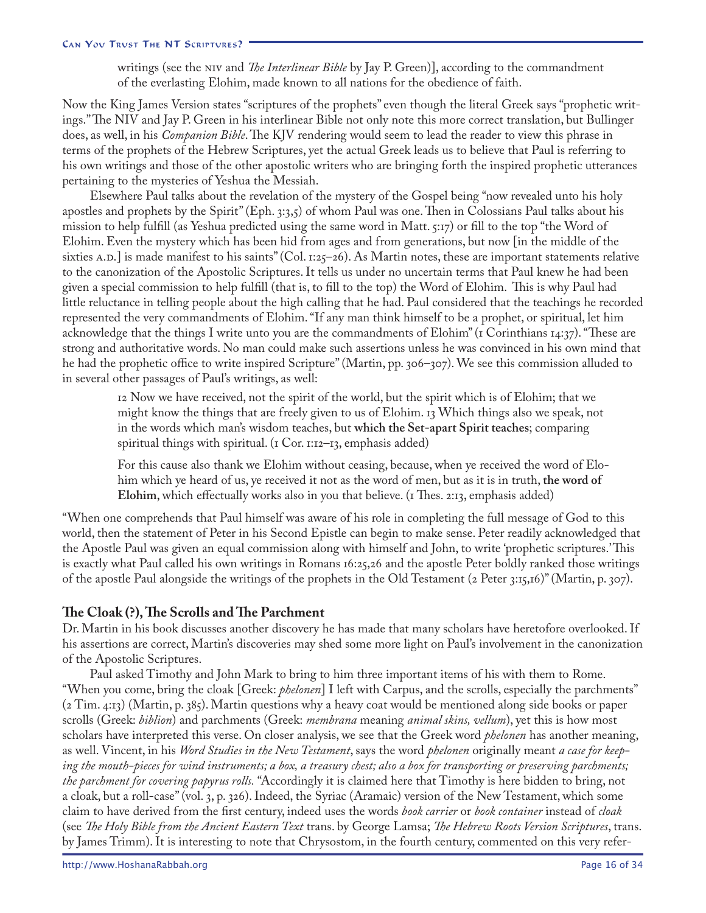> writings (see the NIV and *The Interlinear Bible* by Jay P. Green)], according to the commandment of the everlasting Elohim, made known to all nations for the obedience of faith.

Now the King James Version states "scriptures of the prophets" even though the literal Greek says "prophetic writings." The NIV and Jay P. Green in his interlinear Bible not only note this more correct translation, but Bullinger does, as well, in his *Companion Bible*. The KJV rendering would seem to lead the reader to view this phrase in terms of the prophets of the Hebrew Scriptures, yet the actual Greek leads us to believe that Paul is referring to his own writings and those of the other apostolic writers who are bringing forth the inspired prophetic utterances pertaining to the mysteries of Yeshua the Messiah.

Elsewhere Paul talks about the revelation of the mystery of the Gospel being "now revealed unto his holy apostles and prophets by the Spirit" (Eph. 3:3,5) of whom Paul was one. Then in Colossians Paul talks about his mission to help fulfill (as Yeshua predicted using the same word in Matt. 5:17) or fill to the top "the Word of Elohim. Even the mystery which has been hid from ages and from generations, but now [in the middle of the sixties A.D.] is made manifest to his saints" (Col. 1:25–26). As Martin notes, these are important statements relative to the canonization of the Apostolic Scriptures. It tells us under no uncertain terms that Paul knew he had been given a special commission to help fulfill (that is, to fill to the top) the Word of Elohim. This is why Paul had little reluctance in telling people about the high calling that he had. Paul considered that the teachings he recorded represented the very commandments of Elohim. "If any man think himself to be a prophet, or spiritual, let him acknowledge that the things I write unto you are the commandments of Elohim" (1 Corinthians 14:37). "These are strong and authoritative words. No man could make such assertions unless he was convinced in his own mind that he had the prophetic office to write inspired Scripture" (Martin, pp. 306–307). We see this commission alluded to in several other passages of Paul's writings, as well:

> 12 Now we have received, not the spirit of the world, but the spirit which is of Elohim; that we might know the things that are freely given to us of Elohim. 13 Which things also we speak, not in the words which man's wisdom teaches, but **which the Set-apart Spirit teaches**; comparing spiritual things with spiritual. (1 Cor. 1:12–13, emphasis added)

> For this cause also thank we Elohim without ceasing, because, when ye received the word of Elohim which ye heard of us, ye received it not as the word of men, but as it is in truth, **the word of Elohim**, which effectually works also in you that believe. (1 Thes. 2:13, emphasis added)

"When one comprehends that Paul himself was aware of his role in completing the full message of God to this world, then the statement of Peter in his Second Epistle can begin to make sense. Peter readily acknowledged that the Apostle Paul was given an equal commission along with himself and John, to write 'prophetic scriptures.' This is exactly what Paul called his own writings in Romans 16:25,26 and the apostle Peter boldly ranked those writings of the apostle Paul alongside the writings of the prophets in the Old Testament (2 Peter 3:15,16)" (Martin, p. 307).

## The Cloak (?), The Scrolls and The Parchment

Dr. Martin in his book discusses another discovery he has made that many scholars have heretofore overlooked. If his assertions are correct, Martin's discoveries may shed some more light on Paul's involvement in the canonization of the Apostolic Scriptures.

Paul asked Timothy and John Mark to bring to him three important items of his with them to Rome. "When you come, bring the cloak [Greek: *phelonen*] I left with Carpus, and the scrolls, especially the parchments" (2 Tim. 4:13) (Martin, p. 385). Martin questions why a heavy coat would be mentioned along side books or paper scrolls (Greek: *biblion*) and parchments (Greek: *membrana* meaning *animal skins, vellum*), yet this is how most scholars have interpreted this verse. On closer analysis, we see that the Greek word *phelonen* has another meaning, as well. Vincent, in his *Word Studies in the New Testament*, says the word *phelonen* originally meant *a case for keeping the mouth-pieces for wind instruments; a box, a treasury chest; also a box for transporting or preserving parchments; the parchment for covering papyrus rolls.* "Accordingly it is claimed here that Timothy is here bidden to bring, not a cloak, but a roll-case" (vol. 3, p. 326). Indeed, the Syriac (Aramaic) version of the New Testament, which some claim to have derived from the first century, indeed uses the words *book carrier* or *book container* instead of *cloak* (see *The Holy Bible from the Ancient Eastern Text* trans. by George Lamsa; *The Hebrew Roots Version Scriptures*, trans. by James Trimm). It is interesting to note that Chrysostom, in the fourth century, commented on this very refer-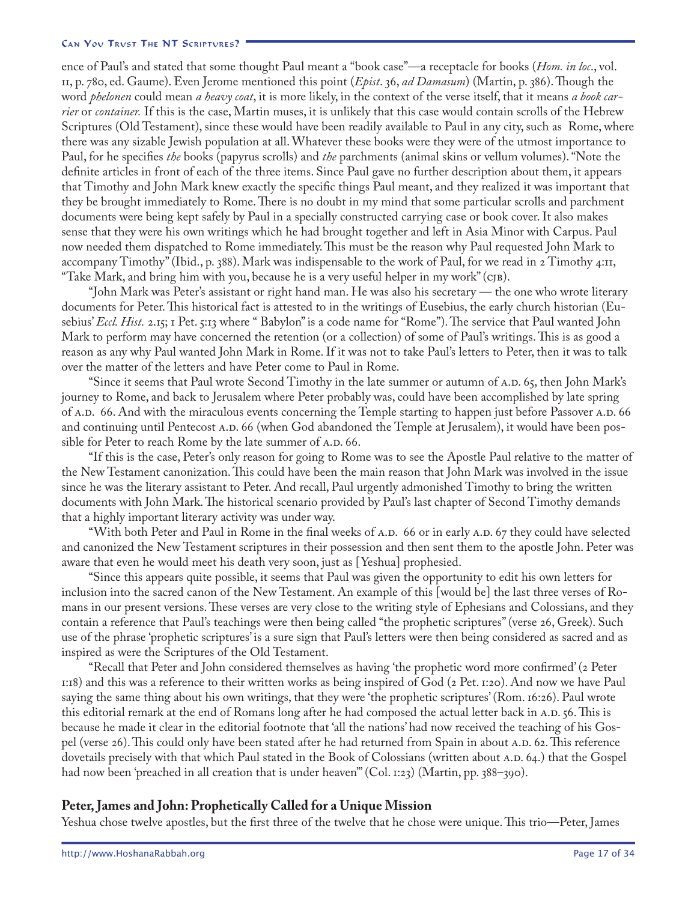ence of Paul's and stated that some thought Paul meant a "book case"—a receptacle for books (*Hom. in loc.*, vol. II, p. 780, ed. Gaume). Even Jerome mentioned this point (*Epist*. 36, *ad Damasum*) (Martin, p. 386). Though the word *phelonen* could mean *a heavy coat*, it is more likely, in the context of the verse itself, that it means *a book carrier* or *container.* If this is the case, Martin muses, it is unlikely that this case would contain scrolls of the Hebrew Scriptures (Old Testament), since these would have been readily available to Paul in any city, such as Rome, where there was any sizable Jewish population at all. Whatever these books were they were of the utmost importance to Paul, for he specifies *the* books (papyrus scrolls) and *the* parchments (animal skins or vellum volumes). "Note the definite articles in front of each of the three items. Since Paul gave no further description about them, it appears that Timothy and John Mark knew exactly the specific things Paul meant, and they realized it was important that they be brought immediately to Rome. There is no doubt in my mind that some particular scrolls and parchment documents were being kept safely by Paul in a specially constructed carrying case or book cover. It also makes sense that they were his own writings which he had brought together and left in Asia Minor with Carpus. Paul now needed them dispatched to Rome immediately. This must be the reason why Paul requested John Mark to accompany Timothy" (Ibid., p. 388). Mark was indispensable to the work of Paul, for we read in 2 Timothy 4:11, "Take Mark, and bring him with you, because he is a very useful helper in my work" (CJB).

"John Mark was Peter's assistant or right hand man. He was also his secretary — the one who wrote literary documents for Peter. This historical fact is attested to in the writings of Eusebius, the early church historian (Eusebius' *Eccl. Hist.* 2.15; 1 Pet. 5:13 where " Babylon" is a code name for "Rome"). The service that Paul wanted John Mark to perform may have concerned the retention (or a collection) of some of Paul's writings. This is as good a reason as any why Paul wanted John Mark in Rome. If it was not to take Paul's letters to Peter, then it was to talk over the matter of the letters and have Peter come to Paul in Rome.

"Since it seems that Paul wrote Second Timothy in the late summer or autumn of A.D. 65, then John Mark's journey to Rome, and back to Jerusalem where Peter probably was, could have been accomplished by late spring of A.D. 66. And with the miraculous events concerning the Temple starting to happen just before Passover A.D. 66 and continuing until Pentecost A.D. 66 (when God abandoned the Temple at Jerusalem), it would have been possible for Peter to reach Rome by the late summer of A.D. 66.

"If this is the case, Peter's only reason for going to Rome was to see the Apostle Paul relative to the matter of the New Testament canonization. This could have been the main reason that John Mark was involved in the issue since he was the literary assistant to Peter. And recall, Paul urgently admonished Timothy to bring the written documents with John Mark. The historical scenario provided by Paul's last chapter of Second Timothy demands that a highly important literary activity was under way.

"With both Peter and Paul in Rome in the final weeks of A.D. 66 or in early A.D. 67 they could have selected and canonized the New Testament scriptures in their possession and then sent them to the apostle John. Peter was aware that even he would meet his death very soon, just as [Yeshua] prophesied.

"Since this appears quite possible, it seems that Paul was given the opportunity to edit his own letters for inclusion into the sacred canon of the New Testament. An example of this [would be] the last three verses of Romans in our present versions. These verses are very close to the writing style of Ephesians and Colossians, and they contain a reference that Paul's teachings were then being called "the prophetic scriptures" (verse 26, Greek). Such use of the phrase 'prophetic scriptures' is a sure sign that Paul's letters were then being considered as sacred and as inspired as were the Scriptures of the Old Testament.

"Recall that Peter and John considered themselves as having 'the prophetic word more confirmed' (2 Peter 1:18) and this was a reference to their written works as being inspired of God (2 Pet. 1:20). And now we have Paul saying the same thing about his own writings, that they were 'the prophetic scriptures' (Rom. 16:26). Paul wrote this editorial remark at the end of Romans long after he had composed the actual letter back in A.D. 56. This is because he made it clear in the editorial footnote that 'all the nations' had now received the teaching of his Gospel (verse 26). This could only have been stated after he had returned from Spain in about A.D. 62. This reference dovetails precisely with that which Paul stated in the Book of Colossians (written about A.D. 64.) that the Gospel had now been 'preached in all creation that is under heaven'" (Col. 1:23) (Martin, pp. 388–390).

## Peter, James and John: Prophetically Called for a Unique Mission

Yeshua chose twelve apostles, but the first three of the twelve that he chose were unique. This trio—Peter, James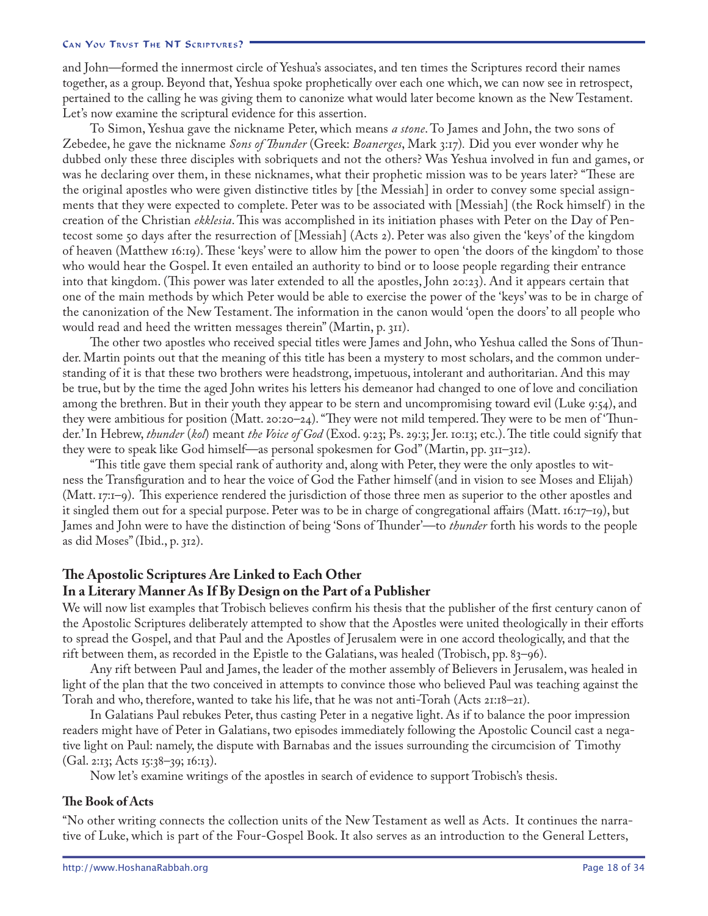and John—formed the innermost circle of Yeshua's associates, and ten times the Scriptures record their names together, as a group. Beyond that, Yeshua spoke prophetically over each one which, we can now see in retrospect, pertained to the calling he was giving them to canonize what would later become known as the New Testament. Let's now examine the scriptural evidence for this assertion.

To Simon, Yeshua gave the nickname Peter, which means *a stone*. To James and John, the two sons of Zebedee, he gave the nickname *Sons of Thunder* (Greek: *Boanerges*, Mark 3:17). Did you ever wonder why he dubbed only these three disciples with sobriquets and not the others? Was Yeshua involved in fun and games, or was he declaring over them, in these nicknames, what their prophetic mission was to be years later? "These are the original apostles who were given distinctive titles by [the Messiah] in order to convey some special assignments that they were expected to complete. Peter was to be associated with [Messiah] (the Rock himself) in the creation of the Christian *ekklesia*. This was accomplished in its initiation phases with Peter on the Day of Pentecost some 50 days after the resurrection of [Messiah] (Acts 2). Peter was also given the 'keys' of the kingdom of heaven (Matthew 16:19). These 'keys' were to allow him the power to open 'the doors of the kingdom' to those who would hear the Gospel. It even entailed an authority to bind or to loose people regarding their entrance into that kingdom. (This power was later extended to all the apostles, John 20:23). And it appears certain that one of the main methods by which Peter would be able to exercise the power of the 'keys' was to be in charge of the canonization of the New Testament. The information in the canon would 'open the doors' to all people who would read and heed the written messages therein" (Martin, p. 311).

The other two apostles who received special titles were James and John, who Yeshua called the Sons of Thunder. Martin points out that the meaning of this title has been a mystery to most scholars, and the common understanding of it is that these two brothers were headstrong, impetuous, intolerant and authoritarian. And this may be true, but by the time the aged John writes his letters his demeanor had changed to one of love and conciliation among the brethren. But in their youth they appear to be stern and uncompromising toward evil (Luke 9:54), and they were ambitious for position (Matt. 20:20–24). "They were not mild tempered. They were to be men of 'Thunder.' In Hebrew, *thunder* (*kol*) meant *the Voice of God* (Exod. 9:23; Ps. 29:3; Jer. 10:13; etc.). The title could signify that they were to speak like God himself—as personal spokesmen for God" (Martin, pp. 311–312).

"This title gave them special rank of authority and, along with Peter, they were the only apostles to witness the Transfiguration and to hear the voice of God the Father himself (and in vision to see Moses and Elijah) (Matt. 17:1–9). This experience rendered the jurisdiction of those three men as superior to the other apostles and it singled them out for a special purpose. Peter was to be in charge of congregational affairs (Matt. 16:17–19), but James and John were to have the distinction of being 'Sons of Thunder'—to *thunder* forth his words to the people as did Moses" (Ibid., p. 312).

## The Apostolic Scriptures Are Linked to Each Other In a Literary Manner As If By Design on the Part of a Publisher

We will now list examples that Trobisch believes confirm his thesis that the publisher of the first century canon of the Apostolic Scriptures deliberately attempted to show that the Apostles were united theologically in their efforts to spread the Gospel, and that Paul and the Apostles of Jerusalem were in one accord theologically, and that the rift between them, as recorded in the Epistle to the Galatians, was healed (Trobisch, pp. 83–96).

Any rift between Paul and James, the leader of the mother assembly of Believers in Jerusalem, was healed in light of the plan that the two conceived in attempts to convince those who believed Paul was teaching against the Torah and who, therefore, wanted to take his life, that he was not anti-Torah (Acts 21:18–21).

In Galatians Paul rebukes Peter, thus casting Peter in a negative light. As if to balance the poor impression readers might have of Peter in Galatians, two episodes immediately following the Apostolic Council cast a negative light on Paul: namely, the dispute with Barnabas and the issues surrounding the circumcision of Timothy (Gal. 2:13; Acts 15:38–39; 16:13).

Now let's examine writings of the apostles in search of evidence to support Trobisch's thesis.

### The Book of Acts

"No other writing connects the collection units of the New Testament as well as Acts. It continues the narrative of Luke, which is part of the Four-Gospel Book. It also serves as an introduction to the General Letters,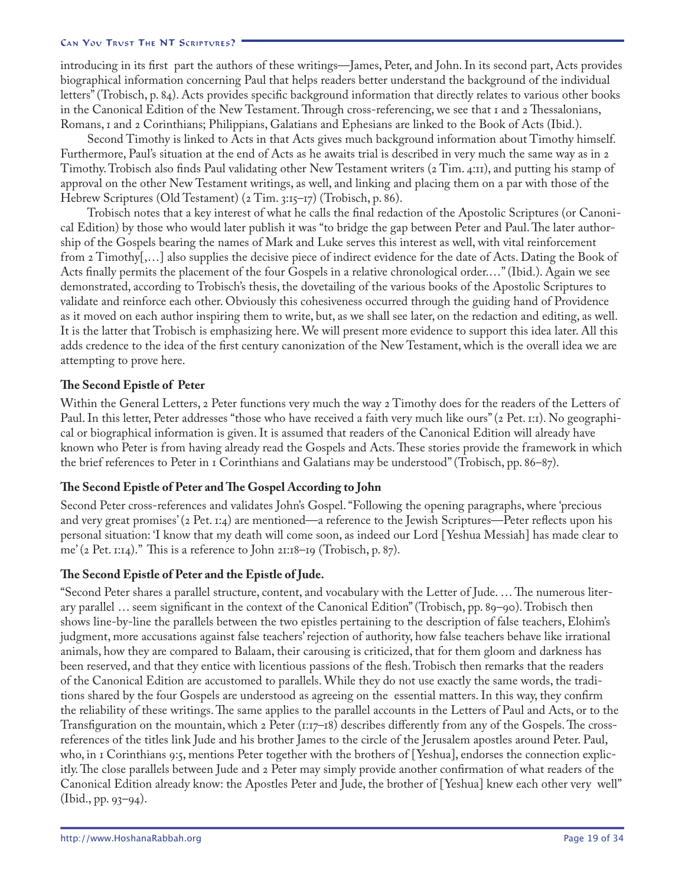introducing in its first part the authors of these writings—James, Peter, and John. In its second part, Acts provides biographical information concerning Paul that helps readers better understand the background of the individual letters" (Trobisch, p. 84). Acts provides specific background information that directly relates to various other books in the Canonical Edition of the New Testament. Through cross-referencing, we see that 1 and 2 Thessalonians, Romans, 1 and 2 Corinthians; Philippians, Galatians and Ephesians are linked to the Book of Acts (Ibid.).

Second Timothy is linked to Acts in that Acts gives much background information about Timothy himself. Furthermore, Paul's situation at the end of Acts as he awaits trial is described in very much the same way as in 2 Timothy. Trobisch also finds Paul validating other New Testament writers (2 Tim. 4:11), and putting his stamp of approval on the other New Testament writings, as well, and linking and placing them on a par with those of the Hebrew Scriptures (Old Testament) (2 Tim. 3:15–17) (Trobisch, p. 86).

Trobisch notes that a key interest of what he calls the final redaction of the Apostolic Scriptures (or Canonical Edition) by those who would later publish it was "to bridge the gap between Peter and Paul. The later authorship of the Gospels bearing the names of Mark and Luke serves this interest as well, with vital reinforcement from 2 Timothy[,…] also supplies the decisive piece of indirect evidence for the date of Acts. Dating the Book of Acts finally permits the placement of the four Gospels in a relative chronological order.…" (Ibid.). Again we see demonstrated, according to Trobisch's thesis, the dovetailing of the various books of the Apostolic Scriptures to validate and reinforce each other. Obviously this cohesiveness occurred through the guiding hand of Providence as it moved on each author inspiring them to write, but, as we shall see later, on the redaction and editing, as well. It is the latter that Trobisch is emphasizing here. We will present more evidence to support this idea later. All this adds credence to the idea of the first century canonization of the New Testament, which is the overall idea we are attempting to prove here.

**The Second Epistle of Peter**

Within the General Letters, 2 Peter functions very much the way 2 Timothy does for the readers of the Letters of Paul. In this letter, Peter addresses "those who have received a faith very much like ours" (2 Pet. 1:1). No geographical or biographical information is given. It is assumed that readers of the Canonical Edition will already have known who Peter is from having already read the Gospels and Acts. These stories provide the framework in which the brief references to Peter in 1 Corinthians and Galatians may be understood" (Trobisch, pp. 86–87).

**The Second Epistle of Peter and The Gospel According to John**

Second Peter cross-references and validates John's Gospel. "Following the opening paragraphs, where 'precious and very great promises' (2 Pet. 1:4) are mentioned—a reference to the Jewish Scriptures—Peter reflects upon his personal situation: 'I know that my death will come soon, as indeed our Lord [Yeshua Messiah] has made clear to me' (2 Pet. 1:14)." This is a reference to John 21:18–19 (Trobisch, p. 87).

**The Second Epistle of Peter and the Epistle of Jude.**

"Second Peter shares a parallel structure, content, and vocabulary with the Letter of Jude. … The numerous literary parallel … seem significant in the context of the Canonical Edition" (Trobisch, pp. 89–90). Trobisch then shows line-by-line the parallels between the two epistles pertaining to the description of false teachers, Elohim's judgment, more accusations against false teachers' rejection of authority, how false teachers behave like irrational animals, how they are compared to Balaam, their carousing is criticized, that for them gloom and darkness has been reserved, and that they entice with licentious passions of the flesh. Trobisch then remarks that the readers of the Canonical Edition are accustomed to parallels. While they do not use exactly the same words, the traditions shared by the four Gospels are understood as agreeing on the essential matters. In this way, they confirm the reliability of these writings. The same applies to the parallel accounts in the Letters of Paul and Acts, or to the Transfiguration on the mountain, which 2 Peter (1:17–18) describes differently from any of the Gospels. The cross-references of the titles link Jude and his brother James to the circle of the Jerusalem apostles around Peter. Paul, who, in 1 Corinthians 9:5, mentions Peter together with the brothers of [Yeshua], endorses the connection explicitly. The close parallels between Jude and 2 Peter may simply provide another confirmation of what readers of the Canonical Edition already know: the Apostles Peter and Jude, the brother of [Yeshua] knew each other very well" (Ibid., pp. 93–94).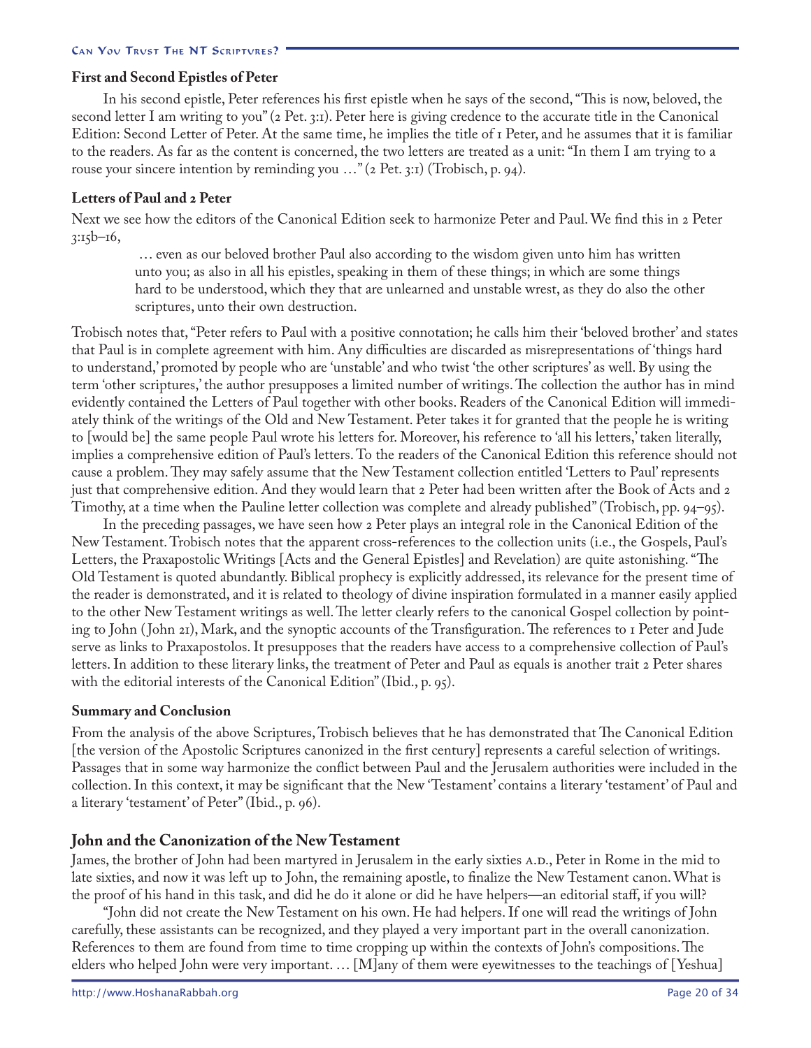### First and Second Epistles of Peter

In his second epistle, Peter references his first epistle when he says of the second, "This is now, beloved, the second letter I am writing to you" (2 Pet. 3:1). Peter here is giving credence to the accurate title in the Canonical Edition: Second Letter of Peter. At the same time, he implies the title of 1 Peter, and he assumes that it is familiar to the readers. As far as the content is concerned, the two letters are treated as a unit: "In them I am trying to a rouse your sincere intention by reminding you …" (2 Pet. 3:1) (Trobisch, p. 94).

### Letters of Paul and 2 Peter

Next we see how the editors of the Canonical Edition seek to harmonize Peter and Paul. We find this in 2 Peter 3:15b–16,

> … even as our beloved brother Paul also according to the wisdom given unto him has written unto you; as also in all his epistles, speaking in them of these things; in which are some things hard to be understood, which they that are unlearned and unstable wrest, as they do also the other scriptures, unto their own destruction.

Trobisch notes that, "Peter refers to Paul with a positive connotation; he calls him their 'beloved brother' and states that Paul is in complete agreement with him. Any difficulties are discarded as misrepresentations of 'things hard to understand,' promoted by people who are 'unstable' and who twist 'the other scriptures' as well. By using the term 'other scriptures,' the author presupposes a limited number of writings. The collection the author has in mind evidently contained the Letters of Paul together with other books. Readers of the Canonical Edition will immediately think of the writings of the Old and New Testament. Peter takes it for granted that the people he is writing to [would be] the same people Paul wrote his letters for. Moreover, his reference to 'all his letters,' taken literally, implies a comprehensive edition of Paul's letters. To the readers of the Canonical Edition this reference should not cause a problem. They may safely assume that the New Testament collection entitled 'Letters to Paul' represents just that comprehensive edition. And they would learn that 2 Peter had been written after the Book of Acts and 2 Timothy, at a time when the Pauline letter collection was complete and already published" (Trobisch, pp. 94–95).

In the preceding passages, we have seen how 2 Peter plays an integral role in the Canonical Edition of the New Testament. Trobisch notes that the apparent cross-references to the collection units (i.e., the Gospels, Paul's Letters, the Praxapostolic Writings [Acts and the General Epistles] and Revelation) are quite astonishing. "The Old Testament is quoted abundantly. Biblical prophecy is explicitly addressed, its relevance for the present time of the reader is demonstrated, and it is related to theology of divine inspiration formulated in a manner easily applied to the other New Testament writings as well. The letter clearly refers to the canonical Gospel collection by pointing to John (John 21), Mark, and the synoptic accounts of the Transfiguration. The references to 1 Peter and Jude serve as links to Praxapostolos. It presupposes that the readers have access to a comprehensive collection of Paul's letters. In addition to these literary links, the treatment of Peter and Paul as equals is another trait 2 Peter shares with the editorial interests of the Canonical Edition" (Ibid., p. 95).

### Summary and Conclusion

From the analysis of the above Scriptures, Trobisch believes that he has demonstrated that The Canonical Edition [the version of the Apostolic Scriptures canonized in the first century] represents a careful selection of writings. Passages that in some way harmonize the conflict between Paul and the Jerusalem authorities were included in the collection. In this context, it may be significant that the New 'Testament' contains a literary 'testament' of Paul and a literary 'testament' of Peter" (Ibid., p. 96).

## John and the Canonization of the New Testament

James, the brother of John had been martyred in Jerusalem in the early sixties A.D., Peter in Rome in the mid to late sixties, and now it was left up to John, the remaining apostle, to finalize the New Testament canon. What is the proof of his hand in this task, and did he do it alone or did he have helpers—an editorial staff, if you will?

"John did not create the New Testament on his own. He had helpers. If one will read the writings of John carefully, these assistants can be recognized, and they played a very important part in the overall canonization. References to them are found from time to time cropping up within the contexts of John's compositions. The elders who helped John were very important. … [M]any of them were eyewitnesses to the teachings of [Yeshua]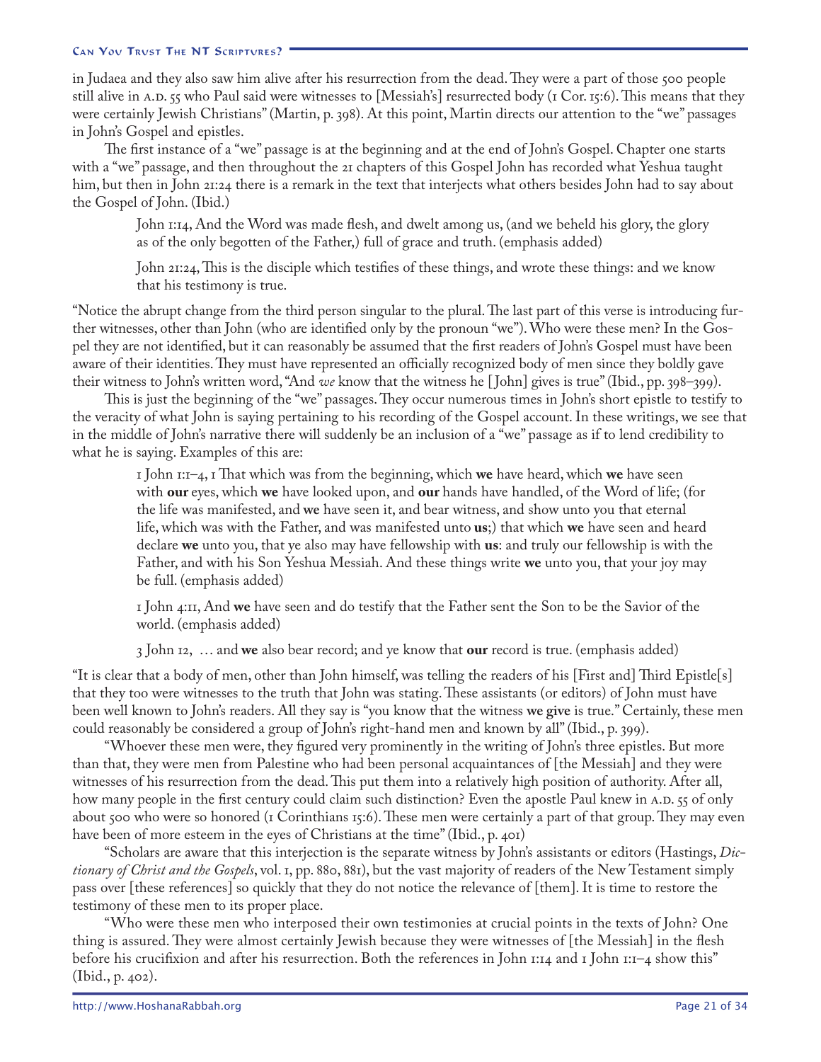in Judaea and they also saw him alive after his resurrection from the dead. They were a part of those 500 people still alive in A.D. 55 who Paul said were witnesses to [Messiah's] resurrected body (1 Cor. 15:6). This means that they were certainly Jewish Christians" (Martin, p. 398). At this point, Martin directs our attention to the "we" passages in John's Gospel and epistles.

The first instance of a "we" passage is at the beginning and at the end of John's Gospel. Chapter one starts with a "we" passage, and then throughout the 21 chapters of this Gospel John has recorded what Yeshua taught him, but then in John 21:24 there is a remark in the text that interjects what others besides John had to say about the Gospel of John. (Ibid.)

> John 1:14, And the Word was made flesh, and dwelt among us, (and we beheld his glory, the glory as of the only begotten of the Father,) full of grace and truth. (emphasis added)
>
> John 21:24, This is the disciple which testifies of these things, and wrote these things: and we know that his testimony is true.

"Notice the abrupt change from the third person singular to the plural. The last part of this verse is introducing further witnesses, other than John (who are identified only by the pronoun "we"). Who were these men? In the Gospel they are not identified, but it can reasonably be assumed that the first readers of John's Gospel must have been aware of their identities. They must have represented an officially recognized body of men since they boldly gave their witness to John's written word, "And *we* know that the witness he [John] gives is true" (Ibid., pp. 398–399).

This is just the beginning of the "we" passages. They occur numerous times in John's short epistle to testify to the veracity of what John is saying pertaining to his recording of the Gospel account. In these writings, we see that in the middle of John's narrative there will suddenly be an inclusion of a "we" passage as if to lend credibility to what he is saying. Examples of this are:

> 1 John 1:1–4, 1 That which was from the beginning, which **we** have heard, which **we** have seen with **our** eyes, which **we** have looked upon, and **our** hands have handled, of the Word of life; (for the life was manifested, and **we** have seen it, and bear witness, and show unto you that eternal life, which was with the Father, and was manifested unto **us**;) that which **we** have seen and heard declare **we** unto you, that ye also may have fellowship with **us**: and truly our fellowship is with the Father, and with his Son Yeshua Messiah. And these things write **we** unto you, that your joy may be full. (emphasis added)
>
> 1 John 4:11, And **we** have seen and do testify that the Father sent the Son to be the Savior of the world. (emphasis added)
>
> 3 John 12, … and **we** also bear record; and ye know that **our** record is true. (emphasis added)

"It is clear that a body of men, other than John himself, was telling the readers of his [First and] Third Epistle[s] that they too were witnesses to the truth that John was stating. These assistants (or editors) of John must have been well known to John's readers. All they say is "you know that the witness **we give** is true." Certainly, these men could reasonably be considered a group of John's right-hand men and known by all" (Ibid., p. 399).

"Whoever these men were, they figured very prominently in the writing of John's three epistles. But more than that, they were men from Palestine who had been personal acquaintances of [the Messiah] and they were witnesses of his resurrection from the dead. This put them into a relatively high position of authority. After all, how many people in the first century could claim such distinction? Even the apostle Paul knew in A.D. 55 of only about 500 who were so honored (1 Corinthians 15:6). These men were certainly a part of that group. They may even have been of more esteem in the eyes of Christians at the time" (Ibid., p. 401)

"Scholars are aware that this interjection is the separate witness by John's assistants or editors (Hastings, *Dictionary of Christ and the Gospels*, vol. 1, pp. 880, 881), but the vast majority of readers of the New Testament simply pass over [these references] so quickly that they do not notice the relevance of [them]. It is time to restore the testimony of these men to its proper place.

"Who were these men who interposed their own testimonies at crucial points in the texts of John? One thing is assured. They were almost certainly Jewish because they were witnesses of [the Messiah] in the flesh before his crucifixion and after his resurrection. Both the references in John 1:14 and 1 John 1:1–4 show this" (Ibid., p. 402).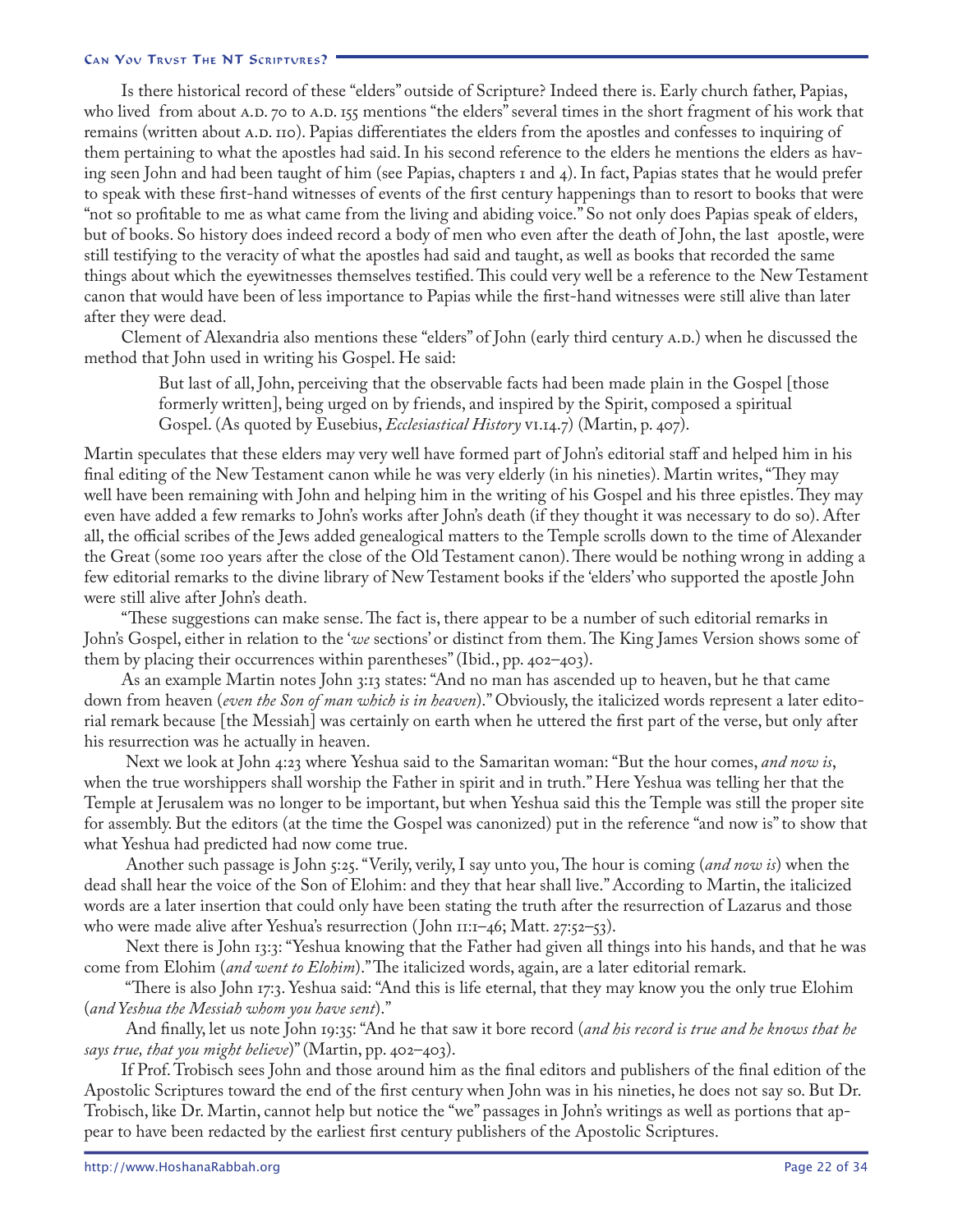Is there historical record of these "elders" outside of Scripture? Indeed there is. Early church father, Papias, who lived from about A.D. 70 to A.D. 155 mentions "the elders" several times in the short fragment of his work that remains (written about A.D. 110). Papias differentiates the elders from the apostles and confesses to inquiring of them pertaining to what the apostles had said. In his second reference to the elders he mentions the elders as having seen John and had been taught of him (see Papias, chapters 1 and 4). In fact, Papias states that he would prefer to speak with these first-hand witnesses of events of the first century happenings than to resort to books that were "not so profitable to me as what came from the living and abiding voice." So not only does Papias speak of elders, but of books. So history does indeed record a body of men who even after the death of John, the last apostle, were still testifying to the veracity of what the apostles had said and taught, as well as books that recorded the same things about which the eyewitnesses themselves testified. This could very well be a reference to the New Testament canon that would have been of less importance to Papias while the first-hand witnesses were still alive than later after they were dead.

Clement of Alexandria also mentions these "elders" of John (early third century A.D.) when he discussed the method that John used in writing his Gospel. He said:

> But last of all, John, perceiving that the observable facts had been made plain in the Gospel [those formerly written], being urged on by friends, and inspired by the Spirit, composed a spiritual Gospel. (As quoted by Eusebius, *Ecclesiastical History* VI.14.7) (Martin, p. 407).

Martin speculates that these elders may very well have formed part of John's editorial staff and helped him in his final editing of the New Testament canon while he was very elderly (in his nineties). Martin writes, "They may well have been remaining with John and helping him in the writing of his Gospel and his three epistles. They may even have added a few remarks to John's works after John's death (if they thought it was necessary to do so). After all, the official scribes of the Jews added genealogical matters to the Temple scrolls down to the time of Alexander the Great (some 100 years after the close of the Old Testament canon). There would be nothing wrong in adding a few editorial remarks to the divine library of New Testament books if the 'elders' who supported the apostle John were still alive after John's death.

"These suggestions can make sense. The fact is, there appear to be a number of such editorial remarks in John's Gospel, either in relation to the '*we* sections' or distinct from them. The King James Version shows some of them by placing their occurrences within parentheses" (Ibid., pp. 402–403).

As an example Martin notes John 3:13 states: "And no man has ascended up to heaven, but he that came down from heaven (*even the Son of man which is in heaven*)." Obviously, the italicized words represent a later editorial remark because [the Messiah] was certainly on earth when he uttered the first part of the verse, but only after his resurrection was he actually in heaven.

Next we look at John 4:23 where Yeshua said to the Samaritan woman: "But the hour comes, *and now is*, when the true worshippers shall worship the Father in spirit and in truth." Here Yeshua was telling her that the Temple at Jerusalem was no longer to be important, but when Yeshua said this the Temple was still the proper site for assembly. But the editors (at the time the Gospel was canonized) put in the reference "and now is" to show that what Yeshua had predicted had now come true.

Another such passage is John 5:25. "Verily, verily, I say unto you, The hour is coming (*and now is*) when the dead shall hear the voice of the Son of Elohim: and they that hear shall live." According to Martin, the italicized words are a later insertion that could only have been stating the truth after the resurrection of Lazarus and those who were made alive after Yeshua's resurrection (John 11:1–46; Matt. 27:52–53).

Next there is John 13:3: "Yeshua knowing that the Father had given all things into his hands, and that he was come from Elohim (*and went to Elohim*)." The italicized words, again, are a later editorial remark.

"There is also John 17:3. Yeshua said: "And this is life eternal, that they may know you the only true Elohim (*and Yeshua the Messiah whom you have sent*)."

And finally, let us note John 19:35: "And he that saw it bore record (*and his record is true and he knows that he says true, that you might believe*)" (Martin, pp. 402–403).

If Prof. Trobisch sees John and those around him as the final editors and publishers of the final edition of the Apostolic Scriptures toward the end of the first century when John was in his nineties, he does not say so. But Dr. Trobisch, like Dr. Martin, cannot help but notice the "we" passages in John's writings as well as portions that appear to have been redacted by the earliest first century publishers of the Apostolic Scriptures.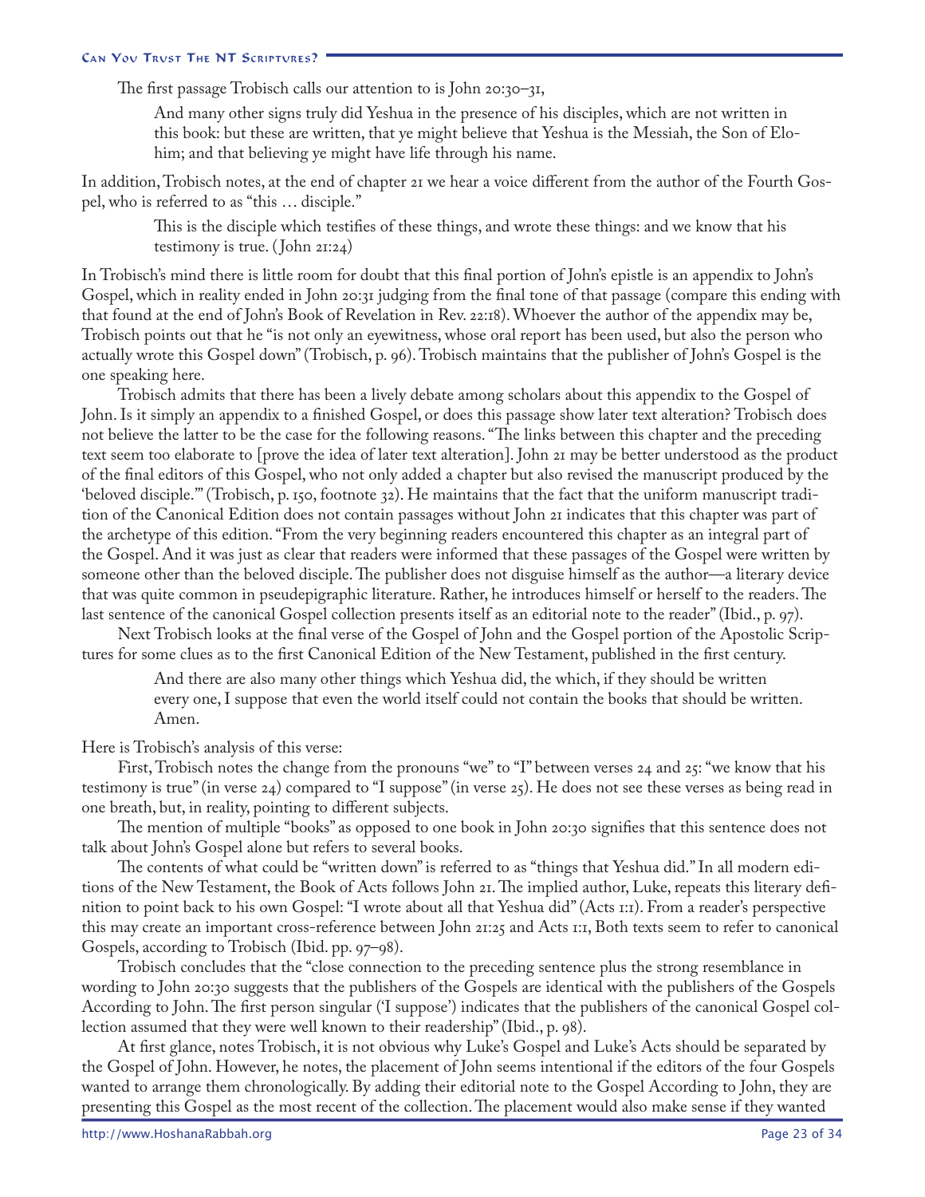The first passage Trobisch calls our attention to is John 20:30–31,

> And many other signs truly did Yeshua in the presence of his disciples, which are not written in this book: but these are written, that ye might believe that Yeshua is the Messiah, the Son of Elohim; and that believing ye might have life through his name.

In addition, Trobisch notes, at the end of chapter 21 we hear a voice different from the author of the Fourth Gospel, who is referred to as "this … disciple."

> This is the disciple which testifies of these things, and wrote these things: and we know that his testimony is true. (John 21:24)

In Trobisch's mind there is little room for doubt that this final portion of John's epistle is an appendix to John's Gospel, which in reality ended in John 20:31 judging from the final tone of that passage (compare this ending with that found at the end of John's Book of Revelation in Rev. 22:18). Whoever the author of the appendix may be, Trobisch points out that he "is not only an eyewitness, whose oral report has been used, but also the person who actually wrote this Gospel down" (Trobisch, p. 96). Trobisch maintains that the publisher of John's Gospel is the one speaking here.

Trobisch admits that there has been a lively debate among scholars about this appendix to the Gospel of John. Is it simply an appendix to a finished Gospel, or does this passage show later text alteration? Trobisch does not believe the latter to be the case for the following reasons. "The links between this chapter and the preceding text seem too elaborate to [prove the idea of later text alteration]. John 21 may be better understood as the product of the final editors of this Gospel, who not only added a chapter but also revised the manuscript produced by the 'beloved disciple.'" (Trobisch, p. 150, footnote 32). He maintains that the fact that the uniform manuscript tradition of the Canonical Edition does not contain passages without John 21 indicates that this chapter was part of the archetype of this edition. "From the very beginning readers encountered this chapter as an integral part of the Gospel. And it was just as clear that readers were informed that these passages of the Gospel were written by someone other than the beloved disciple. The publisher does not disguise himself as the author—a literary device that was quite common in pseudepigraphic literature. Rather, he introduces himself or herself to the readers. The last sentence of the canonical Gospel collection presents itself as an editorial note to the reader" (Ibid., p. 97).

Next Trobisch looks at the final verse of the Gospel of John and the Gospel portion of the Apostolic Scriptures for some clues as to the first Canonical Edition of the New Testament, published in the first century.

> And there are also many other things which Yeshua did, the which, if they should be written every one, I suppose that even the world itself could not contain the books that should be written. Amen.

Here is Trobisch's analysis of this verse:

First, Trobisch notes the change from the pronouns "we" to "I" between verses 24 and 25: "we know that his testimony is true" (in verse 24) compared to "I suppose" (in verse 25). He does not see these verses as being read in one breath, but, in reality, pointing to different subjects.

The mention of multiple "books" as opposed to one book in John 20:30 signifies that this sentence does not talk about John's Gospel alone but refers to several books.

The contents of what could be "written down" is referred to as "things that Yeshua did." In all modern editions of the New Testament, the Book of Acts follows John 21. The implied author, Luke, repeats this literary definition to point back to his own Gospel: "I wrote about all that Yeshua did" (Acts 1:1). From a reader's perspective this may create an important cross-reference between John 21:25 and Acts 1:1, Both texts seem to refer to canonical Gospels, according to Trobisch (Ibid. pp. 97–98).

Trobisch concludes that the "close connection to the preceding sentence plus the strong resemblance in wording to John 20:30 suggests that the publishers of the Gospels are identical with the publishers of the Gospels According to John. The first person singular ('I suppose') indicates that the publishers of the canonical Gospel collection assumed that they were well known to their readership" (Ibid., p. 98).

At first glance, notes Trobisch, it is not obvious why Luke's Gospel and Luke's Acts should be separated by the Gospel of John. However, he notes, the placement of John seems intentional if the editors of the four Gospels wanted to arrange them chronologically. By adding their editorial note to the Gospel According to John, they are presenting this Gospel as the most recent of the collection. The placement would also make sense if they wanted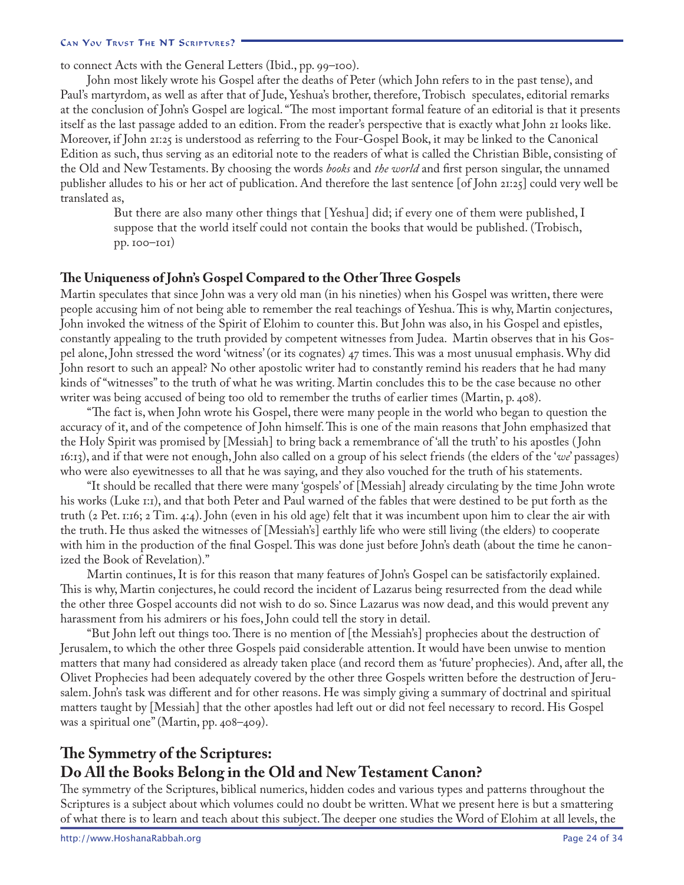to connect Acts with the General Letters (Ibid., pp. 99–100).

John most likely wrote his Gospel after the deaths of Peter (which John refers to in the past tense), and Paul's martyrdom, as well as after that of Jude, Yeshua's brother, therefore, Trobisch speculates, editorial remarks at the conclusion of John's Gospel are logical. "The most important formal feature of an editorial is that it presents itself as the last passage added to an edition. From the reader's perspective that is exactly what John 21 looks like. Moreover, if John 21:25 is understood as referring to the Four-Gospel Book, it may be linked to the Canonical Edition as such, thus serving as an editorial note to the readers of what is called the Christian Bible, consisting of the Old and New Testaments. By choosing the words *books* and *the world* and first person singular, the unnamed publisher alludes to his or her act of publication. And therefore the last sentence [of John 21:25] could very well be translated as,

> But there are also many other things that [Yeshua] did; if every one of them were published, I suppose that the world itself could not contain the books that would be published. (Trobisch, pp. 100–101)

### The Uniqueness of John's Gospel Compared to the Other Three Gospels

Martin speculates that since John was a very old man (in his nineties) when his Gospel was written, there were people accusing him of not being able to remember the real teachings of Yeshua. This is why, Martin conjectures, John invoked the witness of the Spirit of Elohim to counter this. But John was also, in his Gospel and epistles, constantly appealing to the truth provided by competent witnesses from Judea. Martin observes that in his Gospel alone, John stressed the word 'witness' (or its cognates) 47 times. This was a most unusual emphasis. Why did John resort to such an appeal? No other apostolic writer had to constantly remind his readers that he had many kinds of "witnesses" to the truth of what he was writing. Martin concludes this to be the case because no other writer was being accused of being too old to remember the truths of earlier times (Martin, p. 408).

"The fact is, when John wrote his Gospel, there were many people in the world who began to question the accuracy of it, and of the competence of John himself. This is one of the main reasons that John emphasized that the Holy Spirit was promised by [Messiah] to bring back a remembrance of 'all the truth' to his apostles (John 16:13), and if that were not enough, John also called on a group of his select friends (the elders of the '*we*' passages) who were also eyewitnesses to all that he was saying, and they also vouched for the truth of his statements.

"It should be recalled that there were many 'gospels' of [Messiah] already circulating by the time John wrote his works (Luke 1:1), and that both Peter and Paul warned of the fables that were destined to be put forth as the truth (2 Pet. 1:16; 2 Tim. 4:4). John (even in his old age) felt that it was incumbent upon him to clear the air with the truth. He thus asked the witnesses of [Messiah's] earthly life who were still living (the elders) to cooperate with him in the production of the final Gospel. This was done just before John's death (about the time he canonized the Book of Revelation)."

Martin continues, It is for this reason that many features of John's Gospel can be satisfactorily explained. This is why, Martin conjectures, he could record the incident of Lazarus being resurrected from the dead while the other three Gospel accounts did not wish to do so. Since Lazarus was now dead, and this would prevent any harassment from his admirers or his foes, John could tell the story in detail.

"But John left out things too. There is no mention of [the Messiah's] prophecies about the destruction of Jerusalem, to which the other three Gospels paid considerable attention. It would have been unwise to mention matters that many had considered as already taken place (and record them as 'future' prophecies). And, after all, the Olivet Prophecies had been adequately covered by the other three Gospels written before the destruction of Jerusalem. John's task was different and for other reasons. He was simply giving a summary of doctrinal and spiritual matters taught by [Messiah] that the other apostles had left out or did not feel necessary to record. His Gospel was a spiritual one" (Martin, pp. 408–409).

## The Symmetry of the Scriptures: Do All the Books Belong in the Old and New Testament Canon?

The symmetry of the Scriptures, biblical numerics, hidden codes and various types and patterns throughout the Scriptures is a subject about which volumes could no doubt be written. What we present here is but a smattering of what there is to learn and teach about this subject. The deeper one studies the Word of Elohim at all levels, the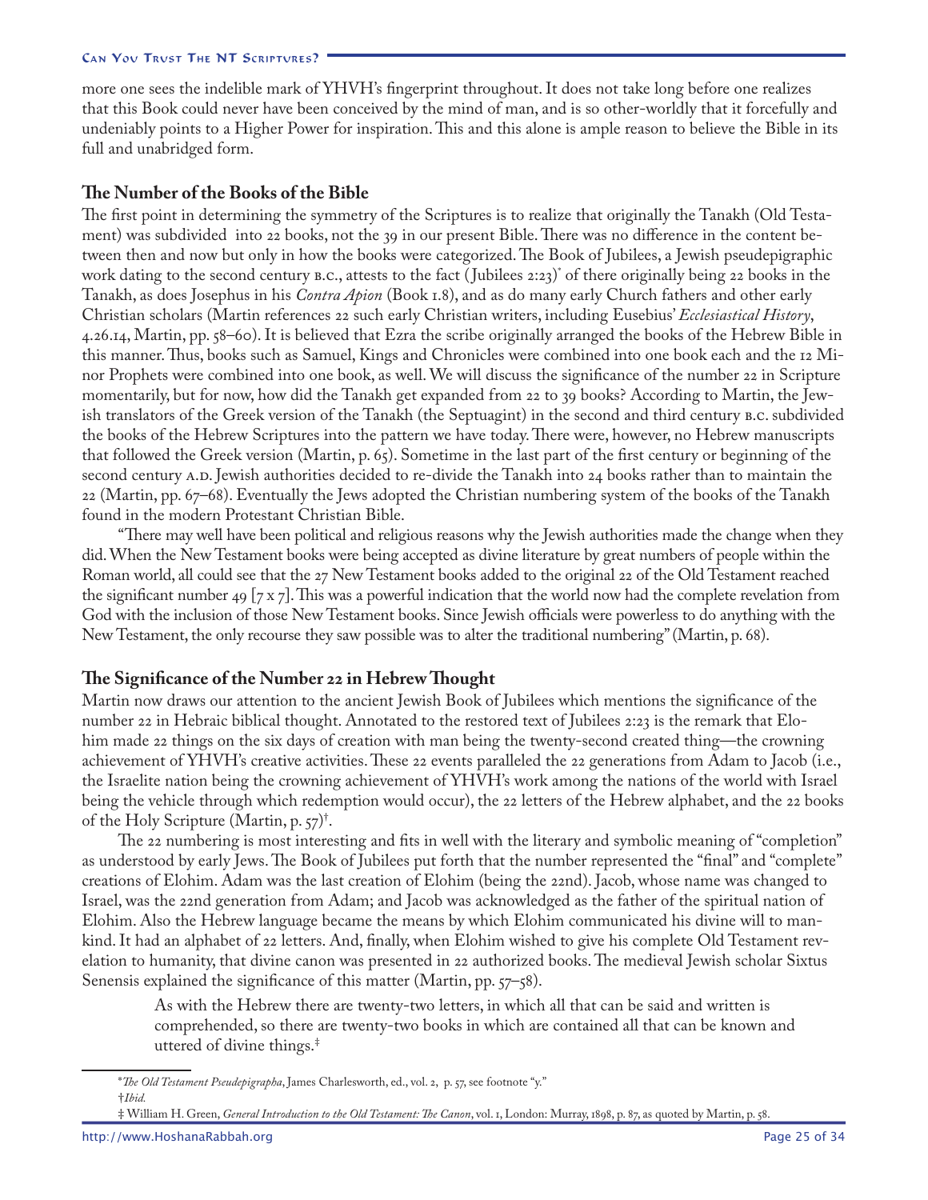more one sees the indelible mark of YHVH's fingerprint throughout. It does not take long before one realizes that this Book could never have been conceived by the mind of man, and is so other-worldly that it forcefully and undeniably points to a Higher Power for inspiration. This and this alone is ample reason to believe the Bible in its full and unabridged form.

## The Number of the Books of the Bible

The first point in determining the symmetry of the Scriptures is to realize that originally the Tanakh (Old Testament) was subdivided into 22 books, not the 39 in our present Bible. There was no difference in the content between then and now but only in how the books were categorized. The Book of Jubilees, a Jewish pseudepigraphic work dating to the second century B.C., attests to the fact (Jubilees 2:23)* of there originally being 22 books in the Tanakh, as does Josephus in his *Contra Apion* (Book 1.8), and as do many early Church fathers and other early Christian scholars (Martin references 22 such early Christian writers, including Eusebius' *Ecclesiastical History*, 4.26.14, Martin, pp. 58–60). It is believed that Ezra the scribe originally arranged the books of the Hebrew Bible in this manner. Thus, books such as Samuel, Kings and Chronicles were combined into one book each and the 12 Minor Prophets were combined into one book, as well. We will discuss the significance of the number 22 in Scripture momentarily, but for now, how did the Tanakh get expanded from 22 to 39 books? According to Martin, the Jewish translators of the Greek version of the Tanakh (the Septuagint) in the second and third century B.C. subdivided the books of the Hebrew Scriptures into the pattern we have today. There were, however, no Hebrew manuscripts that followed the Greek version (Martin, p. 65). Sometime in the last part of the first century or beginning of the second century A.D. Jewish authorities decided to re-divide the Tanakh into 24 books rather than to maintain the 22 (Martin, pp. 67–68). Eventually the Jews adopted the Christian numbering system of the books of the Tanakh found in the modern Protestant Christian Bible.

"There may well have been political and religious reasons why the Jewish authorities made the change when they did. When the New Testament books were being accepted as divine literature by great numbers of people within the Roman world, all could see that the 27 New Testament books added to the original 22 of the Old Testament reached the significant number 49 [7 x 7]. This was a powerful indication that the world now had the complete revelation from God with the inclusion of those New Testament books. Since Jewish officials were powerless to do anything with the New Testament, the only recourse they saw possible was to alter the traditional numbering" (Martin, p. 68).

## The Significance of the Number 22 in Hebrew Thought

Martin now draws our attention to the ancient Jewish Book of Jubilees which mentions the significance of the number 22 in Hebraic biblical thought. Annotated to the restored text of Jubilees 2:23 is the remark that Elohim made 22 things on the six days of creation with man being the twenty-second created thing—the crowning achievement of YHVH's creative activities. These 22 events paralleled the 22 generations from Adam to Jacob (i.e., the Israelite nation being the crowning achievement of YHVH's work among the nations of the world with Israel being the vehicle through which redemption would occur), the 22 letters of the Hebrew alphabet, and the 22 books of the Holy Scripture (Martin, p. 57)†.

The 22 numbering is most interesting and fits in well with the literary and symbolic meaning of "completion" as understood by early Jews. The Book of Jubilees put forth that the number represented the "final" and "complete" creations of Elohim. Adam was the last creation of Elohim (being the 22nd). Jacob, whose name was changed to Israel, was the 22nd generation from Adam; and Jacob was acknowledged as the father of the spiritual nation of Elohim. Also the Hebrew language became the means by which Elohim communicated his divine will to mankind. It had an alphabet of 22 letters. And, finally, when Elohim wished to give his complete Old Testament revelation to humanity, that divine canon was presented in 22 authorized books. The medieval Jewish scholar Sixtus Senensis explained the significance of this matter (Martin, pp. 57–58).

> As with the Hebrew there are twenty-two letters, in which all that can be said and written is comprehended, so there are twenty-two books in which are contained all that can be known and uttered of divine things.‡

---

\* *The Old Testament Pseudepigrapha*, James Charlesworth, ed., vol. 2, p. 57, see footnote "y."

† *Ibid.*

‡ William H. Green, *General Introduction to the Old Testament: The Canon*, vol. 1, London: Murray, 1898, p. 87, as quoted by Martin, p. 58.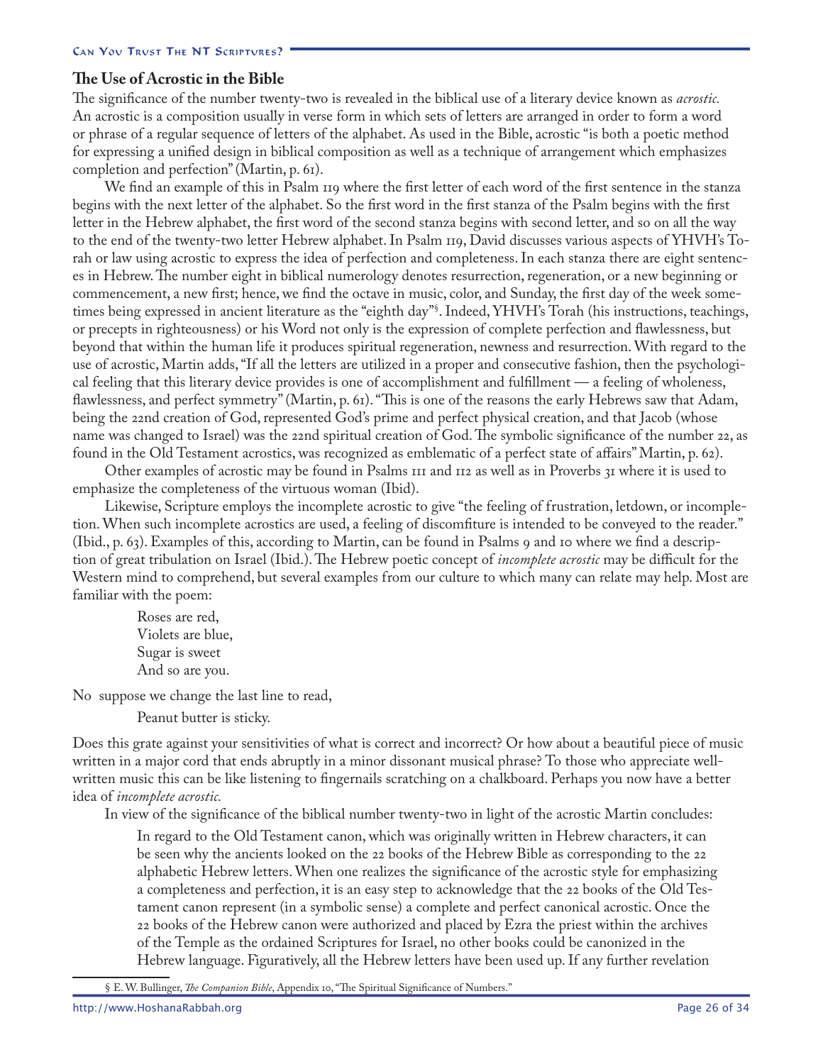### The Use of Acrostic in the Bible

The significance of the number twenty-two is revealed in the biblical use of a literary device known as *acrostic.* An acrostic is a composition usually in verse form in which sets of letters are arranged in order to form a word or phrase of a regular sequence of letters of the alphabet. As used in the Bible, acrostic "is both a poetic method for expressing a unified design in biblical composition as well as a technique of arrangement which emphasizes completion and perfection" (Martin, p. 61).

We find an example of this in Psalm 119 where the first letter of each word of the first sentence in the stanza begins with the next letter of the alphabet. So the first word in the first stanza of the Psalm begins with the first letter in the Hebrew alphabet, the first word of the second stanza begins with second letter, and so on all the way to the end of the twenty-two letter Hebrew alphabet. In Psalm 119, David discusses various aspects of YHVH's Torah or law using acrostic to express the idea of perfection and completeness. In each stanza there are eight sentences in Hebrew. The number eight in biblical numerology denotes resurrection, regeneration, or a new beginning or commencement, a new first; hence, we find the octave in music, color, and Sunday, the first day of the week sometimes being expressed in ancient literature as the "eighth day"§. Indeed, YHVH's Torah (his instructions, teachings, or precepts in righteousness) or his Word not only is the expression of complete perfection and flawlessness, but beyond that within the human life it produces spiritual regeneration, newness and resurrection. With regard to the use of acrostic, Martin adds, "If all the letters are utilized in a proper and consecutive fashion, then the psychological feeling that this literary device provides is one of accomplishment and fulfillment — a feeling of wholeness, flawlessness, and perfect symmetry" (Martin, p. 61). "This is one of the reasons the early Hebrews saw that Adam, being the 22nd creation of God, represented God's prime and perfect physical creation, and that Jacob (whose name was changed to Israel) was the 22nd spiritual creation of God. The symbolic significance of the number 22, as found in the Old Testament acrostics, was recognized as emblematic of a perfect state of affairs" Martin, p. 62).

Other examples of acrostic may be found in Psalms 111 and 112 as well as in Proverbs 31 where it is used to emphasize the completeness of the virtuous woman (Ibid).

Likewise, Scripture employs the incomplete acrostic to give "the feeling of frustration, letdown, or incompletion. When such incomplete acrostics are used, a feeling of discomfiture is intended to be conveyed to the reader." (Ibid., p. 63). Examples of this, according to Martin, can be found in Psalms 9 and 10 where we find a description of great tribulation on Israel (Ibid.). The Hebrew poetic concept of *incomplete acrostic* may be difficult for the Western mind to comprehend, but several examples from our culture to which many can relate may help. Most are familiar with the poem:

> Roses are red,
> Violets are blue,
> Sugar is sweet
> And so are you.

No suppose we change the last line to read,

> Peanut butter is sticky.

Does this grate against your sensitivities of what is correct and incorrect? Or how about a beautiful piece of music written in a major cord that ends abruptly in a minor dissonant musical phrase? To those who appreciate well-written music this can be like listening to fingernails scratching on a chalkboard. Perhaps you now have a better idea of *incomplete acrostic.*

In view of the significance of the biblical number twenty-two in light of the acrostic Martin concludes:

> In regard to the Old Testament canon, which was originally written in Hebrew characters, it can be seen why the ancients looked on the 22 books of the Hebrew Bible as corresponding to the 22 alphabetic Hebrew letters. When one realizes the significance of the acrostic style for emphasizing a completeness and perfection, it is an easy step to acknowledge that the 22 books of the Old Testament canon represent (in a symbolic sense) a complete and perfect canonical acrostic. Once the 22 books of the Hebrew canon were authorized and placed by Ezra the priest within the archives of the Temple as the ordained Scriptures for Israel, no other books could be canonized in the Hebrew language. Figuratively, all the Hebrew letters have been used up. If any further revelation

§ E. W. Bullinger, *The Companion Bible*, Appendix 10, "The Spiritual Significance of Numbers."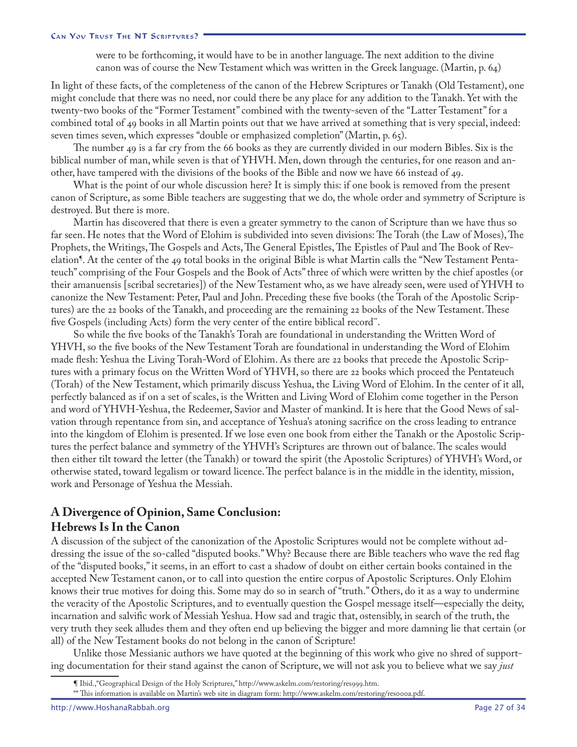were to be forthcoming, it would have to be in another language. The next addition to the divine canon was of course the New Testament which was written in the Greek language. (Martin, p. 64)

In light of these facts, of the completeness of the canon of the Hebrew Scriptures or Tanakh (Old Testament), one might conclude that there was no need, nor could there be any place for any addition to the Tanakh. Yet with the twenty-two books of the "Former Testament" combined with the twenty-seven of the "Latter Testament" for a combined total of 49 books in all Martin points out that we have arrived at something that is very special, indeed: seven times seven, which expresses "double or emphasized completion" (Martin, p. 65).

The number 49 is a far cry from the 66 books as they are currently divided in our modern Bibles. Six is the biblical number of man, while seven is that of YHVH. Men, down through the centuries, for one reason and another, have tampered with the divisions of the books of the Bible and now we have 66 instead of 49.

What is the point of our whole discussion here? It is simply this: if one book is removed from the present canon of Scripture, as some Bible teachers are suggesting that we do, the whole order and symmetry of Scripture is destroyed. But there is more.

Martin has discovered that there is even a greater symmetry to the canon of Scripture than we have thus so far seen. He notes that the Word of Elohim is subdivided into seven divisions: The Torah (the Law of Moses), The Prophets, the Writings, The Gospels and Acts, The General Epistles, The Epistles of Paul and The Book of Revelation¶. At the center of the 49 total books in the original Bible is what Martin calls the "New Testament Pentateuch" comprising of the Four Gospels and the Book of Acts" three of which were written by the chief apostles (or their amanuensis [scribal secretaries]) of the New Testament who, as we have already seen, were used of YHVH to canonize the New Testament: Peter, Paul and John. Preceding these five books (the Torah of the Apostolic Scriptures) are the 22 books of the Tanakh, and proceeding are the remaining 22 books of the New Testament. These five Gospels (including Acts) form the very center of the entire biblical record**.

So while the five books of the Tanakh's Torah are foundational in understanding the Written Word of YHVH, so the five books of the New Testament Torah are foundational in understanding the Word of Elohim made flesh: Yeshua the Living Torah-Word of Elohim. As there are 22 books that precede the Apostolic Scriptures with a primary focus on the Written Word of YHVH, so there are 22 books which proceed the Pentateuch (Torah) of the New Testament, which primarily discuss Yeshua, the Living Word of Elohim. In the center of it all, perfectly balanced as if on a set of scales, is the Written and Living Word of Elohim come together in the Person and word of YHVH-Yeshua, the Redeemer, Savior and Master of mankind. It is here that the Good News of salvation through repentance from sin, and acceptance of Yeshua's atoning sacrifice on the cross leading to entrance into the kingdom of Elohim is presented. If we lose even one book from either the Tanakh or the Apostolic Scriptures the perfect balance and symmetry of the YHVH's Scriptures are thrown out of balance. The scales would then either tilt toward the letter (the Tanakh) or toward the spirit (the Apostolic Scriptures) of YHVH's Word, or otherwise stated, toward legalism or toward licence. The perfect balance is in the middle in the identity, mission, work and Personage of Yeshua the Messiah.

## A Divergence of Opinion, Same Conclusion: Hebrews Is In the Canon

A discussion of the subject of the canonization of the Apostolic Scriptures would not be complete without addressing the issue of the so-called "disputed books." Why? Because there are Bible teachers who wave the red flag of the "disputed books," it seems, in an effort to cast a shadow of doubt on either certain books contained in the accepted New Testament canon, or to call into question the entire corpus of Apostolic Scriptures. Only Elohim knows their true motives for doing this. Some may do so in search of "truth." Others, do it as a way to undermine the veracity of the Apostolic Scriptures, and to eventually question the Gospel message itself—especially the deity, incarnation and salvific work of Messiah Yeshua. How sad and tragic that, ostensibly, in search of the truth, the very truth they seek alludes them and they often end up believing the bigger and more damning lie that certain (or all) of the New Testament books do not belong in the canon of Scripture!

Unlike those Messianic authors we have quoted at the beginning of this work who give no shred of supporting documentation for their stand against the canon of Scripture, we will not ask you to believe what we say *just*

¶ Ibid., "Geographical Design of the Holy Scriptures," http://www.askelm.com/restoring/res999.htm.

** This information is available on Martin's web site in diagram form: http://www.askelm.com/restoring/res000a.pdf.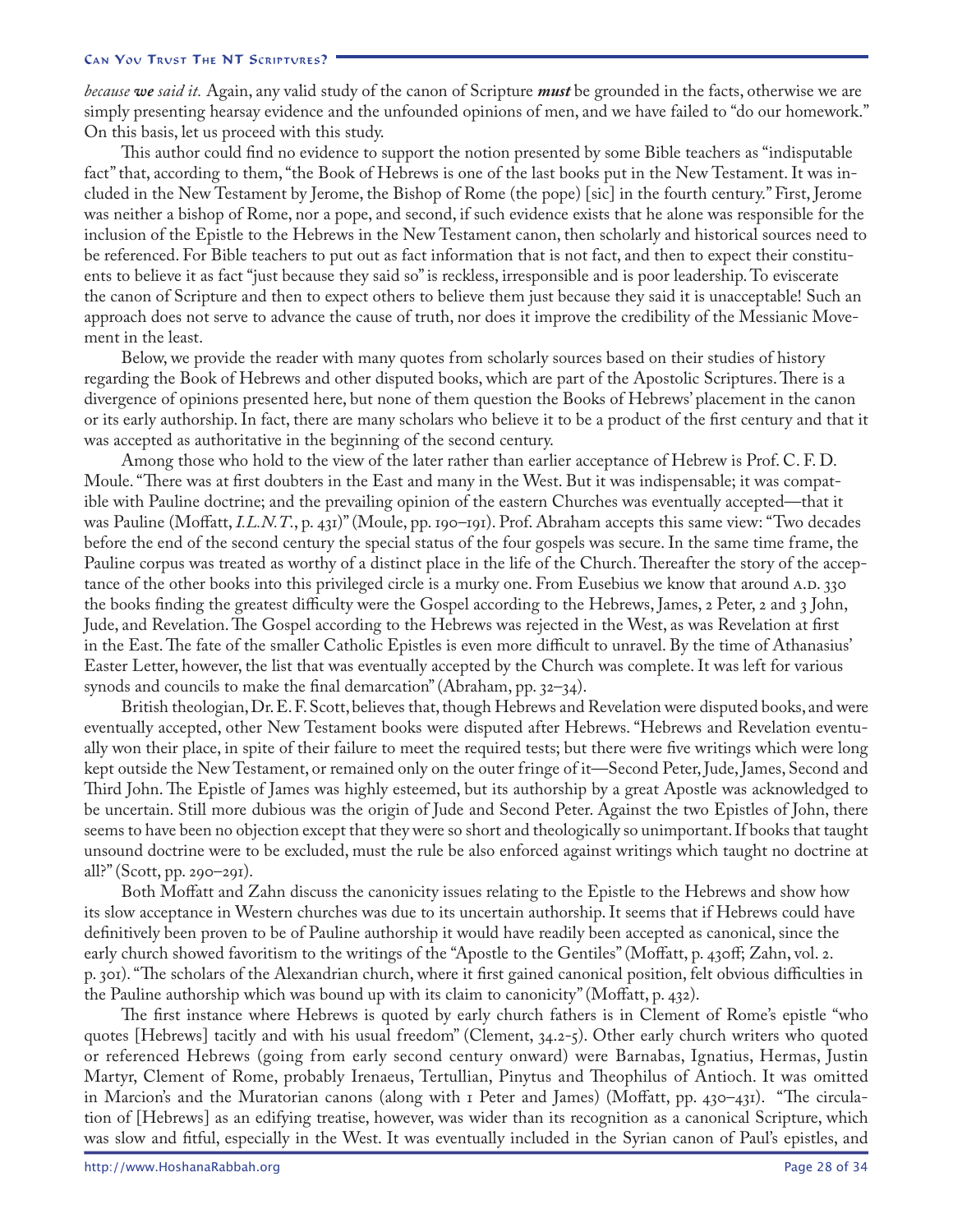*because **we** said it.* Again, any valid study of the canon of Scripture ***must*** be grounded in the facts, otherwise we are simply presenting hearsay evidence and the unfounded opinions of men, and we have failed to "do our homework." On this basis, let us proceed with this study.

This author could find no evidence to support the notion presented by some Bible teachers as "indisputable fact" that, according to them, "the Book of Hebrews is one of the last books put in the New Testament. It was included in the New Testament by Jerome, the Bishop of Rome (the pope) [sic] in the fourth century." First, Jerome was neither a bishop of Rome, nor a pope, and second, if such evidence exists that he alone was responsible for the inclusion of the Epistle to the Hebrews in the New Testament canon, then scholarly and historical sources need to be referenced. For Bible teachers to put out as fact information that is not fact, and then to expect their constituents to believe it as fact "just because they said so" is reckless, irresponsible and is poor leadership. To eviscerate the canon of Scripture and then to expect others to believe them just because they said it is unacceptable! Such an approach does not serve to advance the cause of truth, nor does it improve the credibility of the Messianic Movement in the least.

Below, we provide the reader with many quotes from scholarly sources based on their studies of history regarding the Book of Hebrews and other disputed books, which are part of the Apostolic Scriptures. There is a divergence of opinions presented here, but none of them question the Books of Hebrews' placement in the canon or its early authorship. In fact, there are many scholars who believe it to be a product of the first century and that it was accepted as authoritative in the beginning of the second century.

Among those who hold to the view of the later rather than earlier acceptance of Hebrew is Prof. C. F. D. Moule. "There was at first doubters in the East and many in the West. But it was indispensable; it was compatible with Pauline doctrine; and the prevailing opinion of the eastern Churches was eventually accepted—that it was Pauline (Moffatt, *I.L.N.T.*, p. 431)" (Moule, pp. 190–191). Prof. Abraham accepts this same view: "Two decades before the end of the second century the special status of the four gospels was secure. In the same time frame, the Pauline corpus was treated as worthy of a distinct place in the life of the Church. Thereafter the story of the acceptance of the other books into this privileged circle is a murky one. From Eusebius we know that around A.D. 330 the books finding the greatest difficulty were the Gospel according to the Hebrews, James, 2 Peter, 2 and 3 John, Jude, and Revelation. The Gospel according to the Hebrews was rejected in the West, as was Revelation at first in the East. The fate of the smaller Catholic Epistles is even more difficult to unravel. By the time of Athanasius' Easter Letter, however, the list that was eventually accepted by the Church was complete. It was left for various synods and councils to make the final demarcation" (Abraham, pp. 32–34).

British theologian, Dr. E. F. Scott, believes that, though Hebrews and Revelation were disputed books, and were eventually accepted, other New Testament books were disputed after Hebrews. "Hebrews and Revelation eventually won their place, in spite of their failure to meet the required tests; but there were five writings which were long kept outside the New Testament, or remained only on the outer fringe of it—Second Peter, Jude, James, Second and Third John. The Epistle of James was highly esteemed, but its authorship by a great Apostle was acknowledged to be uncertain. Still more dubious was the origin of Jude and Second Peter. Against the two Epistles of John, there seems to have been no objection except that they were so short and theologically so unimportant. If books that taught unsound doctrine were to be excluded, must the rule be also enforced against writings which taught no doctrine at all?" (Scott, pp. 290–291).

Both Moffatt and Zahn discuss the canonicity issues relating to the Epistle to the Hebrews and show how its slow acceptance in Western churches was due to its uncertain authorship. It seems that if Hebrews could have definitively been proven to be of Pauline authorship it would have readily been accepted as canonical, since the early church showed favoritism to the writings of the "Apostle to the Gentiles" (Moffatt, p. 430ff; Zahn, vol. 2. p. 301). "The scholars of the Alexandrian church, where it first gained canonical position, felt obvious difficulties in the Pauline authorship which was bound up with its claim to canonicity" (Moffatt, p. 432).

The first instance where Hebrews is quoted by early church fathers is in Clement of Rome's epistle "who quotes [Hebrews] tacitly and with his usual freedom" (Clement, 34.2-5). Other early church writers who quoted or referenced Hebrews (going from early second century onward) were Barnabas, Ignatius, Hermas, Justin Martyr, Clement of Rome, probably Irenaeus, Tertullian, Pinytus and Theophilus of Antioch. It was omitted in Marcion's and the Muratorian canons (along with 1 Peter and James) (Moffatt, pp. 430–431). "The circulation of [Hebrews] as an edifying treatise, however, was wider than its recognition as a canonical Scripture, which was slow and fitful, especially in the West. It was eventually included in the Syrian canon of Paul's epistles, and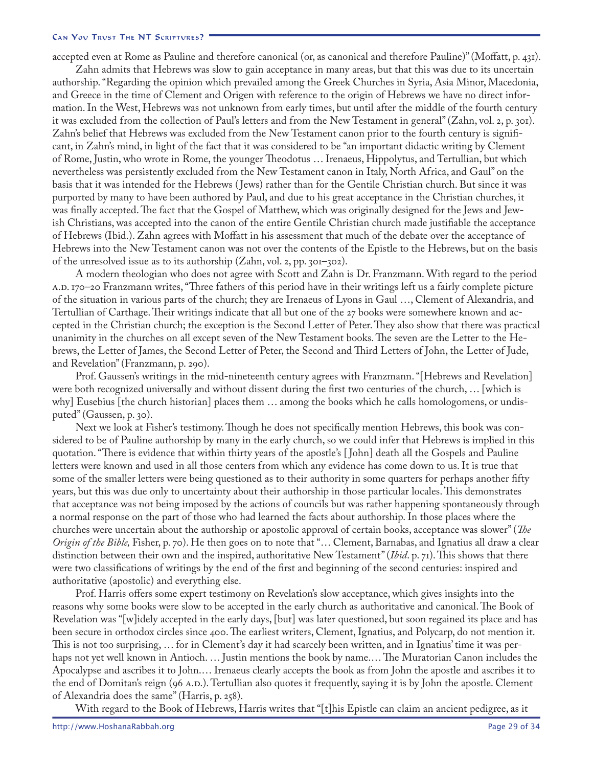accepted even at Rome as Pauline and therefore canonical (or, as canonical and therefore Pauline)" (Moffatt, p. 431).

Zahn admits that Hebrews was slow to gain acceptance in many areas, but that this was due to its uncertain authorship. "Regarding the opinion which prevailed among the Greek Churches in Syria, Asia Minor, Macedonia, and Greece in the time of Clement and Origen with reference to the origin of Hebrews we have no direct information. In the West, Hebrews was not unknown from early times, but until after the middle of the fourth century it was excluded from the collection of Paul's letters and from the New Testament in general" (Zahn, vol. 2, p. 301). Zahn's belief that Hebrews was excluded from the New Testament canon prior to the fourth century is significant, in Zahn's mind, in light of the fact that it was considered to be "an important didactic writing by Clement of Rome, Justin, who wrote in Rome, the younger Theodotus … Irenaeus, Hippolytus, and Tertullian, but which nevertheless was persistently excluded from the New Testament canon in Italy, North Africa, and Gaul" on the basis that it was intended for the Hebrews (Jews) rather than for the Gentile Christian church. But since it was purported by many to have been authored by Paul, and due to his great acceptance in the Christian churches, it was finally accepted. The fact that the Gospel of Matthew, which was originally designed for the Jews and Jewish Christians, was accepted into the canon of the entire Gentile Christian church made justifiable the acceptance of Hebrews (Ibid.). Zahn agrees with Moffatt in his assessment that much of the debate over the acceptance of Hebrews into the New Testament canon was not over the contents of the Epistle to the Hebrews, but on the basis of the unresolved issue as to its authorship (Zahn, vol. 2, pp. 301–302).

A modern theologian who does not agree with Scott and Zahn is Dr. Franzmann. With regard to the period A.D. 170–20 Franzmann writes, "Three fathers of this period have in their writings left us a fairly complete picture of the situation in various parts of the church; they are Irenaeus of Lyons in Gaul …, Clement of Alexandria, and Tertullian of Carthage. Their writings indicate that all but one of the 27 books were somewhere known and accepted in the Christian church; the exception is the Second Letter of Peter. They also show that there was practical unanimity in the churches on all except seven of the New Testament books. The seven are the Letter to the Hebrews, the Letter of James, the Second Letter of Peter, the Second and Third Letters of John, the Letter of Jude, and Revelation" (Franzmann, p. 290).

Prof. Gaussen's writings in the mid-nineteenth century agrees with Franzmann. "[Hebrews and Revelation] were both recognized universally and without dissent during the first two centuries of the church, … [which is why] Eusebius [the church historian] places them … among the books which he calls homologomens, or undisputed" (Gaussen, p. 30).

Next we look at Fisher's testimony. Though he does not specifically mention Hebrews, this book was considered to be of Pauline authorship by many in the early church, so we could infer that Hebrews is implied in this quotation. "There is evidence that within thirty years of the apostle's [John] death all the Gospels and Pauline letters were known and used in all those centers from which any evidence has come down to us. It is true that some of the smaller letters were being questioned as to their authority in some quarters for perhaps another fifty years, but this was due only to uncertainty about their authorship in those particular locales. This demonstrates that acceptance was not being imposed by the actions of councils but was rather happening spontaneously through a normal response on the part of those who had learned the facts about authorship. In those places where the churches were uncertain about the authorship or apostolic approval of certain books, acceptance was slower" (*The Origin of the Bible,* Fisher, p. 70). He then goes on to note that "… Clement, Barnabas, and Ignatius all draw a clear distinction between their own and the inspired, authoritative New Testament" (*Ibid*. p. 71). This shows that there were two classifications of writings by the end of the first and beginning of the second centuries: inspired and authoritative (apostolic) and everything else.

Prof. Harris offers some expert testimony on Revelation's slow acceptance, which gives insights into the reasons why some books were slow to be accepted in the early church as authoritative and canonical. The Book of Revelation was "[w]idely accepted in the early days, [but] was later questioned, but soon regained its place and has been secure in orthodox circles since 400. The earliest writers, Clement, Ignatius, and Polycarp, do not mention it. This is not too surprising, … for in Clement's day it had scarcely been written, and in Ignatius' time it was perhaps not yet well known in Antioch. … Justin mentions the book by name.… The Muratorian Canon includes the Apocalypse and ascribes it to John.… Irenaeus clearly accepts the book as from John the apostle and ascribes it to the end of Domitan's reign (96 A.D.). Tertullian also quotes it frequently, saying it is by John the apostle. Clement of Alexandria does the same" (Harris, p. 258).

With regard to the Book of Hebrews, Harris writes that "[t]his Epistle can claim an ancient pedigree, as it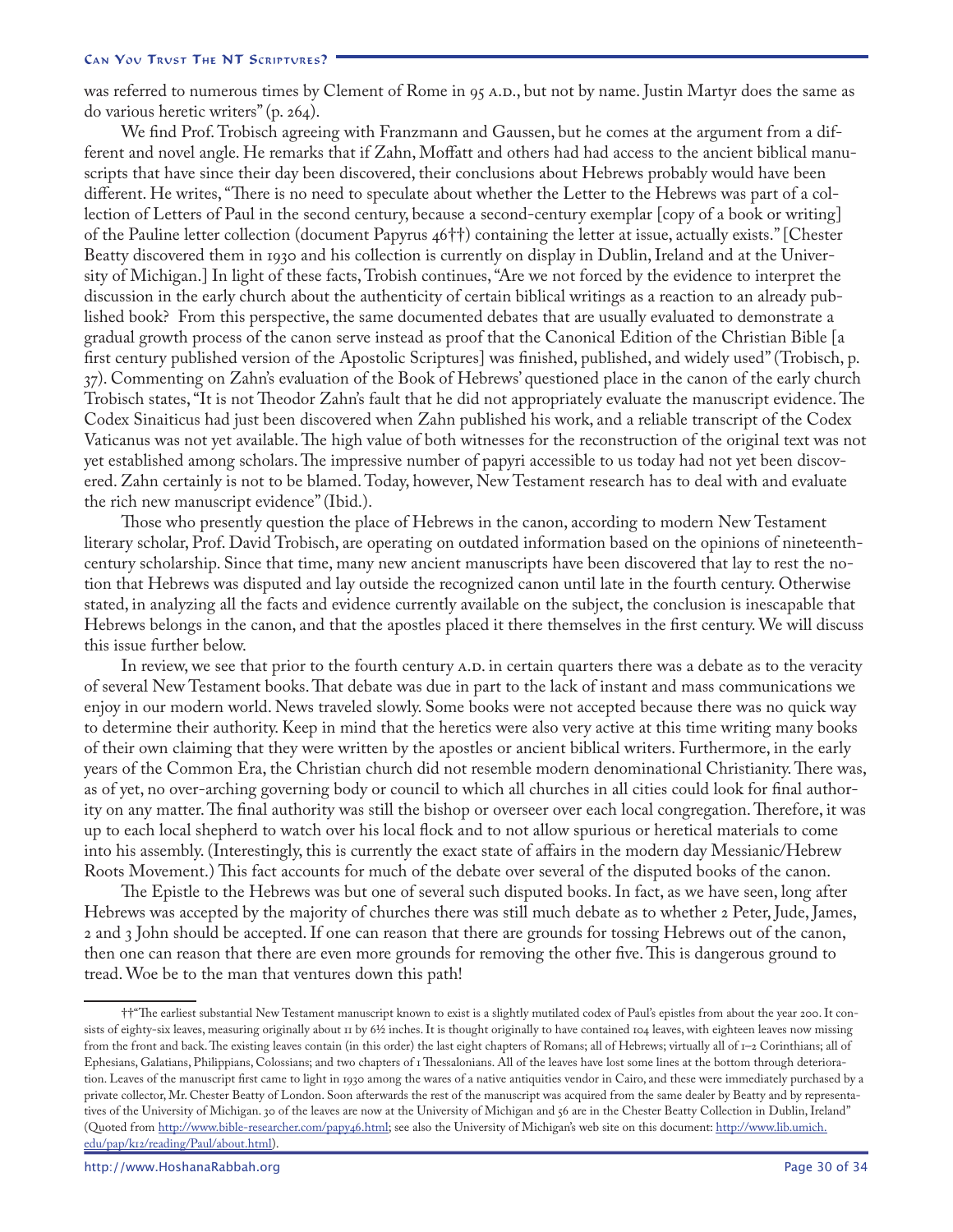was referred to numerous times by Clement of Rome in 95 A.D., but not by name. Justin Martyr does the same as do various heretic writers" (p. 264).

We find Prof. Trobisch agreeing with Franzmann and Gaussen, but he comes at the argument from a different and novel angle. He remarks that if Zahn, Moffatt and others had had access to the ancient biblical manuscripts that have since their day been discovered, their conclusions about Hebrews probably would have been different. He writes, "There is no need to speculate about whether the Letter to the Hebrews was part of a collection of Letters of Paul in the second century, because a second-century exemplar [copy of a book or writing] of the Pauline letter collection (document Papyrus 46††) containing the letter at issue, actually exists." [Chester Beatty discovered them in 1930 and his collection is currently on display in Dublin, Ireland and at the University of Michigan.] In light of these facts, Trobish continues, "Are we not forced by the evidence to interpret the discussion in the early church about the authenticity of certain biblical writings as a reaction to an already published book? From this perspective, the same documented debates that are usually evaluated to demonstrate a gradual growth process of the canon serve instead as proof that the Canonical Edition of the Christian Bible [a first century published version of the Apostolic Scriptures] was finished, published, and widely used" (Trobisch, p. 37). Commenting on Zahn's evaluation of the Book of Hebrews' questioned place in the canon of the early church Trobisch states, "It is not Theodor Zahn's fault that he did not appropriately evaluate the manuscript evidence. The Codex Sinaiticus had just been discovered when Zahn published his work, and a reliable transcript of the Codex Vaticanus was not yet available. The high value of both witnesses for the reconstruction of the original text was not yet established among scholars. The impressive number of papyri accessible to us today had not yet been discovered. Zahn certainly is not to be blamed. Today, however, New Testament research has to deal with and evaluate the rich new manuscript evidence" (Ibid.).

Those who presently question the place of Hebrews in the canon, according to modern New Testament literary scholar, Prof. David Trobisch, are operating on outdated information based on the opinions of nineteenth-century scholarship. Since that time, many new ancient manuscripts have been discovered that lay to rest the notion that Hebrews was disputed and lay outside the recognized canon until late in the fourth century. Otherwise stated, in analyzing all the facts and evidence currently available on the subject, the conclusion is inescapable that Hebrews belongs in the canon, and that the apostles placed it there themselves in the first century. We will discuss this issue further below.

In review, we see that prior to the fourth century A.D. in certain quarters there was a debate as to the veracity of several New Testament books. That debate was due in part to the lack of instant and mass communications we enjoy in our modern world. News traveled slowly. Some books were not accepted because there was no quick way to determine their authority. Keep in mind that the heretics were also very active at this time writing many books of their own claiming that they were written by the apostles or ancient biblical writers. Furthermore, in the early years of the Common Era, the Christian church did not resemble modern denominational Christianity. There was, as of yet, no over-arching governing body or council to which all churches in all cities could look for final authority on any matter. The final authority was still the bishop or overseer over each local congregation. Therefore, it was up to each local shepherd to watch over his local flock and to not allow spurious or heretical materials to come into his assembly. (Interestingly, this is currently the exact state of affairs in the modern day Messianic/Hebrew Roots Movement.) This fact accounts for much of the debate over several of the disputed books of the canon.

The Epistle to the Hebrews was but one of several such disputed books. In fact, as we have seen, long after Hebrews was accepted by the majority of churches there was still much debate as to whether 2 Peter, Jude, James, 2 and 3 John should be accepted. If one can reason that there are grounds for tossing Hebrews out of the canon, then one can reason that there are even more grounds for removing the other five. This is dangerous ground to tread. Woe be to the man that ventures down this path!

---

††"The earliest substantial New Testament manuscript known to exist is a slightly mutilated codex of Paul's epistles from about the year 200. It consists of eighty-six leaves, measuring originally about 11 by 6½ inches. It is thought originally to have contained 104 leaves, with eighteen leaves now missing from the front and back. The existing leaves contain (in this order) the last eight chapters of Romans; all of Hebrews; virtually all of 1–2 Corinthians; all of Ephesians, Galatians, Philippians, Colossians; and two chapters of 1 Thessalonians. All of the leaves have lost some lines at the bottom through deterioration. Leaves of the manuscript first came to light in 1930 among the wares of a native antiquities vendor in Cairo, and these were immediately purchased by a private collector, Mr. Chester Beatty of London. Soon afterwards the rest of the manuscript was acquired from the same dealer by Beatty and by representatives of the University of Michigan. 30 of the leaves are now at the University of Michigan and 56 are in the Chester Beatty Collection in Dublin, Ireland" (Quoted from http://www.bible-researcher.com/papy46.html; see also the University of Michigan's web site on this document: http://www.lib.umich.edu/pap/k12/reading/Paul/about.html).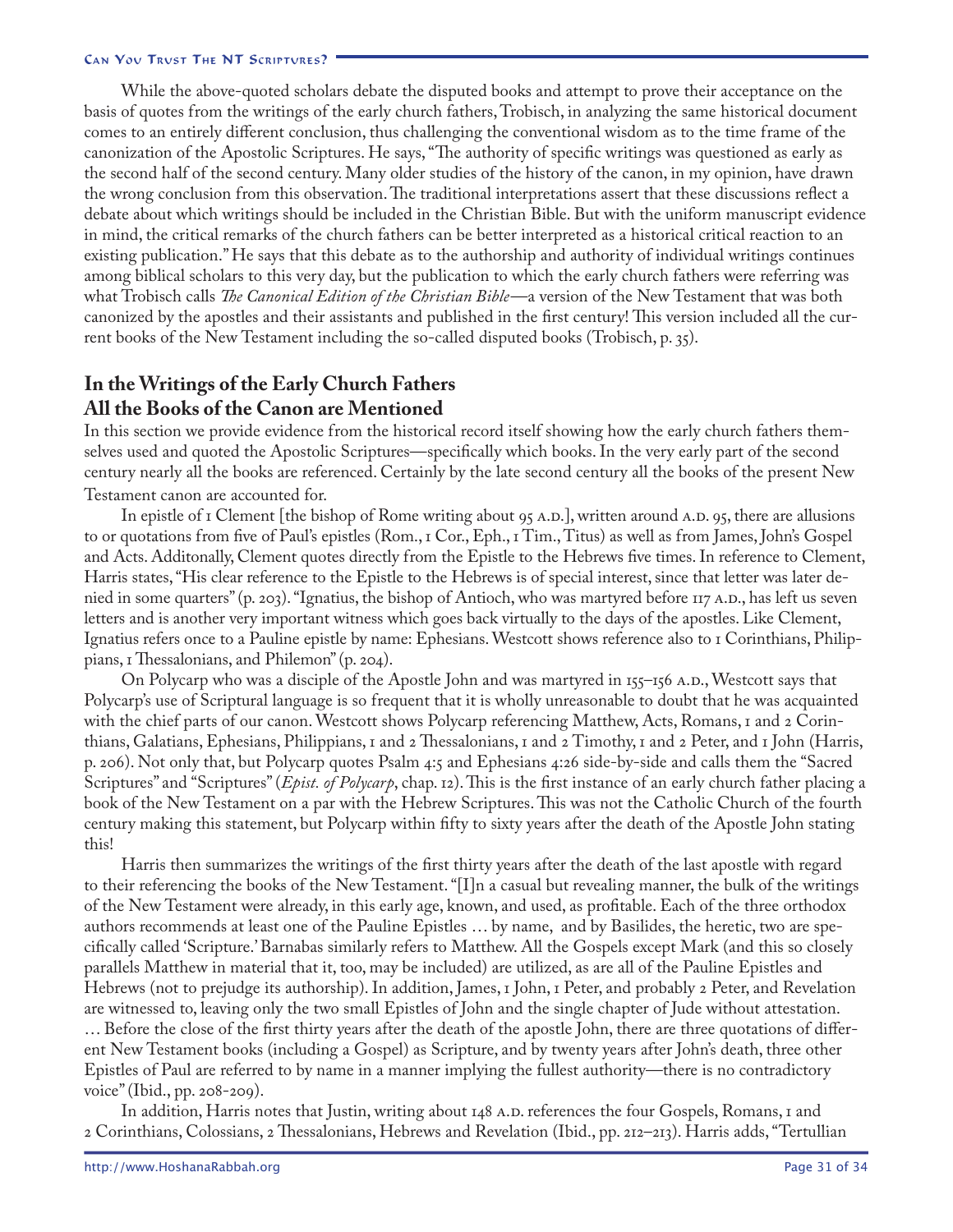While the above-quoted scholars debate the disputed books and attempt to prove their acceptance on the basis of quotes from the writings of the early church fathers, Trobisch, in analyzing the same historical document comes to an entirely different conclusion, thus challenging the conventional wisdom as to the time frame of the canonization of the Apostolic Scriptures. He says, "The authority of specific writings was questioned as early as the second half of the second century. Many older studies of the history of the canon, in my opinion, have drawn the wrong conclusion from this observation. The traditional interpretations assert that these discussions reflect a debate about which writings should be included in the Christian Bible. But with the uniform manuscript evidence in mind, the critical remarks of the church fathers can be better interpreted as a historical critical reaction to an existing publication." He says that this debate as to the authorship and authority of individual writings continues among biblical scholars to this very day, but the publication to which the early church fathers were referring was what Trobisch calls *The Canonical Edition of the Christian Bible*—a version of the New Testament that was both canonized by the apostles and their assistants and published in the first century! This version included all the current books of the New Testament including the so-called disputed books (Trobisch, p. 35).

## In the Writings of the Early Church Fathers All the Books of the Canon are Mentioned

In this section we provide evidence from the historical record itself showing how the early church fathers themselves used and quoted the Apostolic Scriptures—specifically which books. In the very early part of the second century nearly all the books are referenced. Certainly by the late second century all the books of the present New Testament canon are accounted for.

In epistle of 1 Clement [the bishop of Rome writing about 95 A.D.], written around A.D. 95, there are allusions to or quotations from five of Paul's epistles (Rom., 1 Cor., Eph., 1 Tim., Titus) as well as from James, John's Gospel and Acts. Additonally, Clement quotes directly from the Epistle to the Hebrews five times. In reference to Clement, Harris states, "His clear reference to the Epistle to the Hebrews is of special interest, since that letter was later denied in some quarters" (p. 203). "Ignatius, the bishop of Antioch, who was martyred before 117 A.D., has left us seven letters and is another very important witness which goes back virtually to the days of the apostles. Like Clement, Ignatius refers once to a Pauline epistle by name: Ephesians. Westcott shows reference also to 1 Corinthians, Philippians, 1 Thessalonians, and Philemon" (p. 204).

On Polycarp who was a disciple of the Apostle John and was martyred in 155–156 A.D., Westcott says that Polycarp's use of Scriptural language is so frequent that it is wholly unreasonable to doubt that he was acquainted with the chief parts of our canon. Westcott shows Polycarp referencing Matthew, Acts, Romans, 1 and 2 Corinthians, Galatians, Ephesians, Philippians, 1 and 2 Thessalonians, 1 and 2 Timothy, 1 and 2 Peter, and 1 John (Harris, p. 206). Not only that, but Polycarp quotes Psalm 4:5 and Ephesians 4:26 side-by-side and calls them the "Sacred Scriptures" and "Scriptures" (*Epist. of Polycarp*, chap. 12). This is the first instance of an early church father placing a book of the New Testament on a par with the Hebrew Scriptures. This was not the Catholic Church of the fourth century making this statement, but Polycarp within fifty to sixty years after the death of the Apostle John stating this!

Harris then summarizes the writings of the first thirty years after the death of the last apostle with regard to their referencing the books of the New Testament. "[I]n a casual but revealing manner, the bulk of the writings of the New Testament were already, in this early age, known, and used, as profitable. Each of the three orthodox authors recommends at least one of the Pauline Epistles … by name, and by Basilides, the heretic, two are specifically called 'Scripture.' Barnabas similarly refers to Matthew. All the Gospels except Mark (and this so closely parallels Matthew in material that it, too, may be included) are utilized, as are all of the Pauline Epistles and Hebrews (not to prejudge its authorship). In addition, James, 1 John, 1 Peter, and probably 2 Peter, and Revelation are witnessed to, leaving only the two small Epistles of John and the single chapter of Jude without attestation. … Before the close of the first thirty years after the death of the apostle John, there are three quotations of different New Testament books (including a Gospel) as Scripture, and by twenty years after John's death, three other Epistles of Paul are referred to by name in a manner implying the fullest authority—there is no contradictory voice" (Ibid., pp. 208-209).

In addition, Harris notes that Justin, writing about 148 A.D. references the four Gospels, Romans, 1 and 2 Corinthians, Colossians, 2 Thessalonians, Hebrews and Revelation (Ibid., pp. 212–213). Harris adds, "Tertullian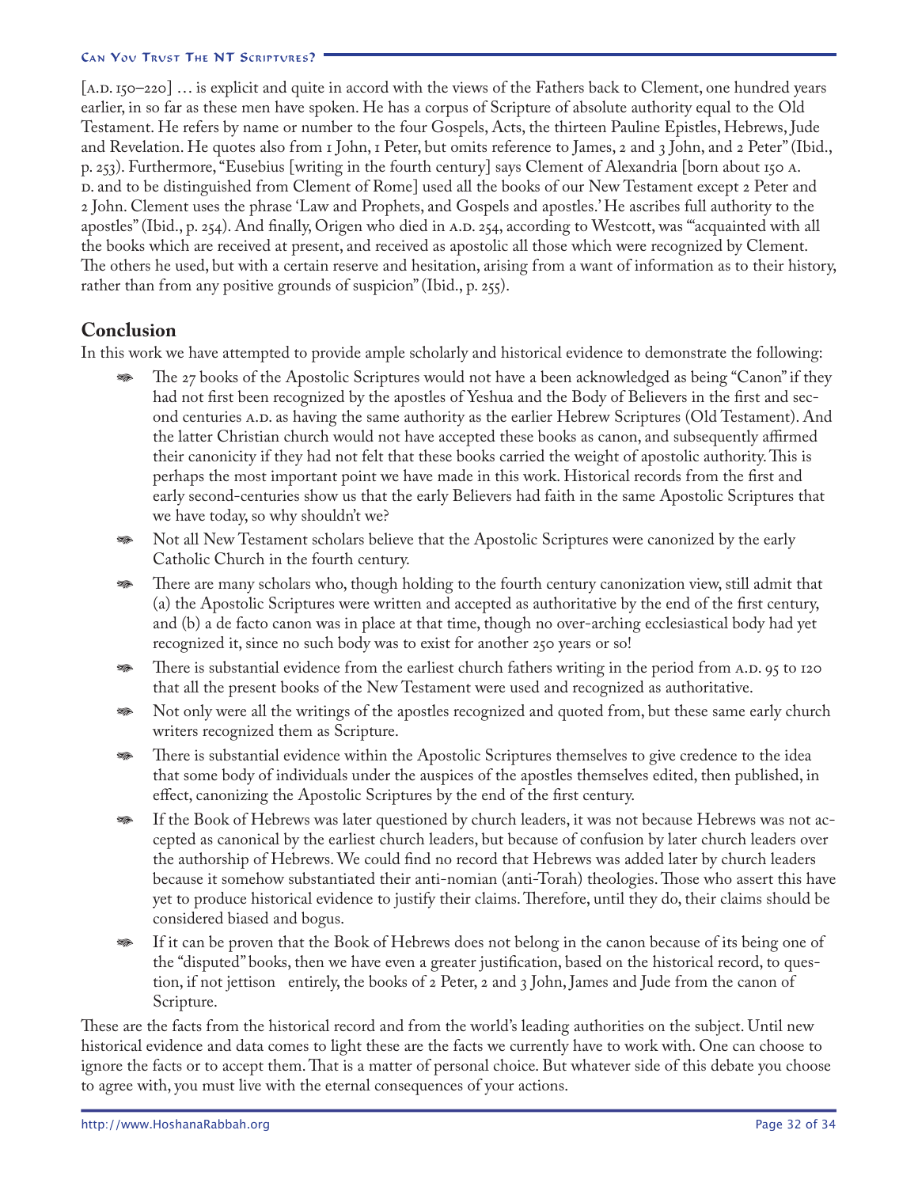[A.D. 150–220] … is explicit and quite in accord with the views of the Fathers back to Clement, one hundred years earlier, in so far as these men have spoken. He has a corpus of Scripture of absolute authority equal to the Old Testament. He refers by name or number to the four Gospels, Acts, the thirteen Pauline Epistles, Hebrews, Jude and Revelation. He quotes also from 1 John, 1 Peter, but omits reference to James, 2 and 3 John, and 2 Peter" (Ibid., p. 253). Furthermore, "Eusebius [writing in the fourth century] says Clement of Alexandria [born about 150 A. D. and to be distinguished from Clement of Rome] used all the books of our New Testament except 2 Peter and 2 John. Clement uses the phrase 'Law and Prophets, and Gospels and apostles.' He ascribes full authority to the apostles" (Ibid., p. 254). And finally, Origen who died in A.D. 254, according to Westcott, was "'acquainted with all the books which are received at present, and received as apostolic all those which were recognized by Clement. The others he used, but with a certain reserve and hesitation, arising from a want of information as to their history, rather than from any positive grounds of suspicion" (Ibid., p. 255).

## Conclusion

In this work we have attempted to provide ample scholarly and historical evidence to demonstrate the following:

- The 27 books of the Apostolic Scriptures would not have a been acknowledged as being "Canon" if they had not first been recognized by the apostles of Yeshua and the Body of Believers in the first and second centuries A.D. as having the same authority as the earlier Hebrew Scriptures (Old Testament). And the latter Christian church would not have accepted these books as canon, and subsequently affirmed their canonicity if they had not felt that these books carried the weight of apostolic authority. This is perhaps the most important point we have made in this work. Historical records from the first and early second-centuries show us that the early Believers had faith in the same Apostolic Scriptures that we have today, so why shouldn't we?
- Not all New Testament scholars believe that the Apostolic Scriptures were canonized by the early Catholic Church in the fourth century.
- There are many scholars who, though holding to the fourth century canonization view, still admit that (a) the Apostolic Scriptures were written and accepted as authoritative by the end of the first century, and (b) a de facto canon was in place at that time, though no over-arching ecclesiastical body had yet recognized it, since no such body was to exist for another 250 years or so!
- There is substantial evidence from the earliest church fathers writing in the period from A.D. 95 to 120 that all the present books of the New Testament were used and recognized as authoritative.
- Not only were all the writings of the apostles recognized and quoted from, but these same early church writers recognized them as Scripture.
- There is substantial evidence within the Apostolic Scriptures themselves to give credence to the idea that some body of individuals under the auspices of the apostles themselves edited, then published, in effect, canonizing the Apostolic Scriptures by the end of the first century.
- If the Book of Hebrews was later questioned by church leaders, it was not because Hebrews was not accepted as canonical by the earliest church leaders, but because of confusion by later church leaders over the authorship of Hebrews. We could find no record that Hebrews was added later by church leaders because it somehow substantiated their anti-nomian (anti-Torah) theologies. Those who assert this have yet to produce historical evidence to justify their claims. Therefore, until they do, their claims should be considered biased and bogus.
- If it can be proven that the Book of Hebrews does not belong in the canon because of its being one of the "disputed" books, then we have even a greater justification, based on the historical record, to question, if not jettison entirely, the books of 2 Peter, 2 and 3 John, James and Jude from the canon of Scripture.

These are the facts from the historical record and from the world's leading authorities on the subject. Until new historical evidence and data comes to light these are the facts we currently have to work with. One can choose to ignore the facts or to accept them. That is a matter of personal choice. But whatever side of this debate you choose to agree with, you must live with the eternal consequences of your actions.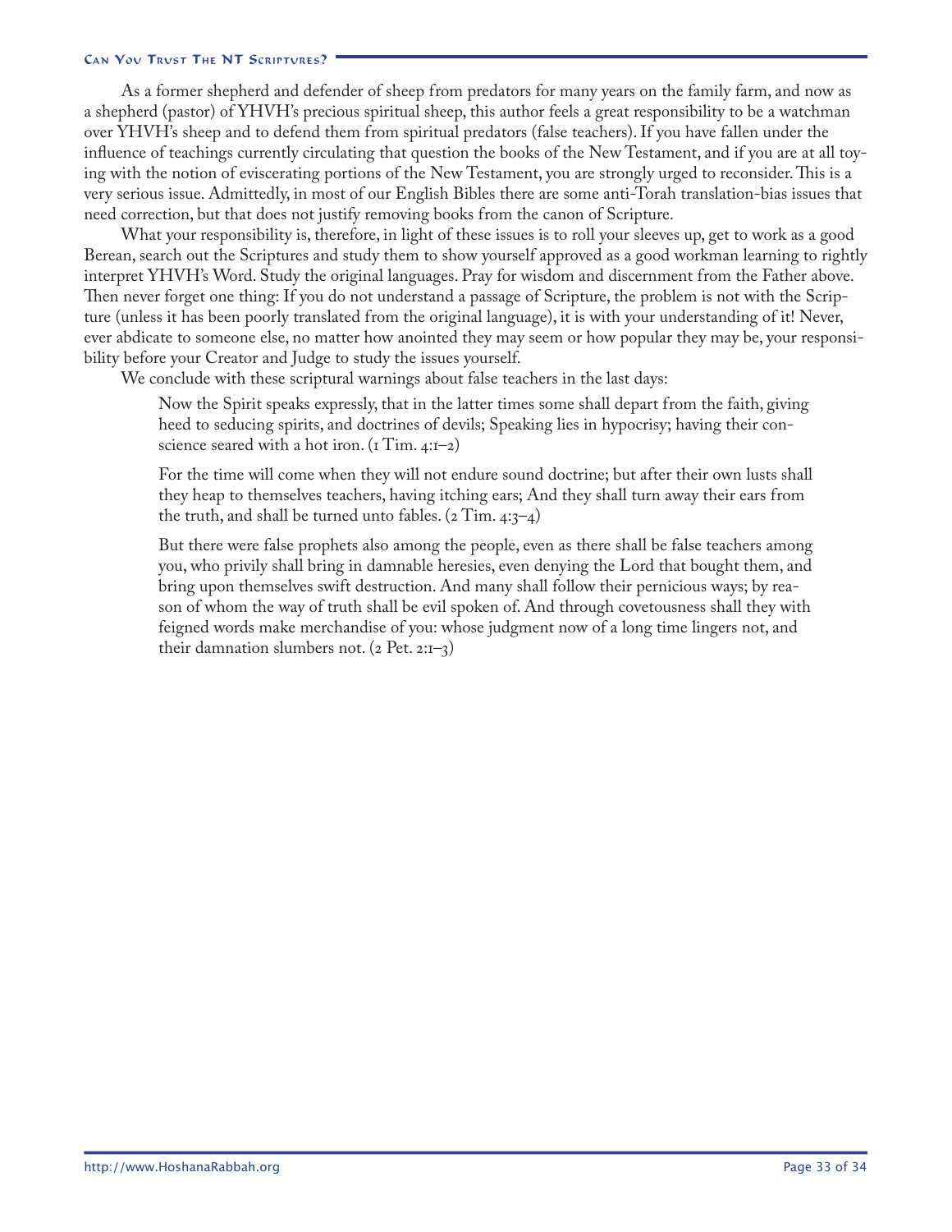As a former shepherd and defender of sheep from predators for many years on the family farm, and now as a shepherd (pastor) of YHVH's precious spiritual sheep, this author feels a great responsibility to be a watchman over YHVH's sheep and to defend them from spiritual predators (false teachers). If you have fallen under the influence of teachings currently circulating that question the books of the New Testament, and if you are at all toying with the notion of eviscerating portions of the New Testament, you are strongly urged to reconsider. This is a very serious issue. Admittedly, in most of our English Bibles there are some anti-Torah translation-bias issues that need correction, but that does not justify removing books from the canon of Scripture.

What your responsibility is, therefore, in light of these issues is to roll your sleeves up, get to work as a good Berean, search out the Scriptures and study them to show yourself approved as a good workman learning to rightly interpret YHVH's Word. Study the original languages. Pray for wisdom and discernment from the Father above. Then never forget one thing: If you do not understand a passage of Scripture, the problem is not with the Scripture (unless it has been poorly translated from the original language), it is with your understanding of it! Never, ever abdicate to someone else, no matter how anointed they may seem or how popular they may be, your responsibility before your Creator and Judge to study the issues yourself.

We conclude with these scriptural warnings about false teachers in the last days:

> Now the Spirit speaks expressly, that in the latter times some shall depart from the faith, giving heed to seducing spirits, and doctrines of devils; Speaking lies in hypocrisy; having their conscience seared with a hot iron. (1 Tim. 4:1–2)

> For the time will come when they will not endure sound doctrine; but after their own lusts shall they heap to themselves teachers, having itching ears; And they shall turn away their ears from the truth, and shall be turned unto fables. (2 Tim. 4:3–4)

> But there were false prophets also among the people, even as there shall be false teachers among you, who privily shall bring in damnable heresies, even denying the Lord that bought them, and bring upon themselves swift destruction. And many shall follow their pernicious ways; by reason of whom the way of truth shall be evil spoken of. And through covetousness shall they with feigned words make merchandise of you: whose judgment now of a long time lingers not, and their damnation slumbers not. (2 Pet. 2:1–3)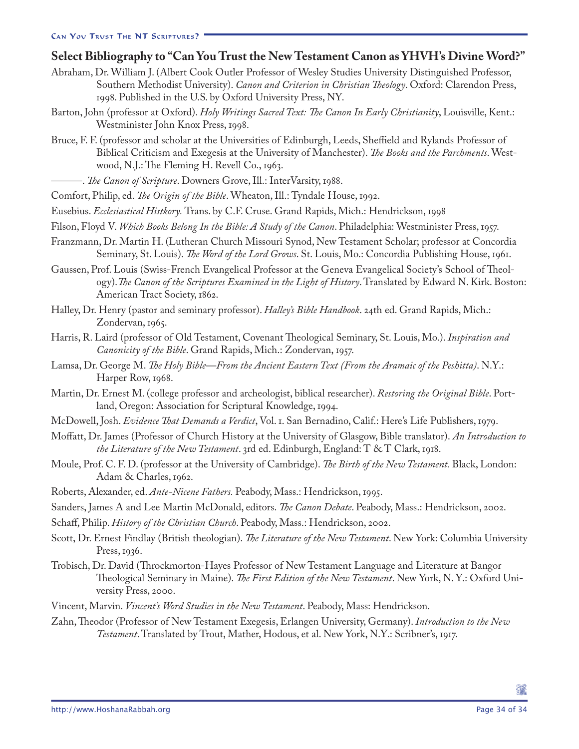## Select Bibliography to "Can You Trust the New Testament Canon as YHVH's Divine Word?"

Abraham, Dr. William J. (Albert Cook Outler Professor of Wesley Studies University Distinguished Professor, Southern Methodist University). *Canon and Criterion in Christian Theology*. Oxford: Clarendon Press, 1998. Published in the U.S. by Oxford University Press, NY.

Barton, John (professor at Oxford). *Holy Writings Sacred Text: The Canon In Early Christianity*, Louisville, Kent.: Westminister John Knox Press, 1998.

Bruce, F. F. (professor and scholar at the Universities of Edinburgh, Leeds, Sheffield and Rylands Professor of Biblical Criticism and Exegesis at the University of Manchester). *The Books and the Parchments*. Westwood, N.J.: The Fleming H. Revell Co., 1963.

———. *The Canon of Scripture*. Downers Grove, Ill.: InterVarsity, 1988.

Comfort, Philip, ed. *The Origin of the Bible*. Wheaton, Ill.: Tyndale House, 1992.

Eusebius. *Ecclesiastical Histkory.* Trans. by C.F. Cruse. Grand Rapids, Mich.: Hendrickson, 1998

Filson, Floyd V. *Which Books Belong In the Bible: A Study of the Canon*. Philadelphia: Westminister Press, 1957.

Franzmann, Dr. Martin H. (Lutheran Church Missouri Synod, New Testament Scholar; professor at Concordia Seminary, St. Louis). *The Word of the Lord Grows*. St. Louis, Mo.: Concordia Publishing House, 1961.

Gaussen, Prof. Louis (Swiss-French Evangelical Professor at the Geneva Evangelical Society's School of Theology).*The Canon of the Scriptures Examined in the Light of History*. Translated by Edward N. Kirk. Boston: American Tract Society, 1862.

Halley, Dr. Henry (pastor and seminary professor). *Halley's Bible Handbook*. 24th ed. Grand Rapids, Mich.: Zondervan, 1965.

Harris, R. Laird (professor of Old Testament, Covenant Theological Seminary, St. Louis, Mo.). *Inspiration and Canonicity of the Bible*. Grand Rapids, Mich.: Zondervan, 1957.

Lamsa, Dr. George M. *The Holy Bible—From the Ancient Eastern Text (From the Aramaic of the Peshitta)*. N.Y.: Harper Row, 1968.

Martin, Dr. Ernest M. (college professor and archeologist, biblical researcher). *Restoring the Original Bible*. Portland, Oregon: Association for Scriptural Knowledge, 1994.

McDowell, Josh. *Evidence That Demands a Verdict*, Vol. 1. San Bernadino, Calif.: Here's Life Publishers, 1979.

Moffatt, Dr. James (Professor of Church History at the University of Glasgow, Bible translator). *An Introduction to the Literature of the New Testament*. 3rd ed. Edinburgh, England: T & T Clark, 1918.

Moule, Prof. C. F. D. (professor at the University of Cambridge). *The Birth of the New Testament.* Black, London: Adam & Charles, 1962.

Roberts, Alexander, ed. *Ante-Nicene Fathers.* Peabody, Mass.: Hendrickson, 1995.

Sanders, James A and Lee Martin McDonald, editors. *The Canon Debate*. Peabody, Mass.: Hendrickson, 2002.

Schaff, Philip. *History of the Christian Church*. Peabody, Mass.: Hendrickson, 2002.

Scott, Dr. Ernest Findlay (British theologian). *The Literature of the New Testament*. New York: Columbia University Press, 1936.

Trobisch, Dr. David (Throckmorton-Hayes Professor of New Testament Language and Literature at Bangor Theological Seminary in Maine). *The First Edition of the New Testament*. New York, N. Y.: Oxford University Press, 2000.

Vincent, Marvin. *Vincent's Word Studies in the New Testament*. Peabody, Mass: Hendrickson.

Zahn, Theodor (Professor of New Testament Exegesis, Erlangen University, Germany). *Introduction to the New Testament*. Translated by Trout, Mather, Hodous, et al. New York, N.Y.: Scribner's, 1917.